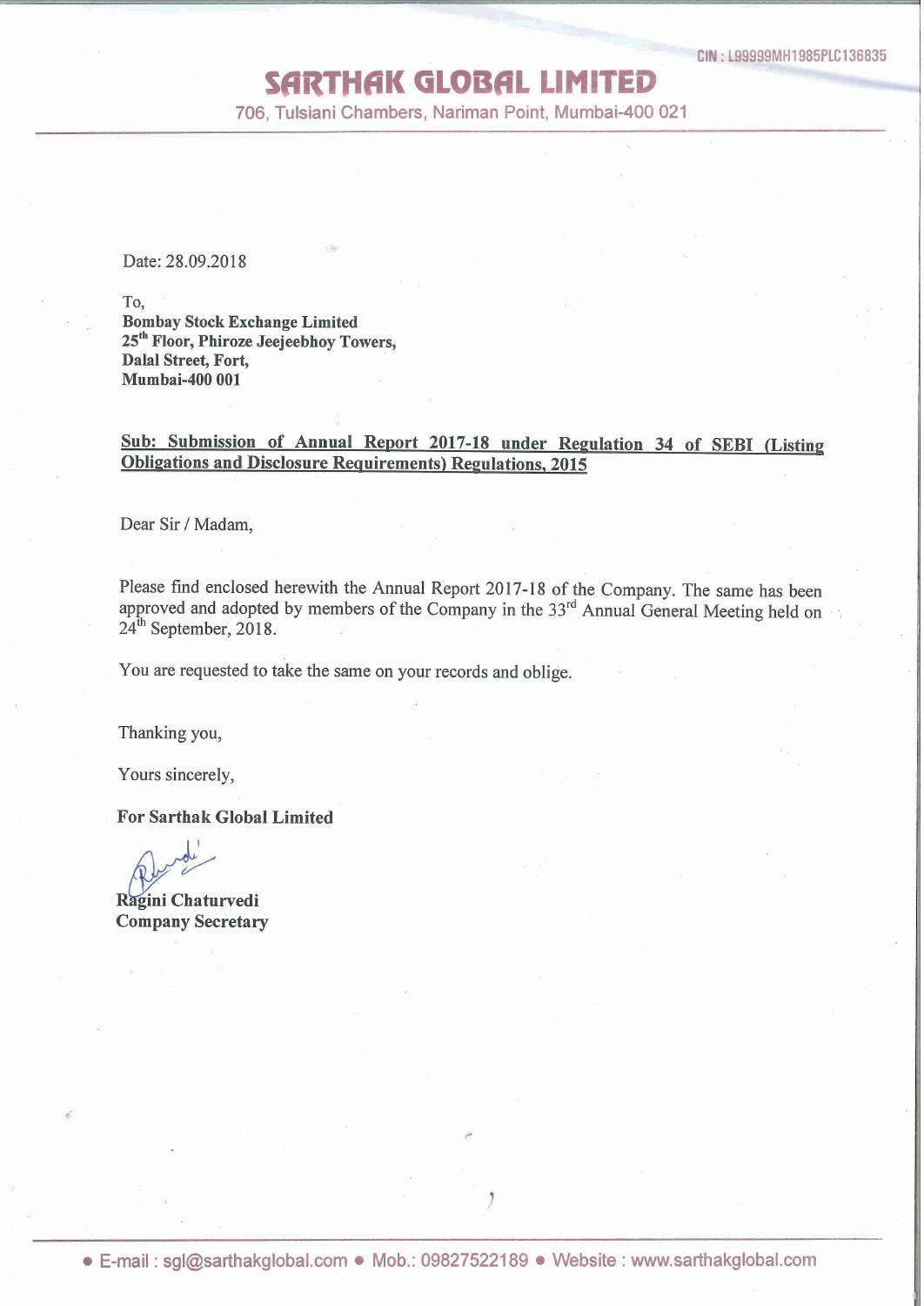CIN : L99999MH1985PLC136835

# SARTHAK GLOBAL LIMITED

706, Tulsiani Chambers, Nariman Point, Mumbai-400 021

Date: 28.09.2018

To,
**Bombay Stock Exchange Limited**
**25th Floor, Phiroze Jeejeebhoy Towers,**
**Dalal Street, Fort,**
**Mumbai-400 001**

**Sub: Submission of Annual Report 2017-18 under Regulation 34 of SEBI (Listing Obligations and Disclosure Requirements) Regulations, 2015**

Dear Sir / Madam,

Please find enclosed herewith the Annual Report 2017-18 of the Company. The same has been approved and adopted by members of the Company in the 33rd Annual General Meeting held on 24th September, 2018.

You are requested to take the same on your records and oblige.

Thanking you,

Yours sincerely,

**For Sarthak Global Limited**

**Ragini Chaturvedi**
**Company Secretary**

• E-mail : sgl@sarthakglobal.com • Mob.: 09827522189 • Website : www.sarthakglobal.com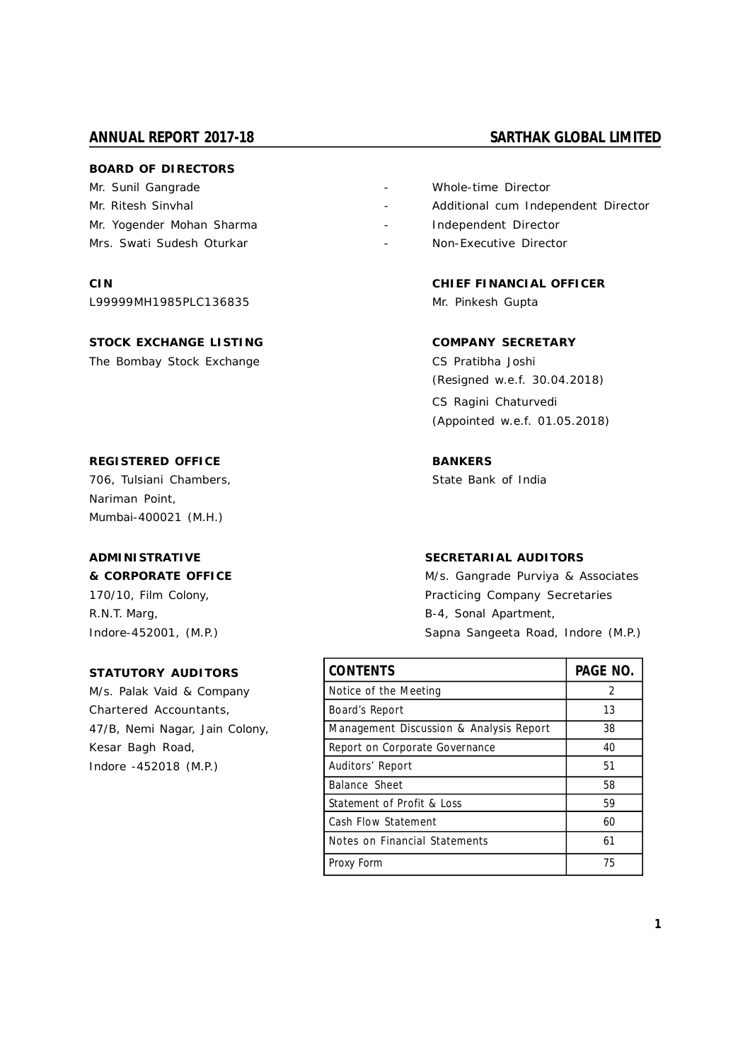## BOARD OF DIRECTORS

| | | |
|---|---|---|
| Mr. Sunil Gangrade | - | Whole-time Director |
| Mr. Ritesh Sinvhal | - | Additional cum Independent Director |
| Mr. Yogender Mohan Sharma | - | Independent Director |
| Mrs. Swati Sudesh Oturkar | - | Non-Executive Director |

**CIN**
L99999MH1985PLC136835

**CHIEF FINANCIAL OFFICER**
Mr. Pinkesh Gupta

**STOCK EXCHANGE LISTING**
The Bombay Stock Exchange

**COMPANY SECRETARY**
CS Pratibha Joshi
(Resigned w.e.f. 30.04.2018)
CS Ragini Chaturvedi
(Appointed w.e.f. 01.05.2018)

**REGISTERED OFFICE**
706, Tulsiani Chambers,
Nariman Point,
Mumbai-400021 (M.H.)

**BANKERS**
State Bank of India

**ADMINISTRATIVE & CORPORATE OFFICE**
170/10, Film Colony,
R.N.T. Marg,
Indore-452001, (M.P.)

**SECRETARIAL AUDITORS**
M/s. Gangrade Purviya & Associates
Practicing Company Secretaries
B-4, Sonal Apartment,
Sapna Sangeeta Road, Indore (M.P.)

**STATUTORY AUDITORS**
M/s. Palak Vaid & Company
Chartered Accountants,
47/B, Nemi Nagar, Jain Colony,
Kesar Bagh Road,
Indore -452018 (M.P.)

| CONTENTS | PAGE NO. |
|---|---|
| Notice of the Meeting | 2 |
| Board's Report | 13 |
| Management Discussion & Analysis Report | 38 |
| Report on Corporate Governance | 40 |
| Auditors' Report | 51 |
| Balance Sheet | 58 |
| Statement of Profit & Loss | 59 |
| Cash Flow Statement | 60 |
| Notes on Financial Statements | 61 |
| Proxy Form | 75 |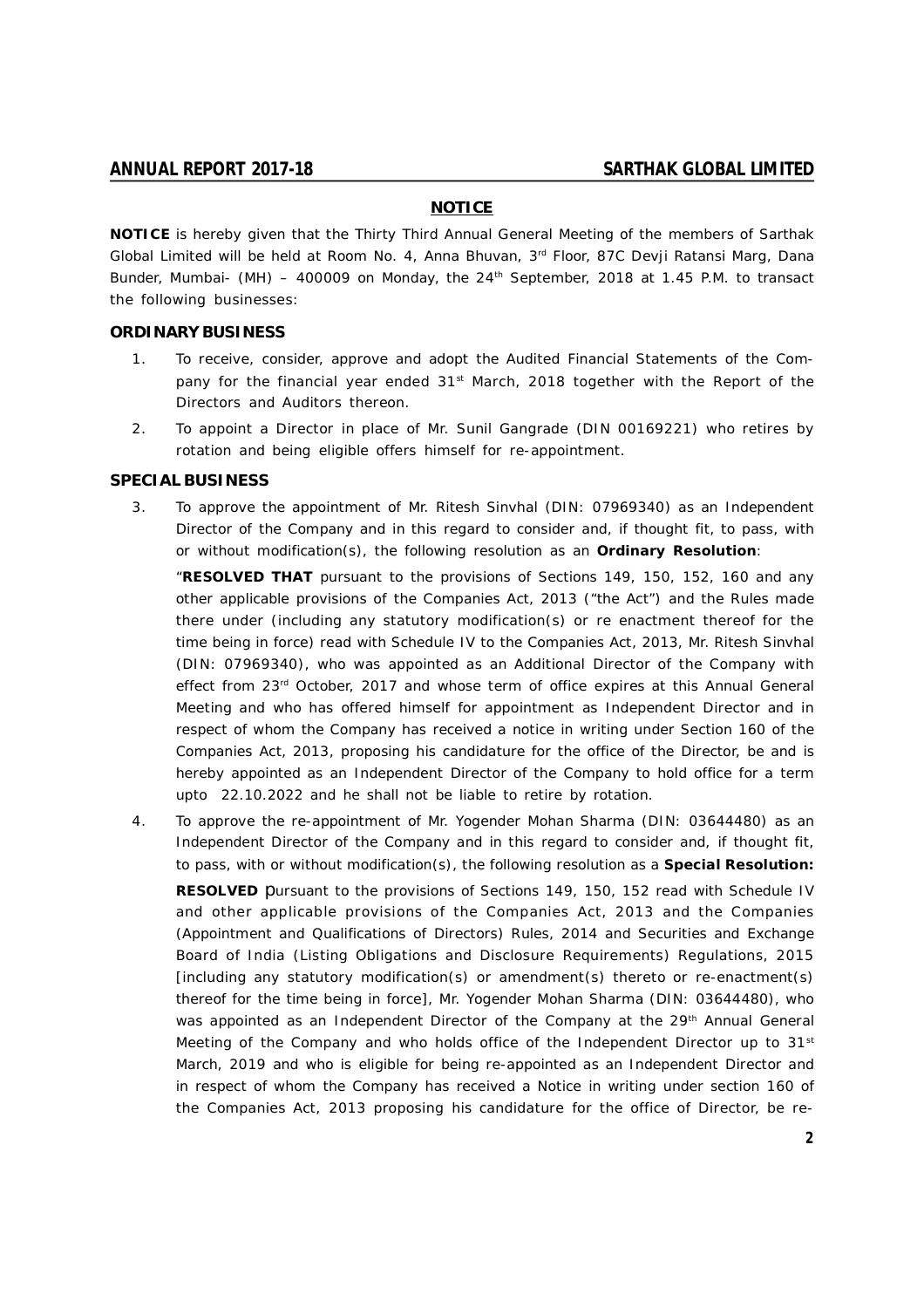## NOTICE

**NOTICE** is hereby given that the Thirty Third Annual General Meeting of the members of Sarthak Global Limited will be held at Room No. 4, Anna Bhuvan, 3rd Floor, 87C Devji Ratansi Marg, Dana Bunder, Mumbai- (MH) – 400009 on Monday, the 24th September, 2018 at 1.45 P.M. to transact the following businesses:

### ORDINARY BUSINESS

1. To receive, consider, approve and adopt the Audited Financial Statements of the Company for the financial year ended 31st March, 2018 together with the Report of the Directors and Auditors thereon.
2. To appoint a Director in place of Mr. Sunil Gangrade (DIN 00169221) who retires by rotation and being eligible offers himself for re-appointment.

### SPECIAL BUSINESS

3. To approve the appointment of Mr. Ritesh Sinvhal (DIN: 07969340) as an Independent Director of the Company and in this regard to consider and, if thought fit, to pass, with or without modification(s), the following resolution as an **Ordinary Resolution**:

   "**RESOLVED THAT** pursuant to the provisions of Sections 149, 150, 152, 160 and any other applicable provisions of the Companies Act, 2013 ("the Act") and the Rules made there under (including any statutory modification(s) or re enactment thereof for the time being in force) read with Schedule IV to the Companies Act, 2013, Mr. Ritesh Sinvhal (DIN: 07969340), who was appointed as an Additional Director of the Company with effect from 23rd October, 2017 and whose term of office expires at this Annual General Meeting and who has offered himself for appointment as Independent Director and in respect of whom the Company has received a notice in writing under Section 160 of the Companies Act, 2013, proposing his candidature for the office of the Director, be and is hereby appointed as an Independent Director of the Company to hold office for a term upto 22.10.2022 and he shall not be liable to retire by rotation.

4. To approve the re-appointment of Mr. Yogender Mohan Sharma (DIN: 03644480) as an Independent Director of the Company and in this regard to consider and, if thought fit, to pass, with or without modification(s), the following resolution as a **Special Resolution:**

   **RESOLVED** pursuant to the provisions of Sections 149, 150, 152 read with Schedule IV and other applicable provisions of the Companies Act, 2013 and the Companies (Appointment and Qualifications of Directors) Rules, 2014 and Securities and Exchange Board of India (Listing Obligations and Disclosure Requirements) Regulations, 2015 [including any statutory modification(s) or amendment(s) thereto or re-enactment(s) thereof for the time being in force], Mr. Yogender Mohan Sharma (DIN: 03644480), who was appointed as an Independent Director of the Company at the 29th Annual General Meeting of the Company and who holds office of the Independent Director up to 31st March, 2019 and who is eligible for being re-appointed as an Independent Director and in respect of whom the Company has received a Notice in writing under section 160 of the Companies Act, 2013 proposing his candidature for the office of Director, be re-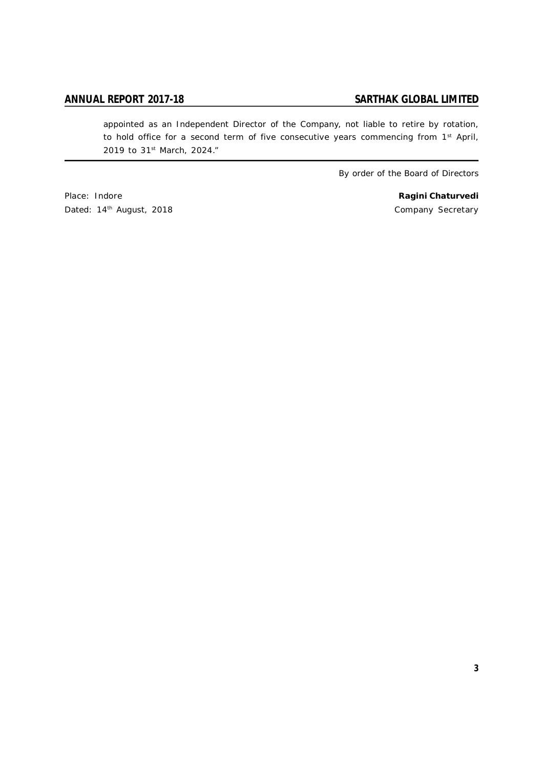appointed as an Independent Director of the Company, not liable to retire by rotation, to hold office for a second term of five consecutive years commencing from 1st April, 2019 to 31st March, 2024."

---

By order of the Board of Directors

Place: Indore

Dated: 14th August, 2018

**Ragini Chaturvedi**

Company Secretary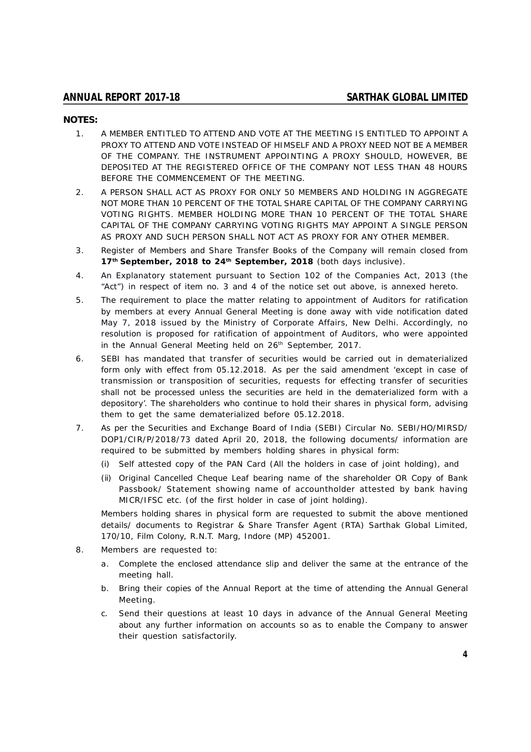**NOTES:**

1. A MEMBER ENTITLED TO ATTEND AND VOTE AT THE MEETING IS ENTITLED TO APPOINT A PROXY TO ATTEND AND VOTE INSTEAD OF HIMSELF AND A PROXY NEED NOT BE A MEMBER OF THE COMPANY. THE INSTRUMENT APPOINTING A PROXY SHOULD, HOWEVER, BE DEPOSITED AT THE REGISTERED OFFICE OF THE COMPANY NOT LESS THAN 48 HOURS BEFORE THE COMMENCEMENT OF THE MEETING.
2. A PERSON SHALL ACT AS PROXY FOR ONLY 50 MEMBERS AND HOLDING IN AGGREGATE NOT MORE THAN 10 PERCENT OF THE TOTAL SHARE CAPITAL OF THE COMPANY CARRYING VOTING RIGHTS. MEMBER HOLDING MORE THAN 10 PERCENT OF THE TOTAL SHARE CAPITAL OF THE COMPANY CARRYING VOTING RIGHTS MAY APPOINT A SINGLE PERSON AS PROXY AND SUCH PERSON SHALL NOT ACT AS PROXY FOR ANY OTHER MEMBER.
3. Register of Members and Share Transfer Books of the Company will remain closed from **17th September, 2018 to 24th September, 2018** (both days inclusive).
4. An Explanatory statement pursuant to Section 102 of the Companies Act, 2013 (the "Act") in respect of item no. 3 and 4 of the notice set out above, is annexed hereto.
5. The requirement to place the matter relating to appointment of Auditors for ratification by members at every Annual General Meeting is done away with vide notification dated May 7, 2018 issued by the Ministry of Corporate Affairs, New Delhi. Accordingly, no resolution is proposed for ratification of appointment of Auditors, who were appointed in the Annual General Meeting held on 26th September, 2017.
6. SEBI has mandated that transfer of securities would be carried out in dematerialized form only with effect from 05.12.2018. As per the said amendment 'except in case of transmission or transposition of securities, requests for effecting transfer of securities shall not be processed unless the securities are held in the dematerialized form with a depository'. The shareholders who continue to hold their shares in physical form, advising them to get the same dematerialized before 05.12.2018.
7. As per the Securities and Exchange Board of India (SEBI) Circular No. SEBI/HO/MIRSD/DOP1/CIR/P/2018/73 dated April 20, 2018, the following documents/ information are required to be submitted by members holding shares in physical form:
   (i) Self attested copy of the PAN Card (All the holders in case of joint holding), and
   (ii) Original Cancelled Cheque Leaf bearing name of the shareholder OR Copy of Bank Passbook/ Statement showing name of accountholder attested by bank having MICR/IFSC etc. (of the first holder in case of joint holding).

   Members holding shares in physical form are requested to submit the above mentioned details/ documents to Registrar & Share Transfer Agent (RTA) Sarthak Global Limited, 170/10, Film Colony, R.N.T. Marg, Indore (MP) 452001.
8. Members are requested to:
   a. Complete the enclosed attendance slip and deliver the same at the entrance of the meeting hall.
   b. Bring their copies of the Annual Report at the time of attending the Annual General Meeting.
   c. Send their questions at least 10 days in advance of the Annual General Meeting about any further information on accounts so as to enable the Company to answer their question satisfactorily.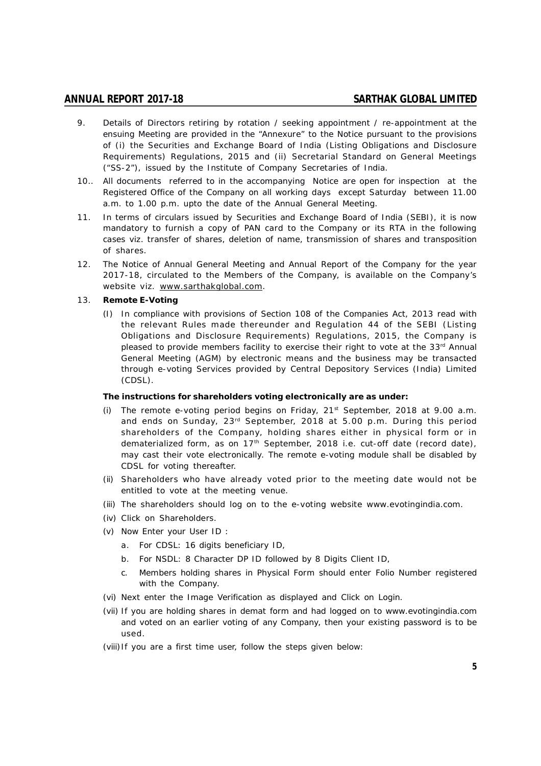9. Details of Directors retiring by rotation / seeking appointment / re-appointment at the ensuing Meeting are provided in the "Annexure" to the Notice pursuant to the provisions of (i) the Securities and Exchange Board of India (Listing Obligations and Disclosure Requirements) Regulations, 2015 and (ii) Secretarial Standard on General Meetings ("SS-2"), issued by the Institute of Company Secretaries of India.

10.. All documents referred to in the accompanying Notice are open for inspection at the Registered Office of the Company on all working days except Saturday between 11.00 a.m. to 1.00 p.m. upto the date of the Annual General Meeting.

11. In terms of circulars issued by Securities and Exchange Board of India (SEBI), it is now mandatory to furnish a copy of PAN card to the Company or its RTA in the following cases viz. transfer of shares, deletion of name, transmission of shares and transposition of shares.

12. The Notice of Annual General Meeting and Annual Report of the Company for the year 2017-18, circulated to the Members of the Company, is available on the Company's website viz. www.sarthakglobal.com.

13. **Remote E-Voting**

    (I) In compliance with provisions of Section 108 of the Companies Act, 2013 read with the relevant Rules made thereunder and Regulation 44 of the SEBI (Listing Obligations and Disclosure Requirements) Regulations, 2015, the Company is pleased to provide members facility to exercise their right to vote at the 33rd Annual General Meeting (AGM) by electronic means and the business may be transacted through e-voting Services provided by Central Depository Services (India) Limited (CDSL).

    **The instructions for shareholders voting electronically are as under:**

    (i) The remote e-voting period begins on Friday, 21st September, 2018 at 9.00 a.m. and ends on Sunday, 23rd September, 2018 at 5.00 p.m. During this period shareholders of the Company, holding shares either in physical form or in dematerialized form, as on 17th September, 2018 i.e. cut-off date (record date), may cast their vote electronically. The remote e-voting module shall be disabled by CDSL for voting thereafter.

    (ii) Shareholders who have already voted prior to the meeting date would not be entitled to vote at the meeting venue.

    (iii) The shareholders should log on to the e-voting website www.evotingindia.com.

    (iv) Click on Shareholders.

    (v) Now Enter your User ID :

    a. For CDSL: 16 digits beneficiary ID,

    b. For NSDL: 8 Character DP ID followed by 8 Digits Client ID,

    c. Members holding shares in Physical Form should enter Folio Number registered with the Company.

    (vi) Next enter the Image Verification as displayed and Click on Login.

    (vii) If you are holding shares in demat form and had logged on to www.evotingindia.com and voted on an earlier voting of any Company, then your existing password is to be used.

    (viii) If you are a first time user, follow the steps given below: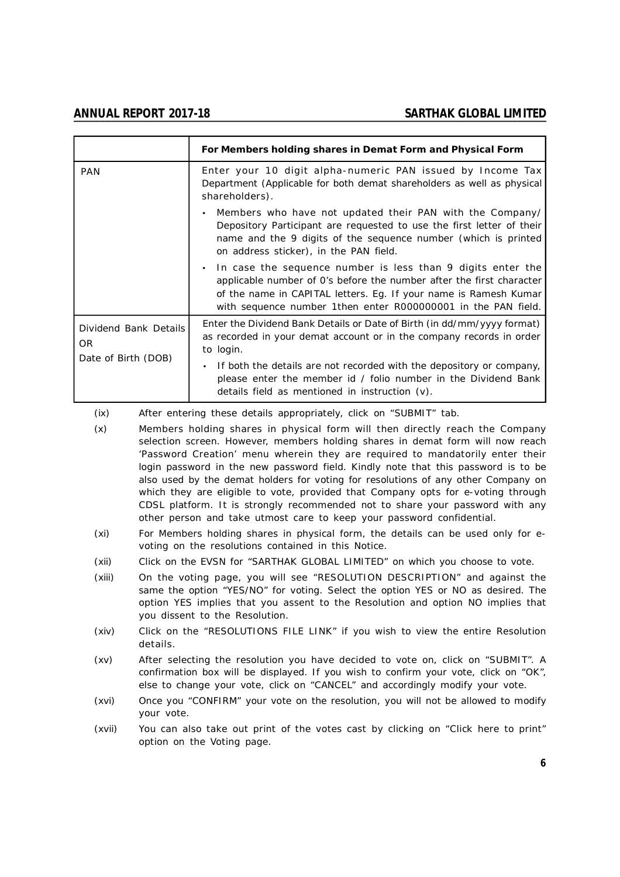| | For Members holding shares in Demat Form and Physical Form |
|---|---|
| PAN | Enter your 10 digit alpha-numeric PAN issued by Income Tax Department (Applicable for both demat shareholders as well as physical shareholders).<br>• Members who have not updated their PAN with the Company/ Depository Participant are requested to use the first letter of their name and the 9 digits of the sequence number (which is printed on address sticker), in the PAN field.<br>• In case the sequence number is less than 9 digits enter the applicable number of 0's before the number after the first character of the name in CAPITAL letters. Eg. If your name is Ramesh Kumar with sequence number 1then enter R000000001 in the PAN field. |
| Dividend Bank Details OR Date of Birth (DOB) | Enter the Dividend Bank Details or Date of Birth (in dd/mm/yyyy format) as recorded in your demat account or in the company records in order to login.<br>• If both the details are not recorded with the depository or company, please enter the member id / folio number in the Dividend Bank details field as mentioned in instruction (v). |

(ix) After entering these details appropriately, click on "SUBMIT" tab.

(x) Members holding shares in physical form will then directly reach the Company selection screen. However, members holding shares in demat form will now reach 'Password Creation' menu wherein they are required to mandatorily enter their login password in the new password field. Kindly note that this password is to be also used by the demat holders for voting for resolutions of any other Company on which they are eligible to vote, provided that Company opts for e-voting through CDSL platform. It is strongly recommended not to share your password with any other person and take utmost care to keep your password confidential.

(xi) For Members holding shares in physical form, the details can be used only for e-voting on the resolutions contained in this Notice.

(xii) Click on the EVSN for "SARTHAK GLOBAL LIMITED" on which you choose to vote.

(xiii) On the voting page, you will see "RESOLUTION DESCRIPTION" and against the same the option "YES/NO" for voting. Select the option YES or NO as desired. The option YES implies that you assent to the Resolution and option NO implies that you dissent to the Resolution.

(xiv) Click on the "RESOLUTIONS FILE LINK" if you wish to view the entire Resolution details.

(xv) After selecting the resolution you have decided to vote on, click on "SUBMIT". A confirmation box will be displayed. If you wish to confirm your vote, click on "OK", else to change your vote, click on "CANCEL" and accordingly modify your vote.

(xvi) Once you "CONFIRM" your vote on the resolution, you will not be allowed to modify your vote.

(xvii) You can also take out print of the votes cast by clicking on "Click here to print" option on the Voting page.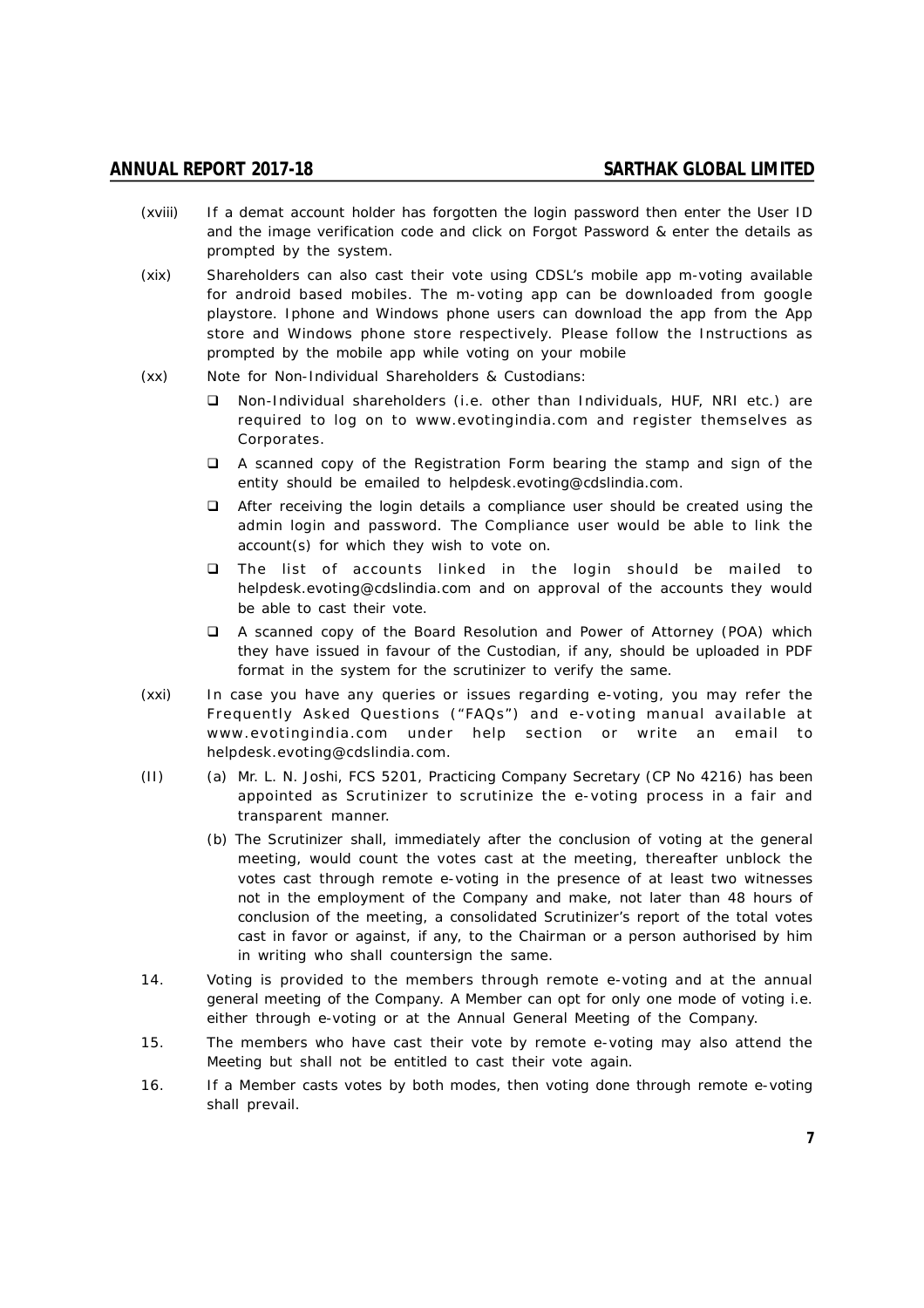(xviii) If a demat account holder has forgotten the login password then enter the User ID and the image verification code and click on Forgot Password & enter the details as prompted by the system.

(xix) Shareholders can also cast their vote using CDSL's mobile app m-voting available for android based mobiles. The m-voting app can be downloaded from google playstore. Iphone and Windows phone users can download the app from the App store and Windows phone store respectively. Please follow the Instructions as prompted by the mobile app while voting on your mobile

(xx) Note for Non-Individual Shareholders & Custodians:

- Non-Individual shareholders (i.e. other than Individuals, HUF, NRI etc.) are required to log on to www.evotingindia.com and register themselves as Corporates.
- A scanned copy of the Registration Form bearing the stamp and sign of the entity should be emailed to helpdesk.evoting@cdslindia.com.
- After receiving the login details a compliance user should be created using the admin login and password. The Compliance user would be able to link the account(s) for which they wish to vote on.
- The list of accounts linked in the login should be mailed to helpdesk.evoting@cdslindia.com and on approval of the accounts they would be able to cast their vote.
- A scanned copy of the Board Resolution and Power of Attorney (POA) which they have issued in favour of the Custodian, if any, should be uploaded in PDF format in the system for the scrutinizer to verify the same.

(xxi) In case you have any queries or issues regarding e-voting, you may refer the Frequently Asked Questions ("FAQs") and e-voting manual available at www.evotingindia.com under help section or write an email to helpdesk.evoting@cdslindia.com.

(II) (a) Mr. L. N. Joshi, FCS 5201, Practicing Company Secretary (CP No 4216) has been appointed as Scrutinizer to scrutinize the e-voting process in a fair and transparent manner.

(b) The Scrutinizer shall, immediately after the conclusion of voting at the general meeting, would count the votes cast at the meeting, thereafter unblock the votes cast through remote e-voting in the presence of at least two witnesses not in the employment of the Company and make, not later than 48 hours of conclusion of the meeting, a consolidated Scrutinizer's report of the total votes cast in favor or against, if any, to the Chairman or a person authorised by him in writing who shall countersign the same.

14. Voting is provided to the members through remote e-voting and at the annual general meeting of the Company. A Member can opt for only one mode of voting i.e. either through e-voting or at the Annual General Meeting of the Company.

15. The members who have cast their vote by remote e-voting may also attend the Meeting but shall not be entitled to cast their vote again.

16. If a Member casts votes by both modes, then voting done through remote e-voting shall prevail.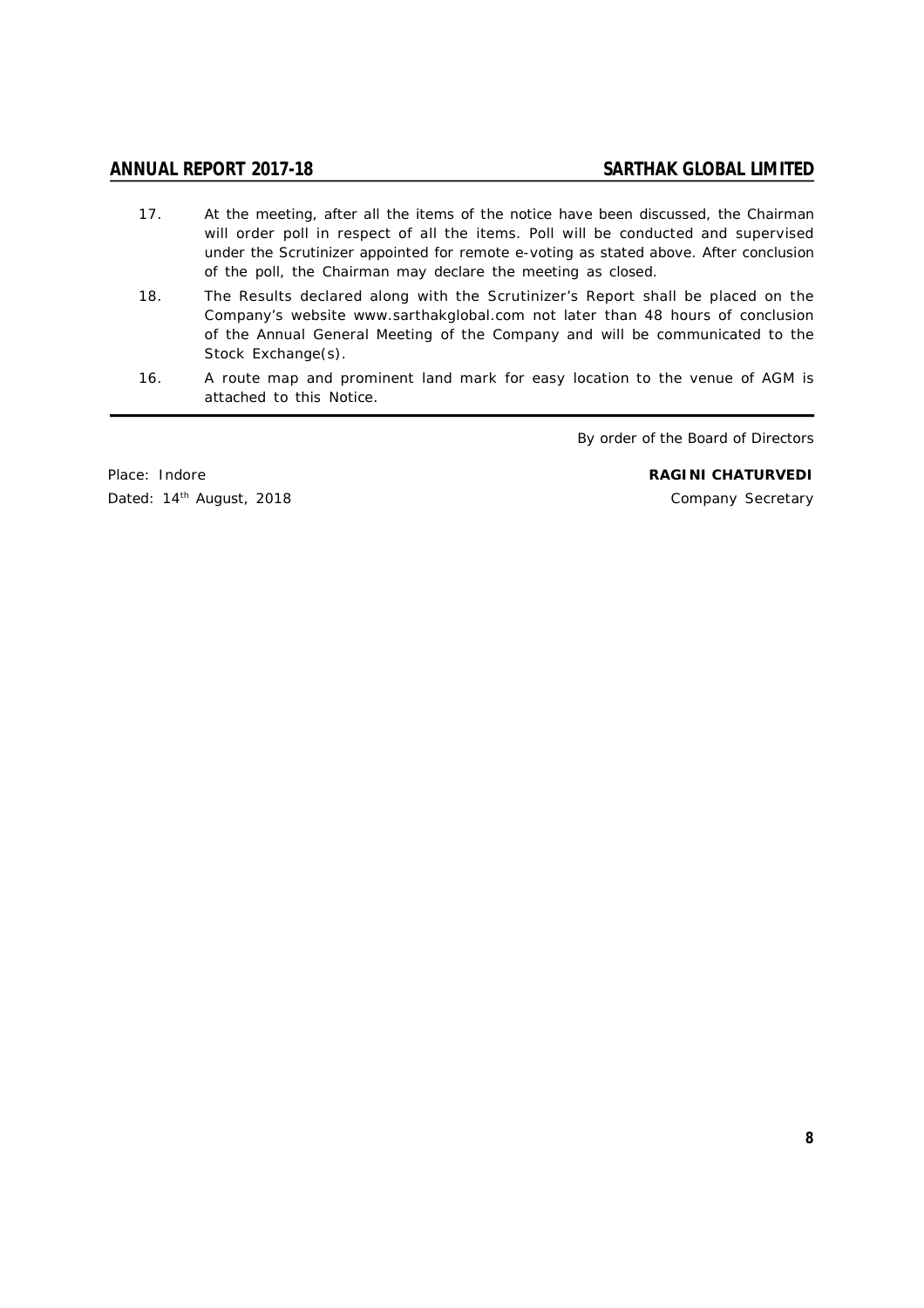17. At the meeting, after all the items of the notice have been discussed, the Chairman will order poll in respect of all the items. Poll will be conducted and supervised under the Scrutinizer appointed for remote e-voting as stated above. After conclusion of the poll, the Chairman may declare the meeting as closed.

18. The Results declared along with the Scrutinizer's Report shall be placed on the Company's website www.sarthakglobal.com not later than 48 hours of conclusion of the Annual General Meeting of the Company and will be communicated to the Stock Exchange(s).

16. A route map and prominent land mark for easy location to the venue of AGM is attached to this Notice.

By order of the Board of Directors

Place: Indore

Dated: 14th August, 2018

**RAGINI CHATURVEDI**
Company Secretary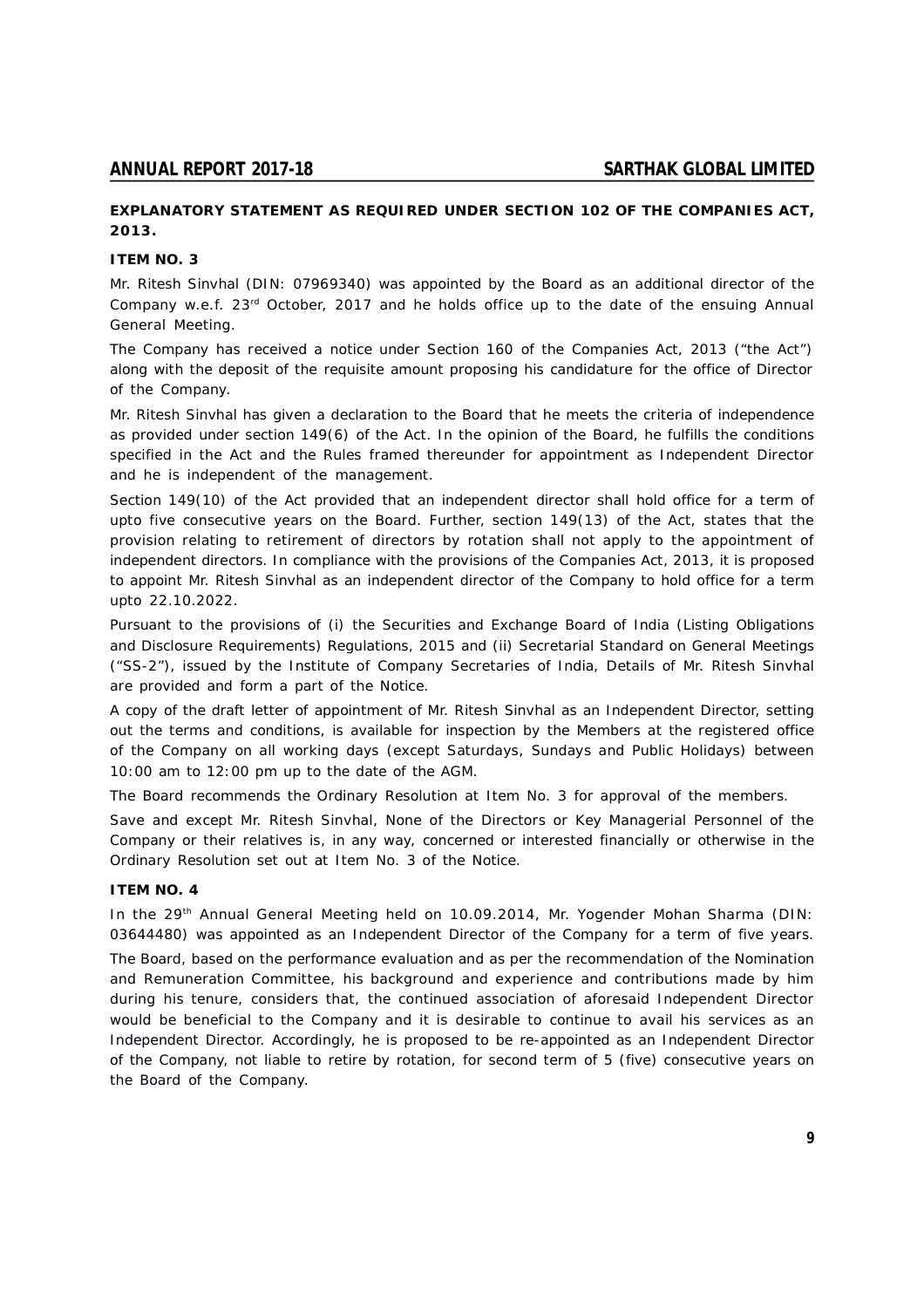**EXPLANATORY STATEMENT AS REQUIRED UNDER SECTION 102 OF THE COMPANIES ACT, 2013.**

**ITEM NO. 3**

Mr. Ritesh Sinvhal (DIN: 07969340) was appointed by the Board as an additional director of the Company w.e.f. 23rd October, 2017 and he holds office up to the date of the ensuing Annual General Meeting.

The Company has received a notice under Section 160 of the Companies Act, 2013 ("the Act") along with the deposit of the requisite amount proposing his candidature for the office of Director of the Company.

Mr. Ritesh Sinvhal has given a declaration to the Board that he meets the criteria of independence as provided under section 149(6) of the Act. In the opinion of the Board, he fulfills the conditions specified in the Act and the Rules framed thereunder for appointment as Independent Director and he is independent of the management.

Section 149(10) of the Act provided that an independent director shall hold office for a term of upto five consecutive years on the Board. Further, section 149(13) of the Act, states that the provision relating to retirement of directors by rotation shall not apply to the appointment of independent directors. In compliance with the provisions of the Companies Act, 2013, it is proposed to appoint Mr. Ritesh Sinvhal as an independent director of the Company to hold office for a term upto 22.10.2022.

Pursuant to the provisions of (i) the Securities and Exchange Board of India (Listing Obligations and Disclosure Requirements) Regulations, 2015 and (ii) Secretarial Standard on General Meetings ("SS-2"), issued by the Institute of Company Secretaries of India, Details of Mr. Ritesh Sinvhal are provided and form a part of the Notice.

A copy of the draft letter of appointment of Mr. Ritesh Sinvhal as an Independent Director, setting out the terms and conditions, is available for inspection by the Members at the registered office of the Company on all working days (except Saturdays, Sundays and Public Holidays) between 10:00 am to 12:00 pm up to the date of the AGM.

The Board recommends the Ordinary Resolution at Item No. 3 for approval of the members.

Save and except Mr. Ritesh Sinvhal, None of the Directors or Key Managerial Personnel of the Company or their relatives is, in any way, concerned or interested financially or otherwise in the Ordinary Resolution set out at Item No. 3 of the Notice.

**ITEM NO. 4**

In the 29th Annual General Meeting held on 10.09.2014, Mr. Yogender Mohan Sharma (DIN: 03644480) was appointed as an Independent Director of the Company for a term of five years.

The Board, based on the performance evaluation and as per the recommendation of the Nomination and Remuneration Committee, his background and experience and contributions made by him during his tenure, considers that, the continued association of aforesaid Independent Director would be beneficial to the Company and it is desirable to continue to avail his services as an Independent Director. Accordingly, he is proposed to be re-appointed as an Independent Director of the Company, not liable to retire by rotation, for second term of 5 (five) consecutive years on the Board of the Company.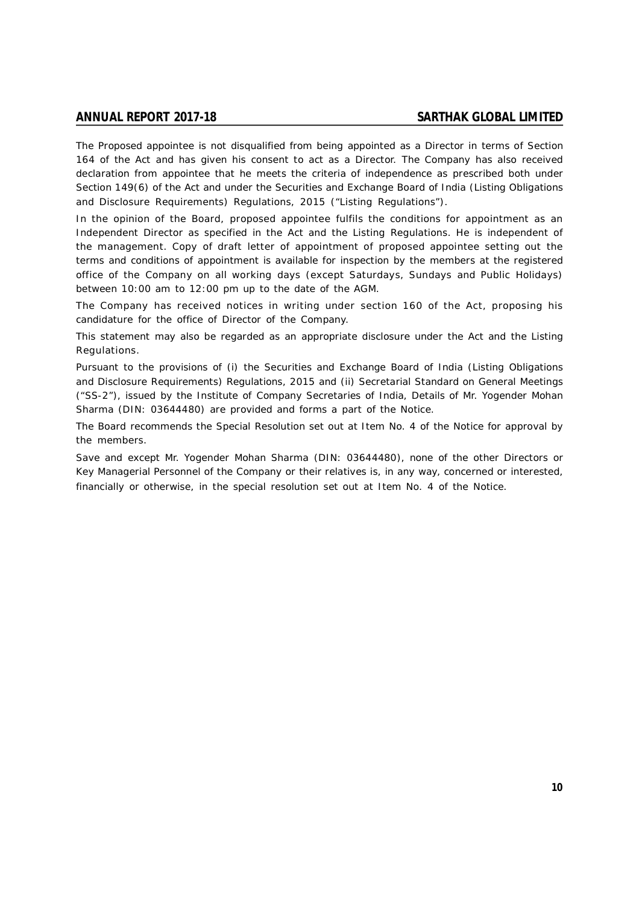The Proposed appointee is not disqualified from being appointed as a Director in terms of Section 164 of the Act and has given his consent to act as a Director. The Company has also received declaration from appointee that he meets the criteria of independence as prescribed both under Section 149(6) of the Act and under the Securities and Exchange Board of India (Listing Obligations and Disclosure Requirements) Regulations, 2015 ("Listing Regulations").

In the opinion of the Board, proposed appointee fulfils the conditions for appointment as an Independent Director as specified in the Act and the Listing Regulations. He is independent of the management. Copy of draft letter of appointment of proposed appointee setting out the terms and conditions of appointment is available for inspection by the members at the registered office of the Company on all working days (except Saturdays, Sundays and Public Holidays) between 10:00 am to 12:00 pm up to the date of the AGM.

The Company has received notices in writing under section 160 of the Act, proposing his candidature for the office of Director of the Company.

This statement may also be regarded as an appropriate disclosure under the Act and the Listing Regulations.

Pursuant to the provisions of (i) the Securities and Exchange Board of India (Listing Obligations and Disclosure Requirements) Regulations, 2015 and (ii) Secretarial Standard on General Meetings ("SS-2"), issued by the Institute of Company Secretaries of India, Details of Mr. Yogender Mohan Sharma (DIN: 03644480) are provided and forms a part of the Notice.

The Board recommends the Special Resolution set out at Item No. 4 of the Notice for approval by the members.

Save and except Mr. Yogender Mohan Sharma (DIN: 03644480), none of the other Directors or Key Managerial Personnel of the Company or their relatives is, in any way, concerned or interested, financially or otherwise, in the special resolution set out at Item No. 4 of the Notice.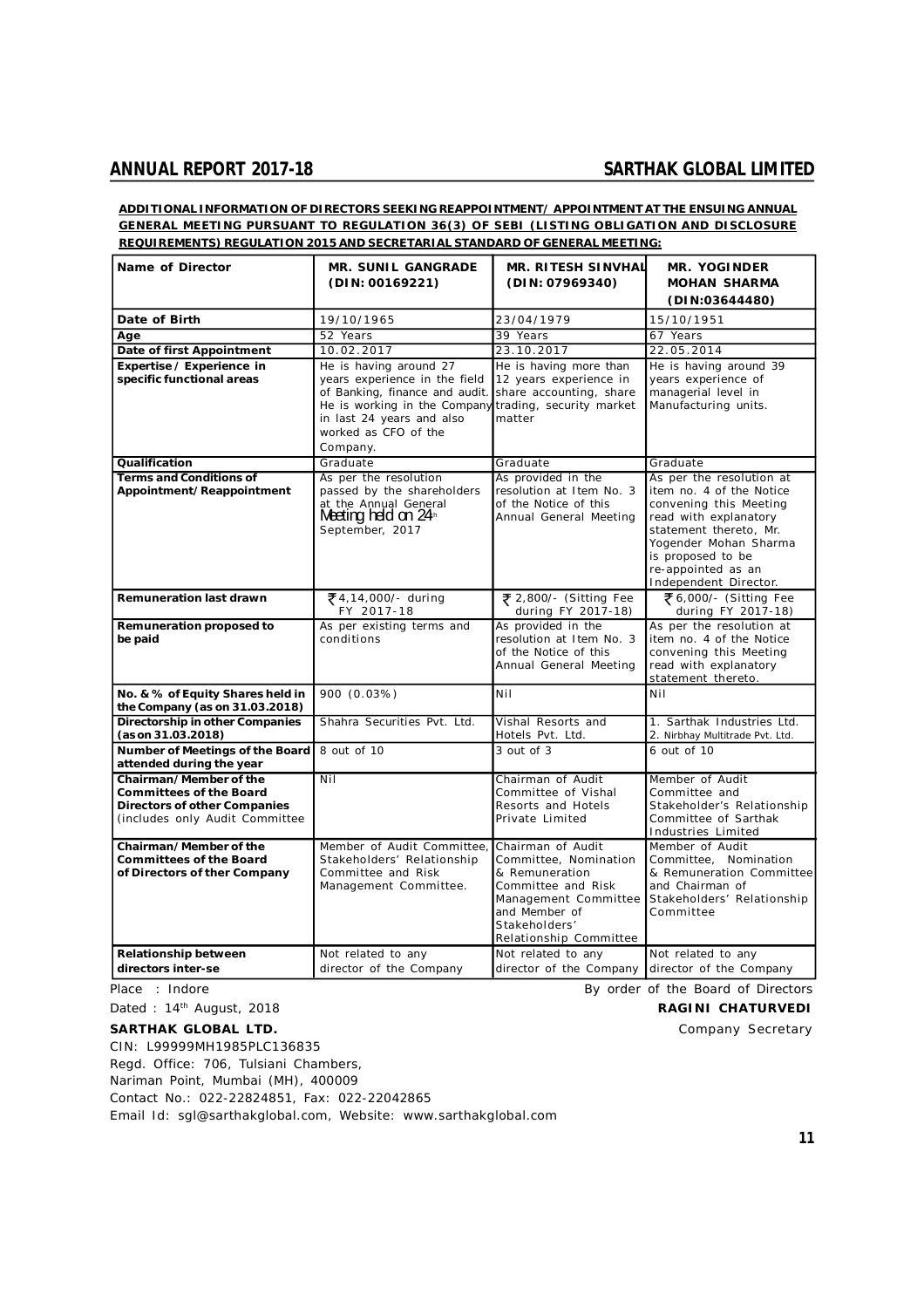**ADDITIONAL INFORMATION OF DIRECTORS SEEKING REAPPOINTMENT/ APPOINTMENT AT THE ENSUING ANNUAL GENERAL MEETING PURSUANT TO REGULATION 36(3) OF SEBI (LISTING OBLIGATION AND DISCLOSURE REQUIREMENTS) REGULATION 2015 AND SECRETARIAL STANDARD OF GENERAL MEETING:**

| Name of Director | MR. SUNIL GANGRADE (DIN: 00169221) | MR. RITESH SINVHAL (DIN: 07969340) | MR. YOGINDER MOHAN SHARMA (DIN:03644480) |
|---|---|---|---|
| Date of Birth | 19/10/1965 | 23/04/1979 | 15/10/1951 |
| Age | 52 Years | 39 Years | 67 Years |
| Date of first Appointment | 10.02.2017 | 23.10.2017 | 22.05.2014 |
| Expertise / Experience in specific functional areas | He is having around 27 years experience in the field of Banking, finance and audit. He is working in the Company in last 24 years and also worked as CFO of the Company. | He is having more than 12 years experience in share accounting, share trading, security market matter | He is having around 39 years experience of managerial level in Manufacturing units. |
| Qualification | Graduate | Graduate | Graduate |
| Terms and Conditions of Appointment/Reappointment | As per the resolution passed by the shareholders at the Annual General Meeting held on 24th September, 2017 | As provided in the resolution at Item No. 3 of the Notice of this Annual General Meeting | As per the resolution at item no. 4 of the Notice convening this Meeting read with explanatory statement thereto, Mr. Yogender Mohan Sharma is proposed to be re-appointed as an Independent Director. |
| Remuneration last drawn | ₹ 4,14,000/- during FY 2017-18 | ₹ 2,800/- (Sitting Fee during FY 2017-18) | ₹ 6,000/- (Sitting Fee during FY 2017-18) |
| Remuneration proposed to be paid | As per existing terms and conditions | As provided in the resolution at Item No. 3 of the Notice of this Annual General Meeting | As per the resolution at item no. 4 of the Notice convening this Meeting read with explanatory statement thereto. |
| No. & % of Equity Shares held in the Company (as on 31.03.2018) | 900 (0.03%) | Nil | Nil |
| Directorship in other Companies (as on 31.03.2018) | Shahra Securities Pvt. Ltd. | Vishal Resorts and Hotels Pvt. Ltd. | 1. Sarthak Industries Ltd. 2. Nirbhay Multitrade Pvt. Ltd. |
| Number of Meetings of the Board attended during the year | 8 out of 10 | 3 out of 3 | 6 out of 10 |
| Chairman/Member of the Committees of the Board Directors of other Companies (includes only Audit Committee | Nil | Chairman of Audit Committee of Vishal Resorts and Hotels Private Limited | Member of Audit Committee and Stakeholder's Relationship Committee of Sarthak Industries Limited |
| Chairman/Member of the Committees of the Board of Directors of ther Company | Member of Audit Committee, Stakeholders' Relationship Committee and Risk Management Committee. | Chairman of Audit Committee, Nomination & Remuneration Committee and Risk Management Committee and Member of Stakeholders' Relationship Committee | Member of Audit Committee, Nomination & Remuneration Committee and Chairman of Stakeholders' Relationship Committee |
| Relationship between directors inter-se | Not related to any director of the Company | Not related to any director of the Company | Not related to any director of the Company |

Place : Indore

Dated : 14th August, 2018

By order of the Board of Directors

**RAGINI CHATURVEDI**

Company Secretary

**SARTHAK GLOBAL LTD.**

CIN: L99999MH1985PLC136835

Regd. Office: 706, Tulsiani Chambers,

Nariman Point, Mumbai (MH), 400009

Contact No.: 022-22824851, Fax: 022-22042865

Email Id: sgl@sarthakglobal.com, Website: www.sarthakglobal.com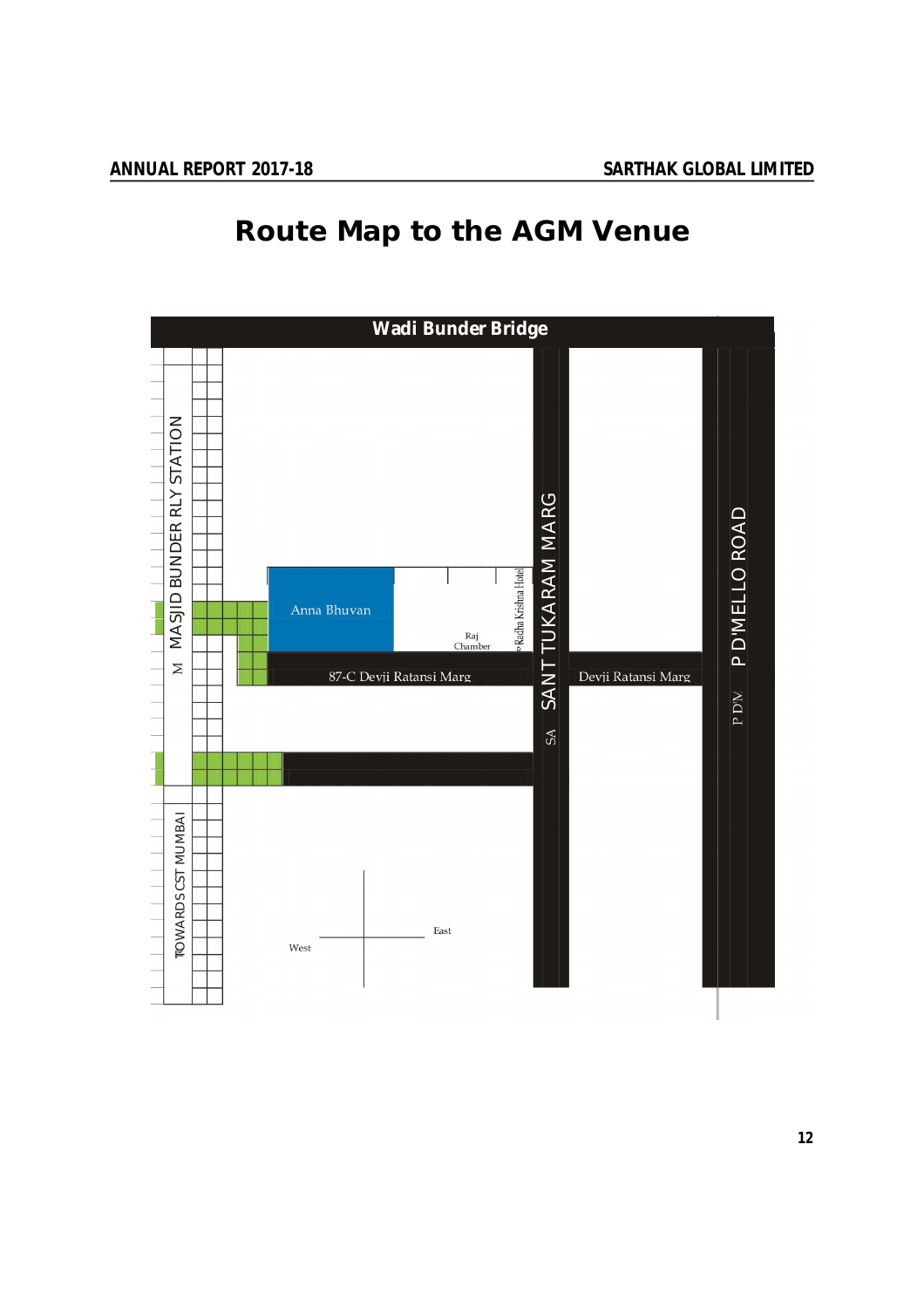# Route Map to the AGM Venue

Wadi Bunder Bridge

M MASJID BUNDER RLY STATION

TOWARDS CST MUMBAI

Anna Bhuvan

Raj Chamber

Radha Krishna Hotel

87-C Devji Ratansi Marg

SANT TUKARAM MARG

SA

Devji Ratansi Marg

P D'MELLO ROAD

P D'M

West

East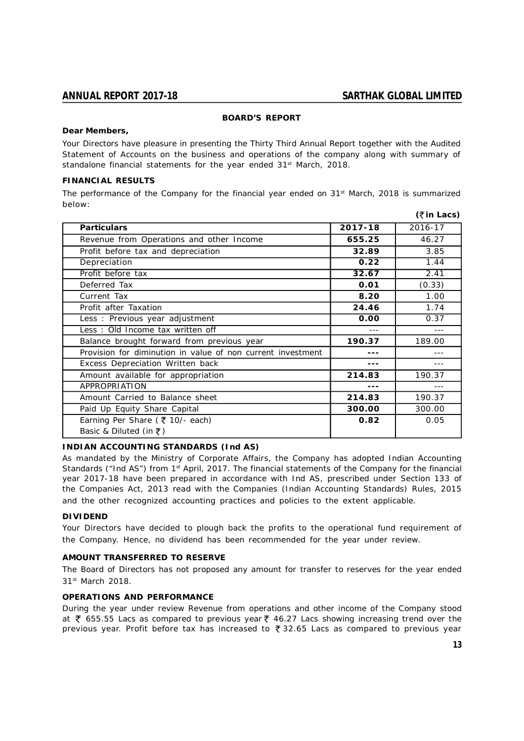## BOARD'S REPORT

**Dear Members,**

Your Directors have pleasure in presenting the Thirty Third Annual Report together with the Audited Statement of Accounts on the business and operations of the company along with summary of standalone financial statements for the year ended 31st March, 2018.

### FINANCIAL RESULTS

The performance of the Company for the financial year ended on 31st March, 2018 is summarized below:

**(₹ in Lacs)**

| Particulars | 2017-18 | 2016-17 |
|---|---|---|
| Revenue from Operations and other Income | **655.25** | 46.27 |
| Profit before tax and depreciation | **32.89** | 3.85 |
| Depreciation | **0.22** | 1.44 |
| Profit before tax | **32.67** | 2.41 |
| Deferred Tax | **0.01** | (0.33) |
| Current Tax | **8.20** | 1.00 |
| Profit after Taxation | **24.46** | 1.74 |
| Less : Previous year adjustment | **0.00** | 0.37 |
| Less : Old Income tax written off | --- | --- |
| Balance brought forward from previous year | **190.37** | 189.00 |
| Provision for diminution in value of non current investment | **---** | --- |
| Excess Depreciation Written back | **---** | --- |
| Amount available for appropriation | **214.83** | 190.37 |
| APPROPRIATION | **---** | --- |
| Amount Carried to Balance sheet | **214.83** | 190.37 |
| Paid Up Equity Share Capital | **300.00** | 300.00 |
| Earning Per Share ( ₹ 10/- each) Basic & Diluted (in ₹) | **0.82** | 0.05 |

### INDIAN ACCOUNTING STANDARDS (Ind AS)

As mandated by the Ministry of Corporate Affairs, the Company has adopted Indian Accounting Standards ("Ind AS") from 1st April, 2017. The financial statements of the Company for the financial year 2017-18 have been prepared in accordance with Ind AS, prescribed under Section 133 of the Companies Act, 2013 read with the Companies (Indian Accounting Standards) Rules, 2015 and the other recognized accounting practices and policies to the extent applicable.

### DIVIDEND

Your Directors have decided to plough back the profits to the operational fund requirement of the Company. Hence, no dividend has been recommended for the year under review.

### AMOUNT TRANSFERRED TO RESERVE

The Board of Directors has not proposed any amount for transfer to reserves for the year ended 31st March 2018.

### OPERATIONS AND PERFORMANCE

During the year under review Revenue from operations and other income of the Company stood at ₹ 655.55 Lacs as compared to previous year ₹ 46.27 Lacs showing increasing trend over the previous year. Profit before tax has increased to ₹ 32.65 Lacs as compared to previous year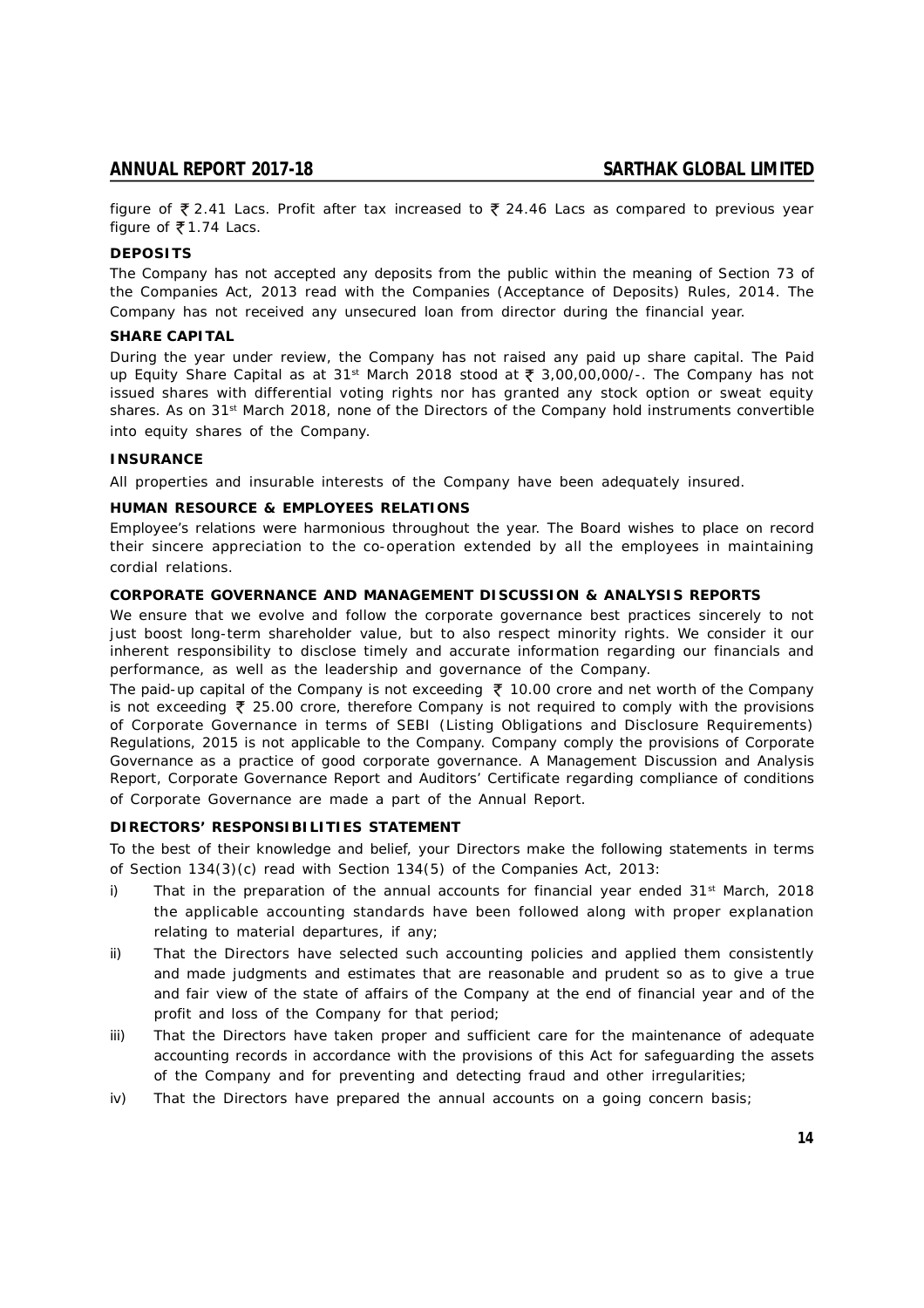figure of ₹ 2.41 Lacs. Profit after tax increased to ₹ 24.46 Lacs as compared to previous year figure of ₹ 1.74 Lacs.

**DEPOSITS**

The Company has not accepted any deposits from the public within the meaning of Section 73 of the Companies Act, 2013 read with the Companies (Acceptance of Deposits) Rules, 2014. The Company has not received any unsecured loan from director during the financial year.

**SHARE CAPITAL**

During the year under review, the Company has not raised any paid up share capital. The Paid up Equity Share Capital as at 31st March 2018 stood at ₹ 3,00,00,000/-. The Company has not issued shares with differential voting rights nor has granted any stock option or sweat equity shares. As on 31st March 2018, none of the Directors of the Company hold instruments convertible into equity shares of the Company.

**INSURANCE**

All properties and insurable interests of the Company have been adequately insured.

**HUMAN RESOURCE & EMPLOYEES RELATIONS**

Employee's relations were harmonious throughout the year. The Board wishes to place on record their sincere appreciation to the co-operation extended by all the employees in maintaining cordial relations.

**CORPORATE GOVERNANCE AND MANAGEMENT DISCUSSION & ANALYSIS REPORTS**

We ensure that we evolve and follow the corporate governance best practices sincerely to not just boost long-term shareholder value, but to also respect minority rights. We consider it our inherent responsibility to disclose timely and accurate information regarding our financials and performance, as well as the leadership and governance of the Company.

The paid-up capital of the Company is not exceeding ₹ 10.00 crore and net worth of the Company is not exceeding ₹ 25.00 crore, therefore Company is not required to comply with the provisions of Corporate Governance in terms of SEBI (Listing Obligations and Disclosure Requirements) Regulations, 2015 is not applicable to the Company. Company comply the provisions of Corporate Governance as a practice of good corporate governance. A Management Discussion and Analysis Report, Corporate Governance Report and Auditors' Certificate regarding compliance of conditions of Corporate Governance are made a part of the Annual Report.

**DIRECTORS' RESPONSIBILITIES STATEMENT**

To the best of their knowledge and belief, your Directors make the following statements in terms of Section 134(3)(c) read with Section 134(5) of the Companies Act, 2013:

i) That in the preparation of the annual accounts for financial year ended 31st March, 2018 the applicable accounting standards have been followed along with proper explanation relating to material departures, if any;

ii) That the Directors have selected such accounting policies and applied them consistently and made judgments and estimates that are reasonable and prudent so as to give a true and fair view of the state of affairs of the Company at the end of financial year and of the profit and loss of the Company for that period;

iii) That the Directors have taken proper and sufficient care for the maintenance of adequate accounting records in accordance with the provisions of this Act for safeguarding the assets of the Company and for preventing and detecting fraud and other irregularities;

iv) That the Directors have prepared the annual accounts on a going concern basis;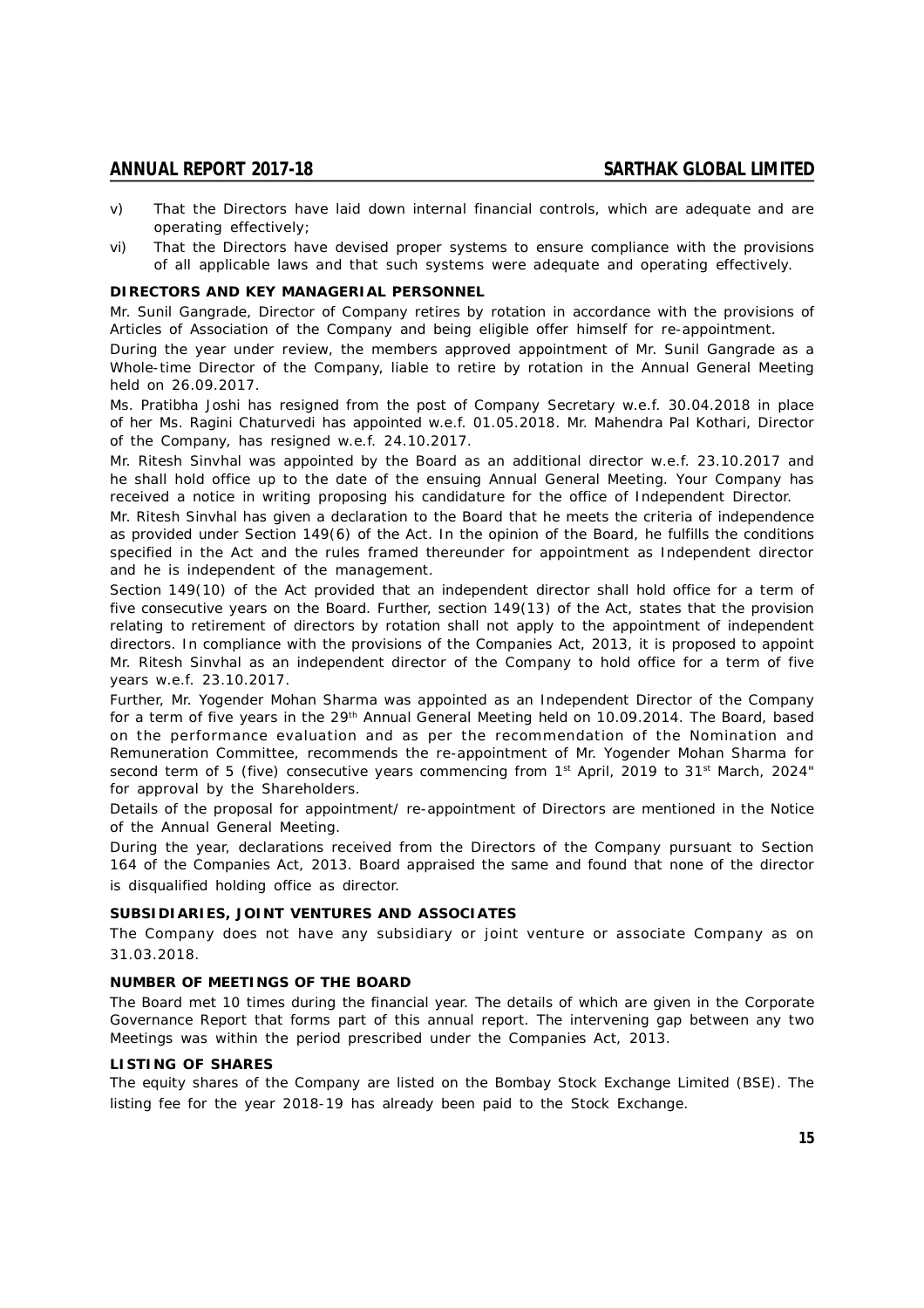v) That the Directors have laid down internal financial controls, which are adequate and are operating effectively;

vi) That the Directors have devised proper systems to ensure compliance with the provisions of all applicable laws and that such systems were adequate and operating effectively.

**DIRECTORS AND KEY MANAGERIAL PERSONNEL**

Mr. Sunil Gangrade, Director of Company retires by rotation in accordance with the provisions of Articles of Association of the Company and being eligible offer himself for re-appointment.

During the year under review, the members approved appointment of Mr. Sunil Gangrade as a Whole-time Director of the Company, liable to retire by rotation in the Annual General Meeting held on 26.09.2017.

Ms. Pratibha Joshi has resigned from the post of Company Secretary w.e.f. 30.04.2018 in place of her Ms. Ragini Chaturvedi has appointed w.e.f. 01.05.2018. Mr. Mahendra Pal Kothari, Director of the Company, has resigned w.e.f. 24.10.2017.

Mr. Ritesh Sinvhal was appointed by the Board as an additional director w.e.f. 23.10.2017 and he shall hold office up to the date of the ensuing Annual General Meeting. Your Company has received a notice in writing proposing his candidature for the office of Independent Director.

Mr. Ritesh Sinvhal has given a declaration to the Board that he meets the criteria of independence as provided under Section 149(6) of the Act. In the opinion of the Board, he fulfills the conditions specified in the Act and the rules framed thereunder for appointment as Independent director and he is independent of the management.

Section 149(10) of the Act provided that an independent director shall hold office for a term of five consecutive years on the Board. Further, section 149(13) of the Act, states that the provision relating to retirement of directors by rotation shall not apply to the appointment of independent directors. In compliance with the provisions of the Companies Act, 2013, it is proposed to appoint Mr. Ritesh Sinvhal as an independent director of the Company to hold office for a term of five years w.e.f. 23.10.2017.

Further, Mr. Yogender Mohan Sharma was appointed as an Independent Director of the Company for a term of five years in the 29th Annual General Meeting held on 10.09.2014. The Board, based on the performance evaluation and as per the recommendation of the Nomination and Remuneration Committee, recommends the re-appointment of Mr. Yogender Mohan Sharma for second term of 5 (five) consecutive years commencing from 1st April, 2019 to 31st March, 2024" for approval by the Shareholders.

Details of the proposal for appointment/ re-appointment of Directors are mentioned in the Notice of the Annual General Meeting.

During the year, declarations received from the Directors of the Company pursuant to Section 164 of the Companies Act, 2013. Board appraised the same and found that none of the director is disqualified holding office as director.

**SUBSIDIARIES, JOINT VENTURES AND ASSOCIATES**

The Company does not have any subsidiary or joint venture or associate Company as on 31.03.2018.

**NUMBER OF MEETINGS OF THE BOARD**

The Board met 10 times during the financial year. The details of which are given in the Corporate Governance Report that forms part of this annual report. The intervening gap between any two Meetings was within the period prescribed under the Companies Act, 2013.

**LISTING OF SHARES**

The equity shares of the Company are listed on the Bombay Stock Exchange Limited (BSE). The listing fee for the year 2018-19 has already been paid to the Stock Exchange.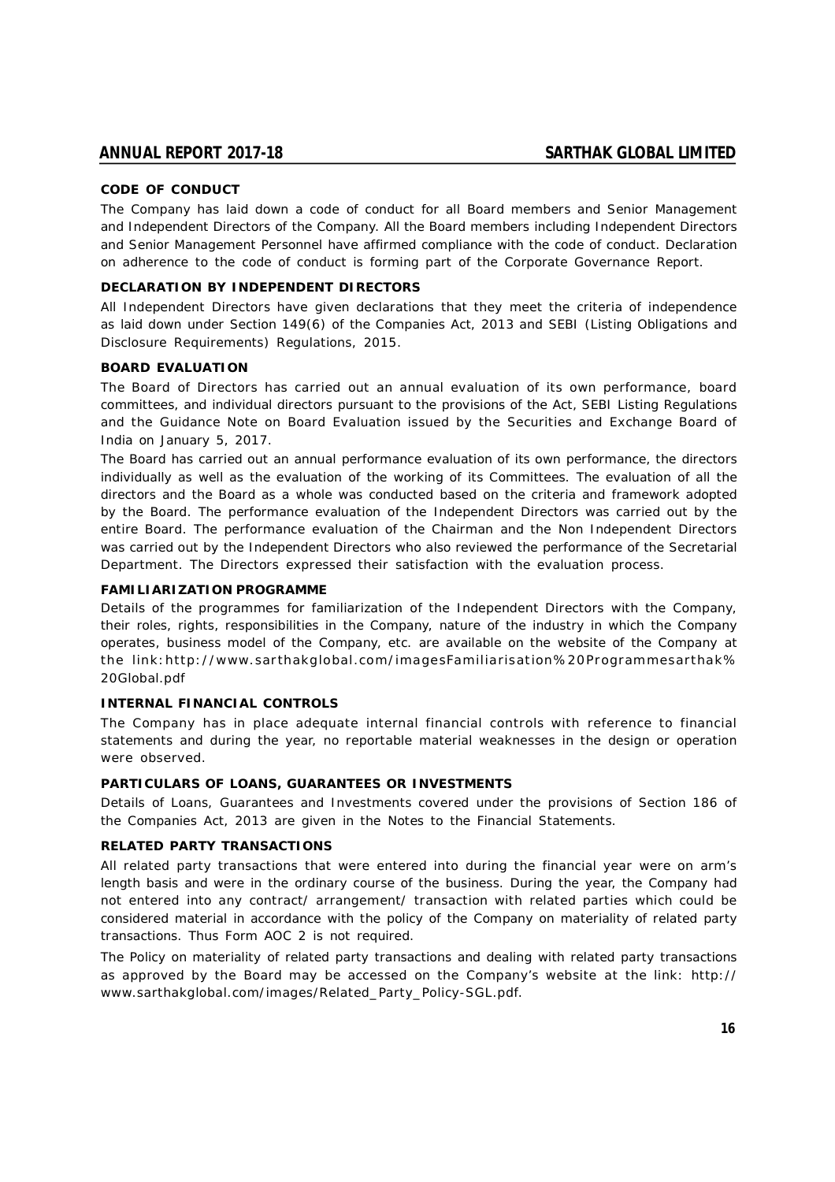### CODE OF CONDUCT

The Company has laid down a code of conduct for all Board members and Senior Management and Independent Directors of the Company. All the Board members including Independent Directors and Senior Management Personnel have affirmed compliance with the code of conduct. Declaration on adherence to the code of conduct is forming part of the Corporate Governance Report.

### DECLARATION BY INDEPENDENT DIRECTORS

All Independent Directors have given declarations that they meet the criteria of independence as laid down under Section 149(6) of the Companies Act, 2013 and SEBI (Listing Obligations and Disclosure Requirements) Regulations, 2015.

### BOARD EVALUATION

The Board of Directors has carried out an annual evaluation of its own performance, board committees, and individual directors pursuant to the provisions of the Act, SEBI Listing Regulations and the Guidance Note on Board Evaluation issued by the Securities and Exchange Board of India on January 5, 2017.

The Board has carried out an annual performance evaluation of its own performance, the directors individually as well as the evaluation of the working of its Committees. The evaluation of all the directors and the Board as a whole was conducted based on the criteria and framework adopted by the Board. The performance evaluation of the Independent Directors was carried out by the entire Board. The performance evaluation of the Chairman and the Non Independent Directors was carried out by the Independent Directors who also reviewed the performance of the Secretarial Department. The Directors expressed their satisfaction with the evaluation process.

### FAMILIARIZATION PROGRAMME

Details of the programmes for familiarization of the Independent Directors with the Company, their roles, rights, responsibilities in the Company, nature of the industry in which the Company operates, business model of the Company, etc. are available on the website of the Company at the link:http://www.sarthakglobal.com/imagesFamiliarisation%20Programmesarthak%20Global.pdf

### INTERNAL FINANCIAL CONTROLS

The Company has in place adequate internal financial controls with reference to financial statements and during the year, no reportable material weaknesses in the design or operation were observed.

### PARTICULARS OF LOANS, GUARANTEES OR INVESTMENTS

Details of Loans, Guarantees and Investments covered under the provisions of Section 186 of the Companies Act, 2013 are given in the Notes to the Financial Statements.

### RELATED PARTY TRANSACTIONS

All related party transactions that were entered into during the financial year were on arm's length basis and were in the ordinary course of the business. During the year, the Company had not entered into any contract/ arrangement/ transaction with related parties which could be considered material in accordance with the policy of the Company on materiality of related party transactions. Thus Form AOC 2 is not required.

The Policy on materiality of related party transactions and dealing with related party transactions as approved by the Board may be accessed on the Company's website at the link: http://www.sarthakglobal.com/images/Related_Party_Policy-SGL.pdf.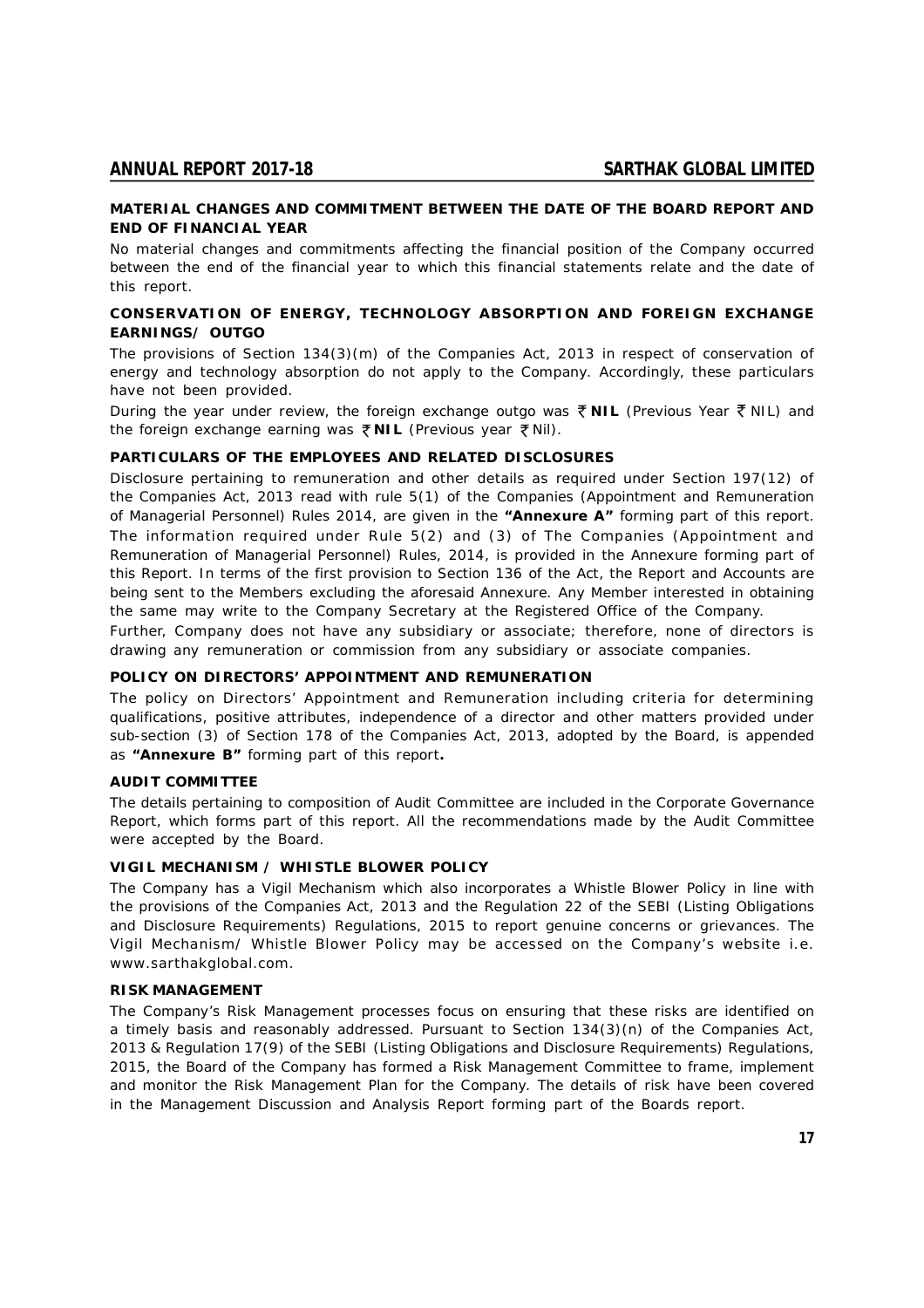### MATERIAL CHANGES AND COMMITMENT BETWEEN THE DATE OF THE BOARD REPORT AND END OF FINANCIAL YEAR

No material changes and commitments affecting the financial position of the Company occurred between the end of the financial year to which this financial statements relate and the date of this report.

### CONSERVATION OF ENERGY, TECHNOLOGY ABSORPTION AND FOREIGN EXCHANGE EARNINGS/ OUTGO

The provisions of Section 134(3)(m) of the Companies Act, 2013 in respect of conservation of energy and technology absorption do not apply to the Company. Accordingly, these particulars have not been provided.

During the year under review, the foreign exchange outgo was ₹ **NIL** (Previous Year ₹ NIL) and the foreign exchange earning was ₹ **NIL** (Previous year ₹ Nil).

### PARTICULARS OF THE EMPLOYEES AND RELATED DISCLOSURES

Disclosure pertaining to remuneration and other details as required under Section 197(12) of the Companies Act, 2013 read with rule 5(1) of the Companies (Appointment and Remuneration of Managerial Personnel) Rules 2014, are given in the **"Annexure A"** forming part of this report. The information required under Rule 5(2) and (3) of The Companies (Appointment and Remuneration of Managerial Personnel) Rules, 2014, is provided in the Annexure forming part of this Report. In terms of the first provision to Section 136 of the Act, the Report and Accounts are being sent to the Members excluding the aforesaid Annexure. Any Member interested in obtaining the same may write to the Company Secretary at the Registered Office of the Company.

Further, Company does not have any subsidiary or associate; therefore, none of directors is drawing any remuneration or commission from any subsidiary or associate companies.

### POLICY ON DIRECTORS' APPOINTMENT AND REMUNERATION

The policy on Directors' Appointment and Remuneration including criteria for determining qualifications, positive attributes, independence of a director and other matters provided under sub-section (3) of Section 178 of the Companies Act, 2013, adopted by the Board, is appended as **"Annexure B"** forming part of this report**.**

### AUDIT COMMITTEE

The details pertaining to composition of Audit Committee are included in the Corporate Governance Report, which forms part of this report. All the recommendations made by the Audit Committee were accepted by the Board.

### VIGIL MECHANISM / WHISTLE BLOWER POLICY

The Company has a Vigil Mechanism which also incorporates a Whistle Blower Policy in line with the provisions of the Companies Act, 2013 and the Regulation 22 of the SEBI (Listing Obligations and Disclosure Requirements) Regulations, 2015 to report genuine concerns or grievances. The Vigil Mechanism/ Whistle Blower Policy may be accessed on the Company's website i.e. www.sarthakglobal.com.

### RISK MANAGEMENT

The Company's Risk Management processes focus on ensuring that these risks are identified on a timely basis and reasonably addressed. Pursuant to Section 134(3)(n) of the Companies Act, 2013 & Regulation 17(9) of the SEBI (Listing Obligations and Disclosure Requirements) Regulations, 2015, the Board of the Company has formed a Risk Management Committee to frame, implement and monitor the Risk Management Plan for the Company. The details of risk have been covered in the Management Discussion and Analysis Report forming part of the Boards report.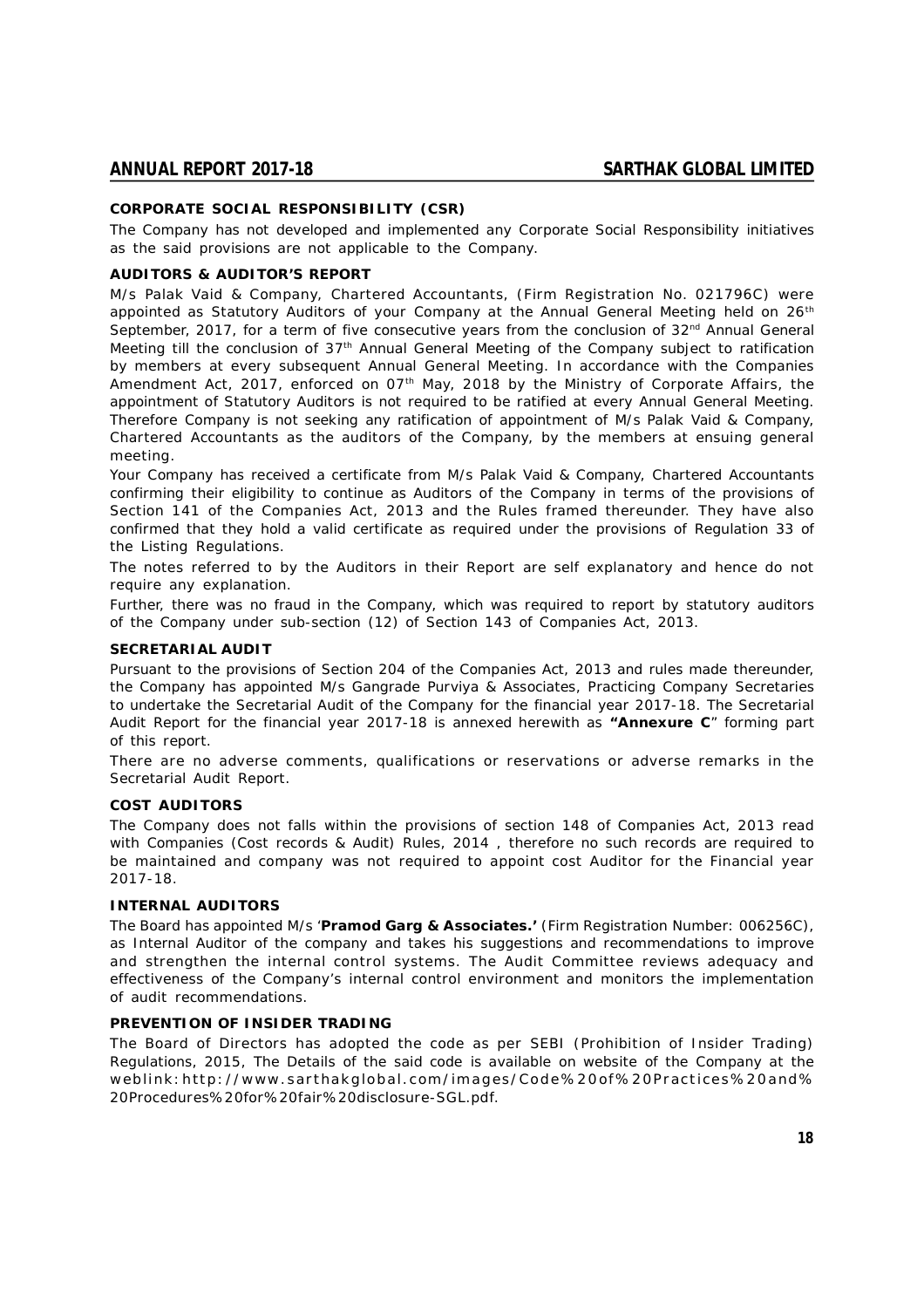### CORPORATE SOCIAL RESPONSIBILITY (CSR)

The Company has not developed and implemented any Corporate Social Responsibility initiatives as the said provisions are not applicable to the Company.

### AUDITORS & AUDITOR'S REPORT

M/s Palak Vaid & Company, Chartered Accountants, (Firm Registration No. 021796C) were appointed as Statutory Auditors of your Company at the Annual General Meeting held on 26th September, 2017, for a term of five consecutive years from the conclusion of 32nd Annual General Meeting till the conclusion of 37th Annual General Meeting of the Company subject to ratification by members at every subsequent Annual General Meeting. In accordance with the Companies Amendment Act, 2017, enforced on 07th May, 2018 by the Ministry of Corporate Affairs, the appointment of Statutory Auditors is not required to be ratified at every Annual General Meeting. Therefore Company is not seeking any ratification of appointment of M/s Palak Vaid & Company, Chartered Accountants as the auditors of the Company, by the members at ensuing general meeting.

Your Company has received a certificate from M/s Palak Vaid & Company, Chartered Accountants confirming their eligibility to continue as Auditors of the Company in terms of the provisions of Section 141 of the Companies Act, 2013 and the Rules framed thereunder. They have also confirmed that they hold a valid certificate as required under the provisions of Regulation 33 of the Listing Regulations.

The notes referred to by the Auditors in their Report are self explanatory and hence do not require any explanation.

Further, there was no fraud in the Company, which was required to report by statutory auditors of the Company under sub-section (12) of Section 143 of Companies Act, 2013.

### SECRETARIAL AUDIT

Pursuant to the provisions of Section 204 of the Companies Act, 2013 and rules made thereunder, the Company has appointed M/s Gangrade Purviya & Associates, Practicing Company Secretaries to undertake the Secretarial Audit of the Company for the financial year 2017-18. The Secretarial Audit Report for the financial year 2017-18 is annexed herewith as **"Annexure C"** forming part of this report.

There are no adverse comments, qualifications or reservations or adverse remarks in the Secretarial Audit Report.

### COST AUDITORS

The Company does not falls within the provisions of section 148 of Companies Act, 2013 read with Companies (Cost records & Audit) Rules, 2014 , therefore no such records are required to be maintained and company was not required to appoint cost Auditor for the Financial year 2017-18.

### INTERNAL AUDITORS

The Board has appointed M/s '**Pramod Garg & Associates.'** (Firm Registration Number: 006256C), as Internal Auditor of the company and takes his suggestions and recommendations to improve and strengthen the internal control systems. The Audit Committee reviews adequacy and effectiveness of the Company's internal control environment and monitors the implementation of audit recommendations.

### PREVENTION OF INSIDER TRADING

The Board of Directors has adopted the code as per SEBI (Prohibition of Insider Trading) Regulations, 2015, The Details of the said code is available on website of the Company at the weblink: http://www.sarthakglobal.com/images/Code%20of%20Practices%20and%20Procedures%20for%20fair%20disclosure-SGL.pdf.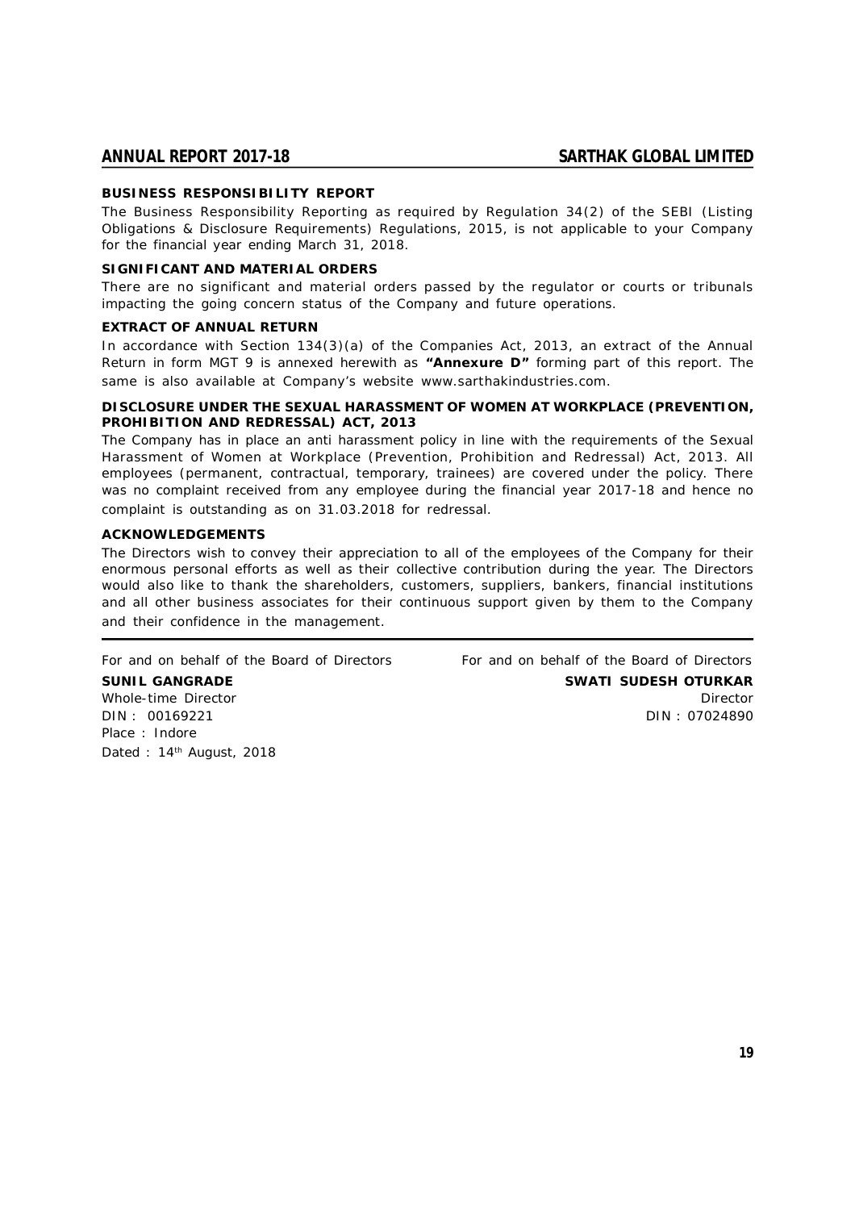**BUSINESS RESPONSIBILITY REPORT**

The Business Responsibility Reporting as required by Regulation 34(2) of the SEBI (Listing Obligations & Disclosure Requirements) Regulations, 2015, is not applicable to your Company for the financial year ending March 31, 2018.

**SIGNIFICANT AND MATERIAL ORDERS**

There are no significant and material orders passed by the regulator or courts or tribunals impacting the going concern status of the Company and future operations.

**EXTRACT OF ANNUAL RETURN**

In accordance with Section 134(3)(a) of the Companies Act, 2013, an extract of the Annual Return in form MGT 9 is annexed herewith as **"Annexure D"** forming part of this report. The same is also available at Company's website www.sarthakindustries.com.

**DISCLOSURE UNDER THE SEXUAL HARASSMENT OF WOMEN AT WORKPLACE (PREVENTION, PROHIBITION AND REDRESSAL) ACT, 2013**

The Company has in place an anti harassment policy in line with the requirements of the Sexual Harassment of Women at Workplace (Prevention, Prohibition and Redressal) Act, 2013. All employees (permanent, contractual, temporary, trainees) are covered under the policy. There was no complaint received from any employee during the financial year 2017-18 and hence no complaint is outstanding as on 31.03.2018 for redressal.

**ACKNOWLEDGEMENTS**

The Directors wish to convey their appreciation to all of the employees of the Company for their enormous personal efforts as well as their collective contribution during the year. The Directors would also like to thank the shareholders, customers, suppliers, bankers, financial institutions and all other business associates for their continuous support given by them to the Company and their confidence in the management.

---

For and on behalf of the Board of Directors
**SUNIL GANGRADE**
Whole-time Director
DIN : 00169221
Place : Indore
Dated : 14th August, 2018

For and on behalf of the Board of Directors
**SWATI SUDESH OTURKAR**
Director
DIN : 07024890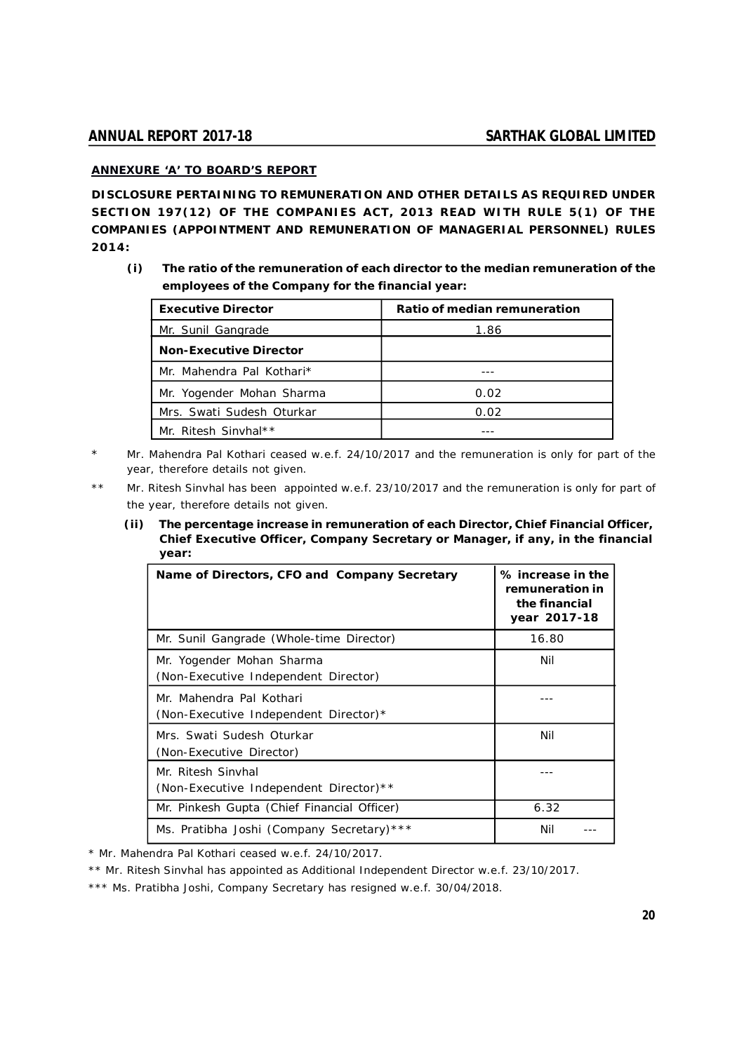**ANNEXURE 'A' TO BOARD'S REPORT**

**DISCLOSURE PERTAINING TO REMUNERATION AND OTHER DETAILS AS REQUIRED UNDER SECTION 197(12) OF THE COMPANIES ACT, 2013 READ WITH RULE 5(1) OF THE COMPANIES (APPOINTMENT AND REMUNERATION OF MANAGERIAL PERSONNEL) RULES 2014:**

**(i) The ratio of the remuneration of each director to the median remuneration of the employees of the Company for the financial year:**

| Executive Director | Ratio of median remuneration |
|---|---|
| Mr. Sunil Gangrade | 1.86 |
| **Non-Executive Director** | |
| Mr. Mahendra Pal Kothari* | --- |
| Mr. Yogender Mohan Sharma | 0.02 |
| Mrs. Swati Sudesh Oturkar | 0.02 |
| Mr. Ritesh Sinvhal** | --- |

\* Mr. Mahendra Pal Kothari ceased w.e.f. 24/10/2017 and the remuneration is only for part of the year, therefore details not given.

\*\* Mr. Ritesh Sinvhal has been appointed w.e.f. 23/10/2017 and the remuneration is only for part of the year, therefore details not given.

**(ii) The percentage increase in remuneration of each Director, Chief Financial Officer, Chief Executive Officer, Company Secretary or Manager, if any, in the financial year:**

| Name of Directors, CFO and Company Secretary | % increase in the remuneration in the financial year 2017-18 |
|---|---|
| Mr. Sunil Gangrade (Whole-time Director) | 16.80 |
| Mr. Yogender Mohan Sharma (Non-Executive Independent Director) | Nil |
| Mr. Mahendra Pal Kothari (Non-Executive Independent Director)* | --- |
| Mrs. Swati Sudesh Oturkar (Non-Executive Director) | Nil |
| Mr. Ritesh Sinvhal (Non-Executive Independent Director)** | --- |
| Mr. Pinkesh Gupta (Chief Financial Officer) | 6.32 |
| Ms. Pratibha Joshi (Company Secretary)*** | Nil --- |

\* Mr. Mahendra Pal Kothari ceased w.e.f. 24/10/2017.

\*\* Mr. Ritesh Sinvhal has appointed as Additional Independent Director w.e.f. 23/10/2017.

\*\*\* Ms. Pratibha Joshi, Company Secretary has resigned w.e.f. 30/04/2018.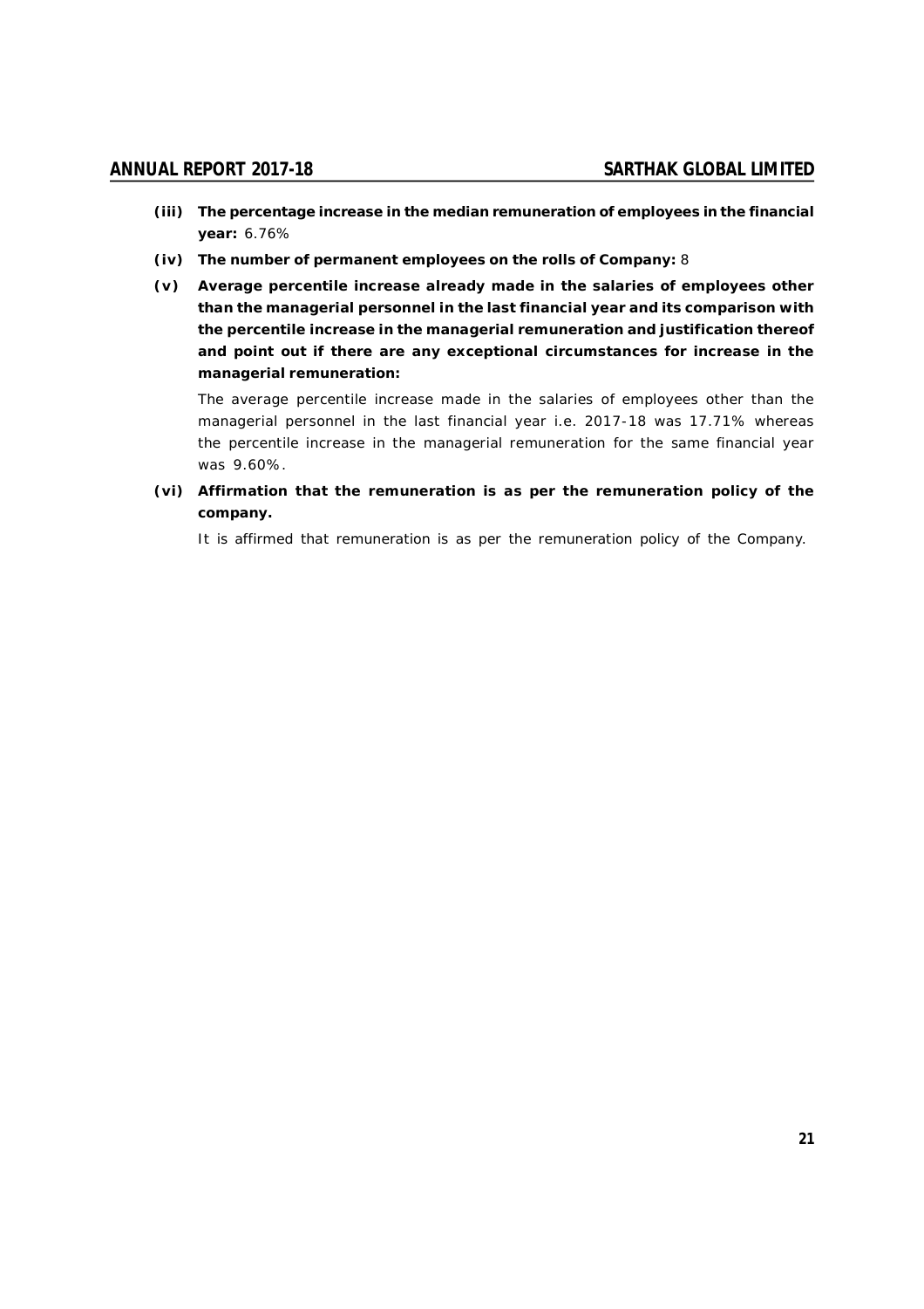**(iii) The percentage increase in the median remuneration of employees in the financial year:** 6.76%

**(iv) The number of permanent employees on the rolls of Company:** 8

**(v) Average percentile increase already made in the salaries of employees other than the managerial personnel in the last financial year and its comparison with the percentile increase in the managerial remuneration and justification thereof and point out if there are any exceptional circumstances for increase in the managerial remuneration:**

The average percentile increase made in the salaries of employees other than the managerial personnel in the last financial year i.e. 2017-18 was 17.71% whereas the percentile increase in the managerial remuneration for the same financial year was 9.60%.

**(vi) Affirmation that the remuneration is as per the remuneration policy of the company.**

It is affirmed that remuneration is as per the remuneration policy of the Company.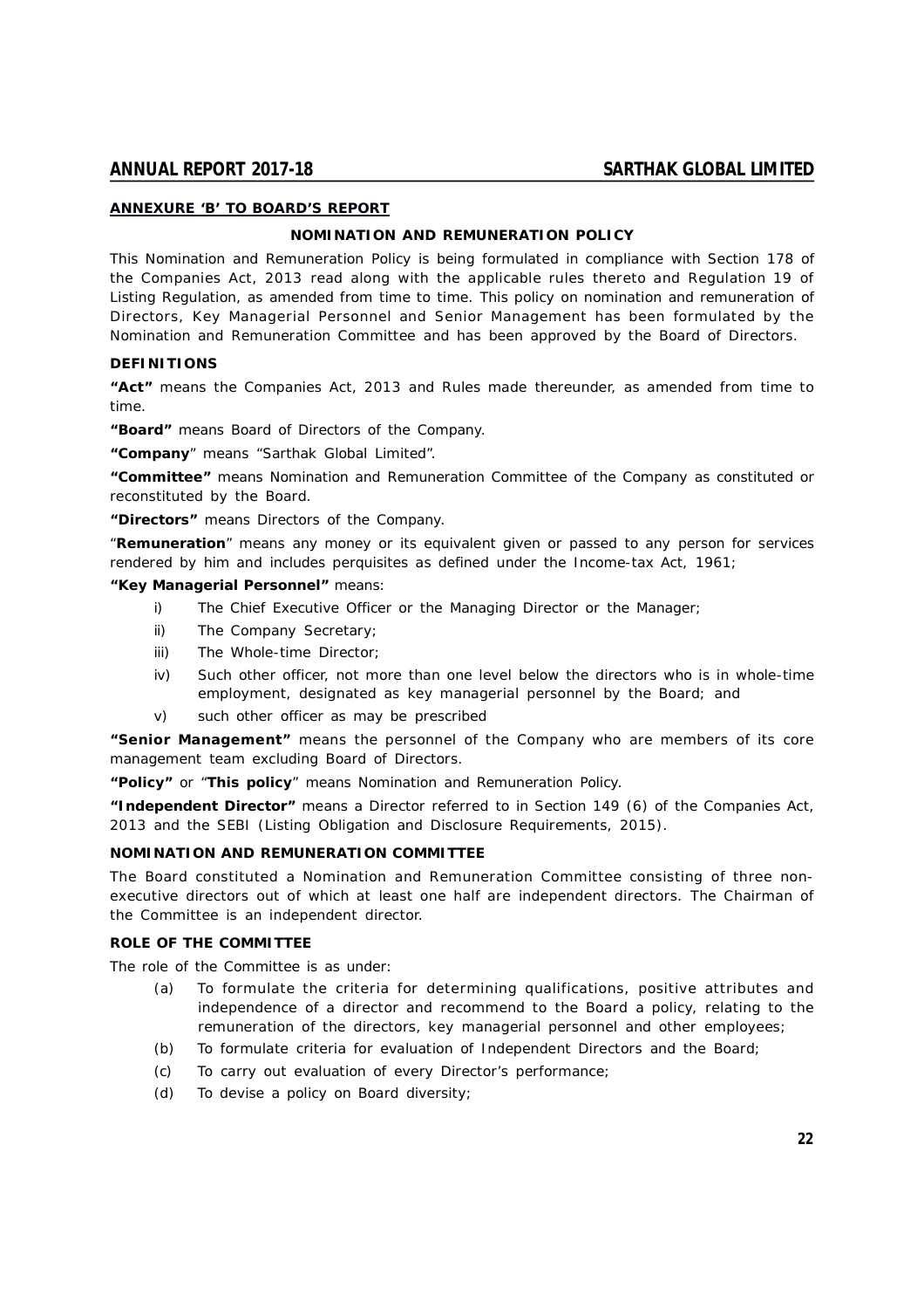## ANNEXURE 'B' TO BOARD'S REPORT

### NOMINATION AND REMUNERATION POLICY

This Nomination and Remuneration Policy is being formulated in compliance with Section 178 of the Companies Act, 2013 read along with the applicable rules thereto and Regulation 19 of Listing Regulation, as amended from time to time. This policy on nomination and remuneration of Directors, Key Managerial Personnel and Senior Management has been formulated by the Nomination and Remuneration Committee and has been approved by the Board of Directors.

### DEFINITIONS

**"Act"** means the Companies Act, 2013 and Rules made thereunder, as amended from time to time.

**"Board"** means Board of Directors of the Company.

**"Company"** means "Sarthak Global Limited".

**"Committee"** means Nomination and Remuneration Committee of the Company as constituted or reconstituted by the Board.

**"Directors"** means Directors of the Company.

"**Remuneration**" means any money or its equivalent given or passed to any person for services rendered by him and includes perquisites as defined under the Income-tax Act, 1961;

**"Key Managerial Personnel"** means:

i) The Chief Executive Officer or the Managing Director or the Manager;

ii) The Company Secretary;

iii) The Whole-time Director;

iv) Such other officer, not more than one level below the directors who is in whole-time employment, designated as key managerial personnel by the Board; and

v) such other officer as may be prescribed

**"Senior Management"** means the personnel of the Company who are members of its core management team excluding Board of Directors.

**"Policy"** or "**This policy**" means Nomination and Remuneration Policy.

**"Independent Director"** means a Director referred to in Section 149 (6) of the Companies Act, 2013 and the SEBI (Listing Obligation and Disclosure Requirements, 2015).

### NOMINATION AND REMUNERATION COMMITTEE

The Board constituted a Nomination and Remuneration Committee consisting of three non-executive directors out of which at least one half are independent directors. The Chairman of the Committee is an independent director.

### ROLE OF THE COMMITTEE

The role of the Committee is as under:

(a) To formulate the criteria for determining qualifications, positive attributes and independence of a director and recommend to the Board a policy, relating to the remuneration of the directors, key managerial personnel and other employees;

(b) To formulate criteria for evaluation of Independent Directors and the Board;

(c) To carry out evaluation of every Director's performance;

(d) To devise a policy on Board diversity;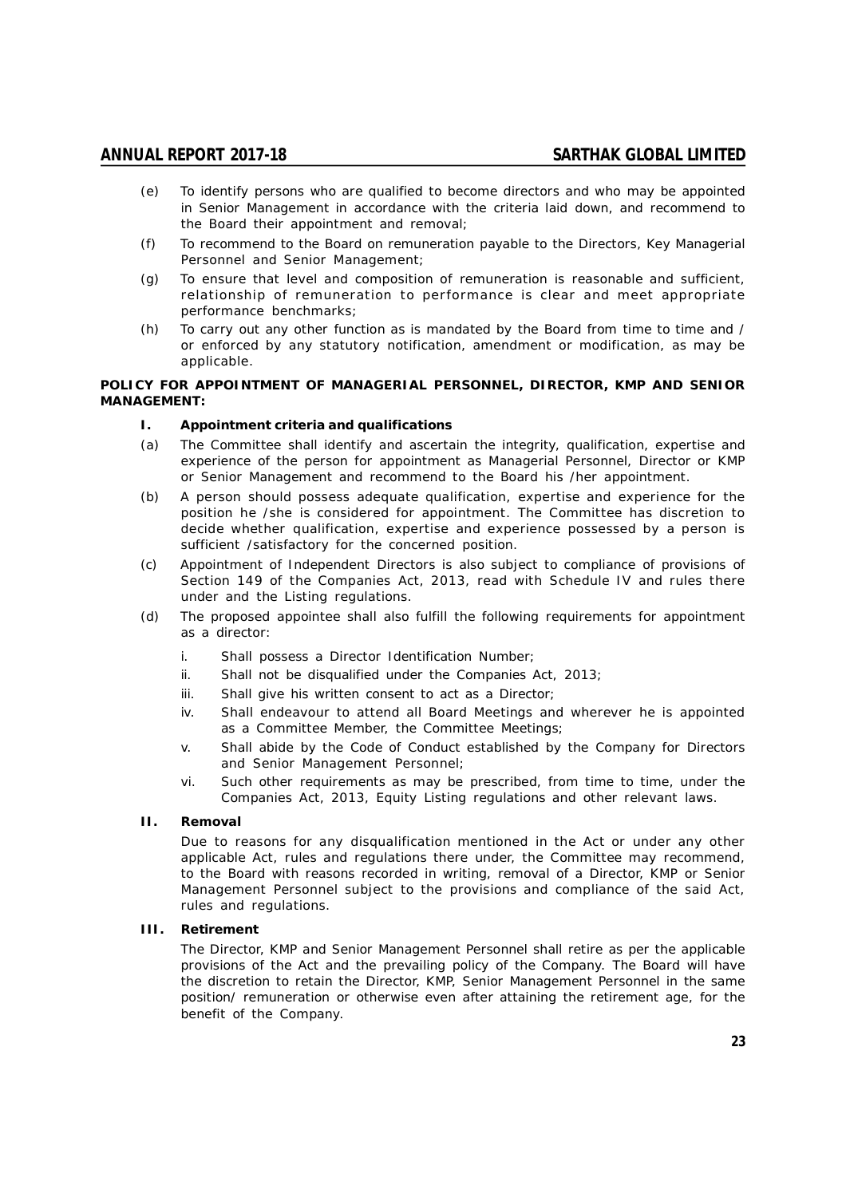(e) To identify persons who are qualified to become directors and who may be appointed in Senior Management in accordance with the criteria laid down, and recommend to the Board their appointment and removal;

(f) To recommend to the Board on remuneration payable to the Directors, Key Managerial Personnel and Senior Management;

(g) To ensure that level and composition of remuneration is reasonable and sufficient, relationship of remuneration to performance is clear and meet appropriate performance benchmarks;

(h) To carry out any other function as is mandated by the Board from time to time and / or enforced by any statutory notification, amendment or modification, as may be applicable.

**POLICY FOR APPOINTMENT OF MANAGERIAL PERSONNEL, DIRECTOR, KMP AND SENIOR MANAGEMENT:**

**I. Appointment criteria and qualifications**

(a) The Committee shall identify and ascertain the integrity, qualification, expertise and experience of the person for appointment as Managerial Personnel, Director or KMP or Senior Management and recommend to the Board his /her appointment.

(b) A person should possess adequate qualification, expertise and experience for the position he /she is considered for appointment. The Committee has discretion to decide whether qualification, expertise and experience possessed by a person is sufficient /satisfactory for the concerned position.

(c) Appointment of Independent Directors is also subject to compliance of provisions of Section 149 of the Companies Act, 2013, read with Schedule IV and rules there under and the Listing regulations.

(d) The proposed appointee shall also fulfill the following requirements for appointment as a director:

i. Shall possess a Director Identification Number;

ii. Shall not be disqualified under the Companies Act, 2013;

iii. Shall give his written consent to act as a Director;

iv. Shall endeavour to attend all Board Meetings and wherever he is appointed as a Committee Member, the Committee Meetings;

v. Shall abide by the Code of Conduct established by the Company for Directors and Senior Management Personnel;

vi. Such other requirements as may be prescribed, from time to time, under the Companies Act, 2013, Equity Listing regulations and other relevant laws.

**II. Removal**

Due to reasons for any disqualification mentioned in the Act or under any other applicable Act, rules and regulations there under, the Committee may recommend, to the Board with reasons recorded in writing, removal of a Director, KMP or Senior Management Personnel subject to the provisions and compliance of the said Act, rules and regulations.

**III. Retirement**

The Director, KMP and Senior Management Personnel shall retire as per the applicable provisions of the Act and the prevailing policy of the Company. The Board will have the discretion to retain the Director, KMP, Senior Management Personnel in the same position/ remuneration or otherwise even after attaining the retirement age, for the benefit of the Company.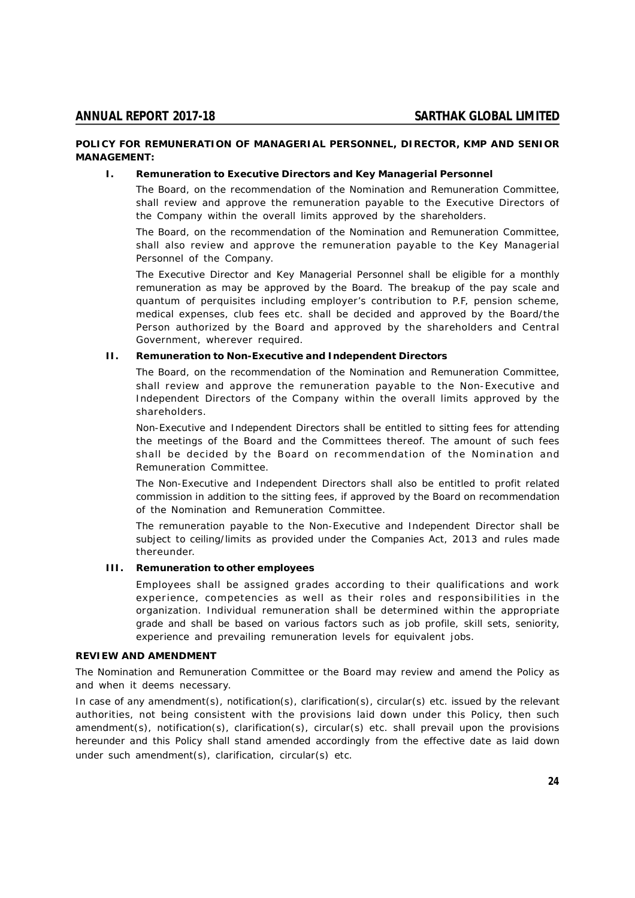**POLICY FOR REMUNERATION OF MANAGERIAL PERSONNEL, DIRECTOR, KMP AND SENIOR MANAGEMENT:**

**I. Remuneration to Executive Directors and Key Managerial Personnel**

The Board, on the recommendation of the Nomination and Remuneration Committee, shall review and approve the remuneration payable to the Executive Directors of the Company within the overall limits approved by the shareholders.

The Board, on the recommendation of the Nomination and Remuneration Committee, shall also review and approve the remuneration payable to the Key Managerial Personnel of the Company.

The Executive Director and Key Managerial Personnel shall be eligible for a monthly remuneration as may be approved by the Board. The breakup of the pay scale and quantum of perquisites including employer's contribution to P.F, pension scheme, medical expenses, club fees etc. shall be decided and approved by the Board/the Person authorized by the Board and approved by the shareholders and Central Government, wherever required.

**II. Remuneration to Non-Executive and Independent Directors**

The Board, on the recommendation of the Nomination and Remuneration Committee, shall review and approve the remuneration payable to the Non-Executive and Independent Directors of the Company within the overall limits approved by the shareholders.

Non-Executive and Independent Directors shall be entitled to sitting fees for attending the meetings of the Board and the Committees thereof. The amount of such fees shall be decided by the Board on recommendation of the Nomination and Remuneration Committee.

The Non-Executive and Independent Directors shall also be entitled to profit related commission in addition to the sitting fees, if approved by the Board on recommendation of the Nomination and Remuneration Committee.

The remuneration payable to the Non-Executive and Independent Director shall be subject to ceiling/limits as provided under the Companies Act, 2013 and rules made thereunder.

**III. Remuneration to other employees**

Employees shall be assigned grades according to their qualifications and work experience, competencies as well as their roles and responsibilities in the organization. Individual remuneration shall be determined within the appropriate grade and shall be based on various factors such as job profile, skill sets, seniority, experience and prevailing remuneration levels for equivalent jobs.

**REVIEW AND AMENDMENT**

The Nomination and Remuneration Committee or the Board may review and amend the Policy as and when it deems necessary.

In case of any amendment(s), notification(s), clarification(s), circular(s) etc. issued by the relevant authorities, not being consistent with the provisions laid down under this Policy, then such amendment(s), notification(s), clarification(s), circular(s) etc. shall prevail upon the provisions hereunder and this Policy shall stand amended accordingly from the effective date as laid down under such amendment(s), clarification, circular(s) etc.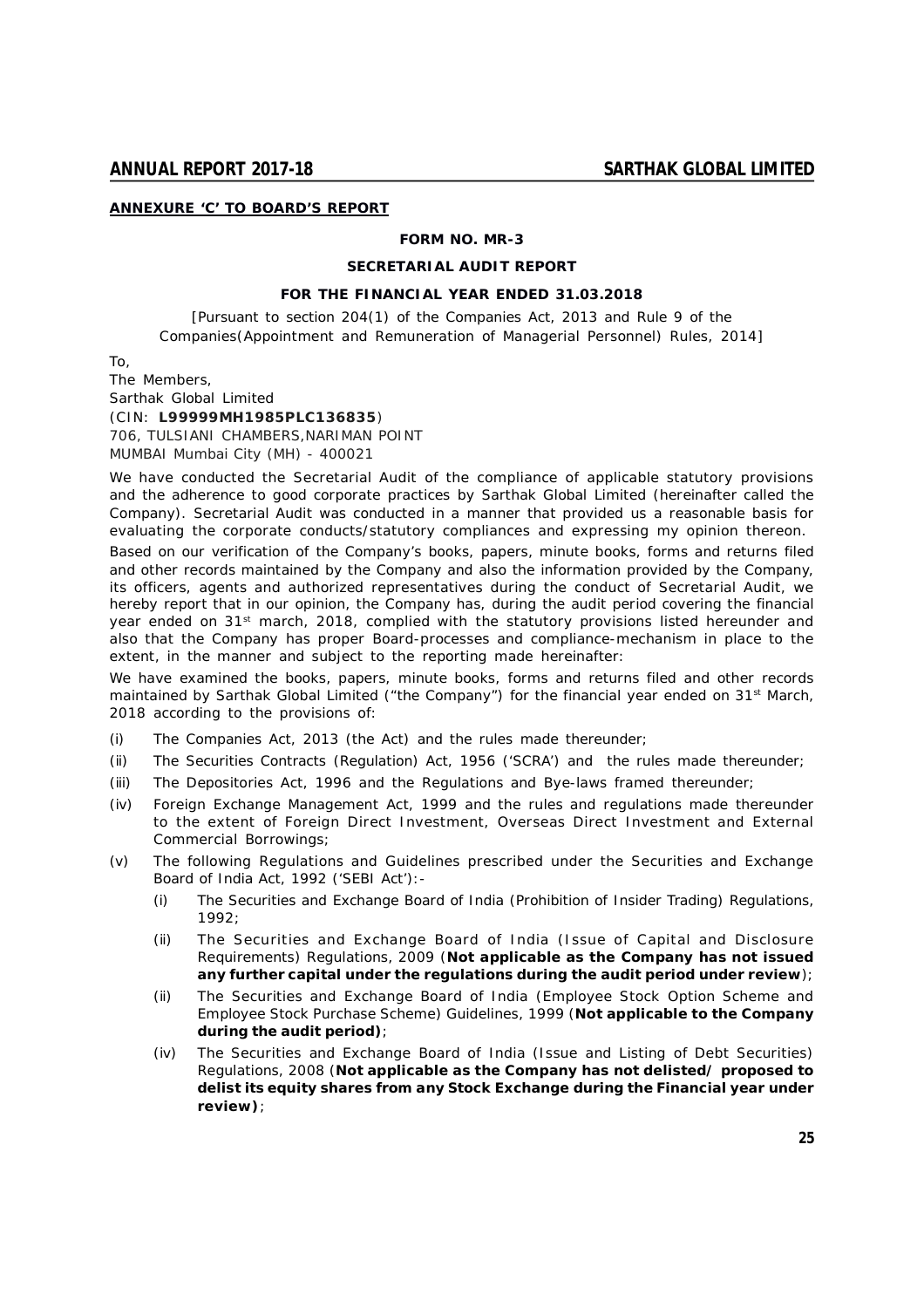**ANNEXURE 'C' TO BOARD'S REPORT**

**FORM NO. MR-3**

**SECRETARIAL AUDIT REPORT**

**FOR THE FINANCIAL YEAR ENDED 31.03.2018**

[Pursuant to section 204(1) of the Companies Act, 2013 and Rule 9 of the Companies(Appointment and Remuneration of Managerial Personnel) Rules, 2014]

To,
The Members,
Sarthak Global Limited
(CIN: **L99999MH1985PLC136835**)
706, TULSIANI CHAMBERS,NARIMAN POINT
MUMBAI Mumbai City (MH) - 400021

We have conducted the Secretarial Audit of the compliance of applicable statutory provisions and the adherence to good corporate practices by Sarthak Global Limited (hereinafter called the Company). Secretarial Audit was conducted in a manner that provided us a reasonable basis for evaluating the corporate conducts/statutory compliances and expressing my opinion thereon.

Based on our verification of the Company's books, papers, minute books, forms and returns filed and other records maintained by the Company and also the information provided by the Company, its officers, agents and authorized representatives during the conduct of Secretarial Audit, we hereby report that in our opinion, the Company has, during the audit period covering the financial year ended on 31st march, 2018, complied with the statutory provisions listed hereunder and also that the Company has proper Board-processes and compliance-mechanism in place to the extent, in the manner and subject to the reporting made hereinafter:

We have examined the books, papers, minute books, forms and returns filed and other records maintained by Sarthak Global Limited ("the Company") for the financial year ended on 31st March, 2018 according to the provisions of:

(i) The Companies Act, 2013 (the Act) and the rules made thereunder;

(ii) The Securities Contracts (Regulation) Act, 1956 ('SCRA') and the rules made thereunder;

(iii) The Depositories Act, 1996 and the Regulations and Bye-laws framed thereunder;

(iv) Foreign Exchange Management Act, 1999 and the rules and regulations made thereunder to the extent of Foreign Direct Investment, Overseas Direct Investment and External Commercial Borrowings;

(v) The following Regulations and Guidelines prescribed under the Securities and Exchange Board of India Act, 1992 ('SEBI Act'):-

  (i) The Securities and Exchange Board of India (Prohibition of Insider Trading) Regulations, 1992;

  (ii) The Securities and Exchange Board of India (Issue of Capital and Disclosure Requirements) Regulations, 2009 (**Not applicable as the Company has not issued any further capital under the regulations during the audit period under review**);

  (ii) The Securities and Exchange Board of India (Employee Stock Option Scheme and Employee Stock Purchase Scheme) Guidelines, 1999 (**Not applicable to the Company during the audit period)**;

  (iv) The Securities and Exchange Board of India (Issue and Listing of Debt Securities) Regulations, 2008 (**Not applicable as the Company has not delisted/ proposed to delist its equity shares from any Stock Exchange during the Financial year under review)**;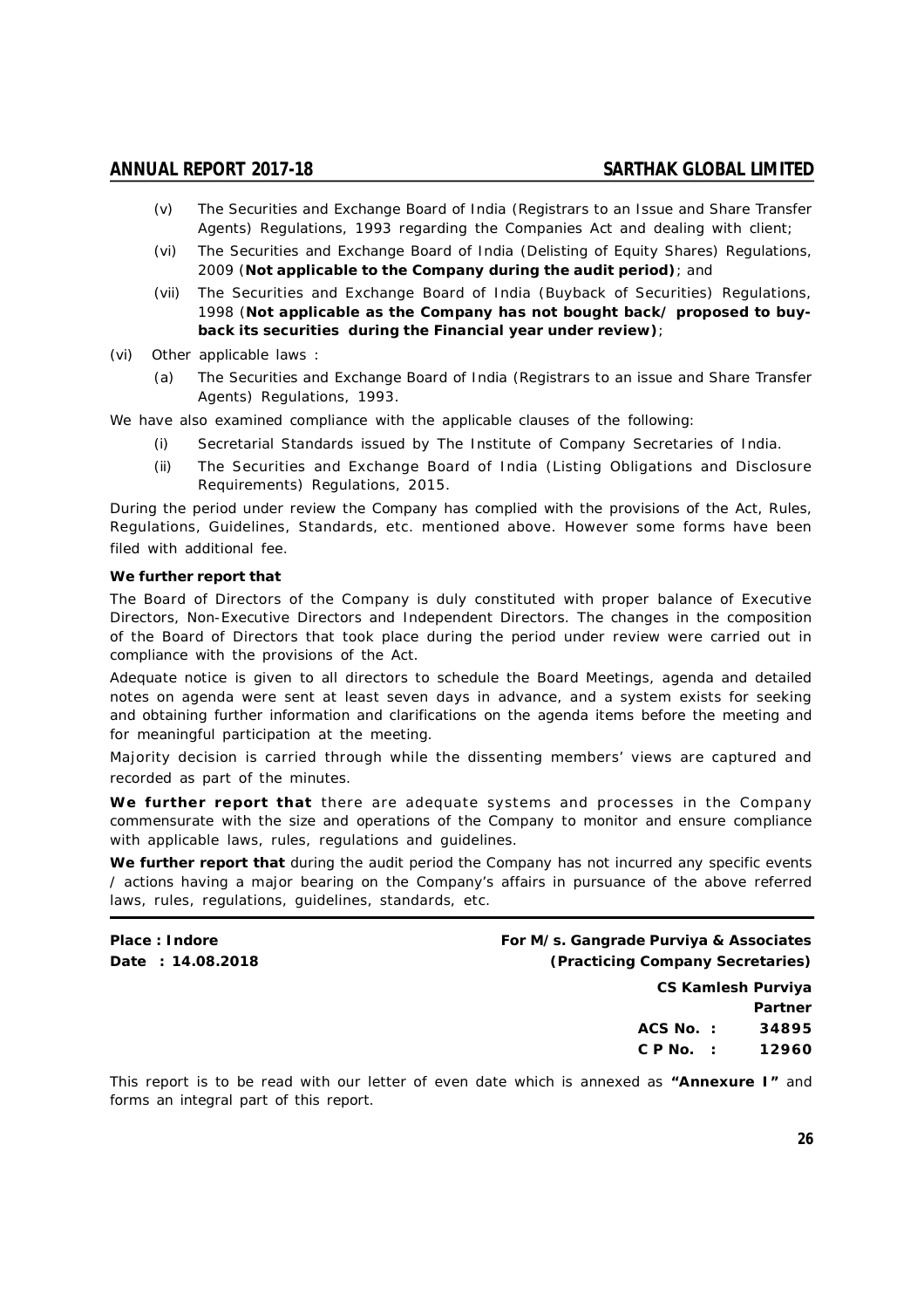(v) The Securities and Exchange Board of India (Registrars to an Issue and Share Transfer Agents) Regulations, 1993 regarding the Companies Act and dealing with client;

(vi) The Securities and Exchange Board of India (Delisting of Equity Shares) Regulations, 2009 (**Not applicable to the Company during the audit period)**; and

(vii) The Securities and Exchange Board of India (Buyback of Securities) Regulations, 1998 (**Not applicable as the Company has not bought back/ proposed to buy-back its securities during the Financial year under review)**;

(vi) Other applicable laws :

(a) The Securities and Exchange Board of India (Registrars to an issue and Share Transfer Agents) Regulations, 1993.

We have also examined compliance with the applicable clauses of the following:

(i) Secretarial Standards issued by The Institute of Company Secretaries of India.

(ii) The Securities and Exchange Board of India (Listing Obligations and Disclosure Requirements) Regulations, 2015.

During the period under review the Company has complied with the provisions of the Act, Rules, Regulations, Guidelines, Standards, etc. mentioned above. However some forms have been filed with additional fee.

**We further report that**

The Board of Directors of the Company is duly constituted with proper balance of Executive Directors, Non-Executive Directors and Independent Directors. The changes in the composition of the Board of Directors that took place during the period under review were carried out in compliance with the provisions of the Act.

Adequate notice is given to all directors to schedule the Board Meetings, agenda and detailed notes on agenda were sent at least seven days in advance, and a system exists for seeking and obtaining further information and clarifications on the agenda items before the meeting and for meaningful participation at the meeting.

Majority decision is carried through while the dissenting members' views are captured and recorded as part of the minutes.

**We further report that** there are adequate systems and processes in the Company commensurate with the size and operations of the Company to monitor and ensure compliance with applicable laws, rules, regulations and guidelines.

**We further report that** during the audit period the Company has not incurred any specific events / actions having a major bearing on the Company's affairs in pursuance of the above referred laws, rules, regulations, guidelines, standards, etc.

**Place : Indore**
**Date : 14.08.2018**

**For M/s. Gangrade Purviya & Associates**
**(Practicing Company Secretaries)**

**CS Kamlesh Purviya**
**Partner**
**ACS No. : 34895**
**C P No. : 12960**

This report is to be read with our letter of even date which is annexed as **"Annexure I"** and forms an integral part of this report.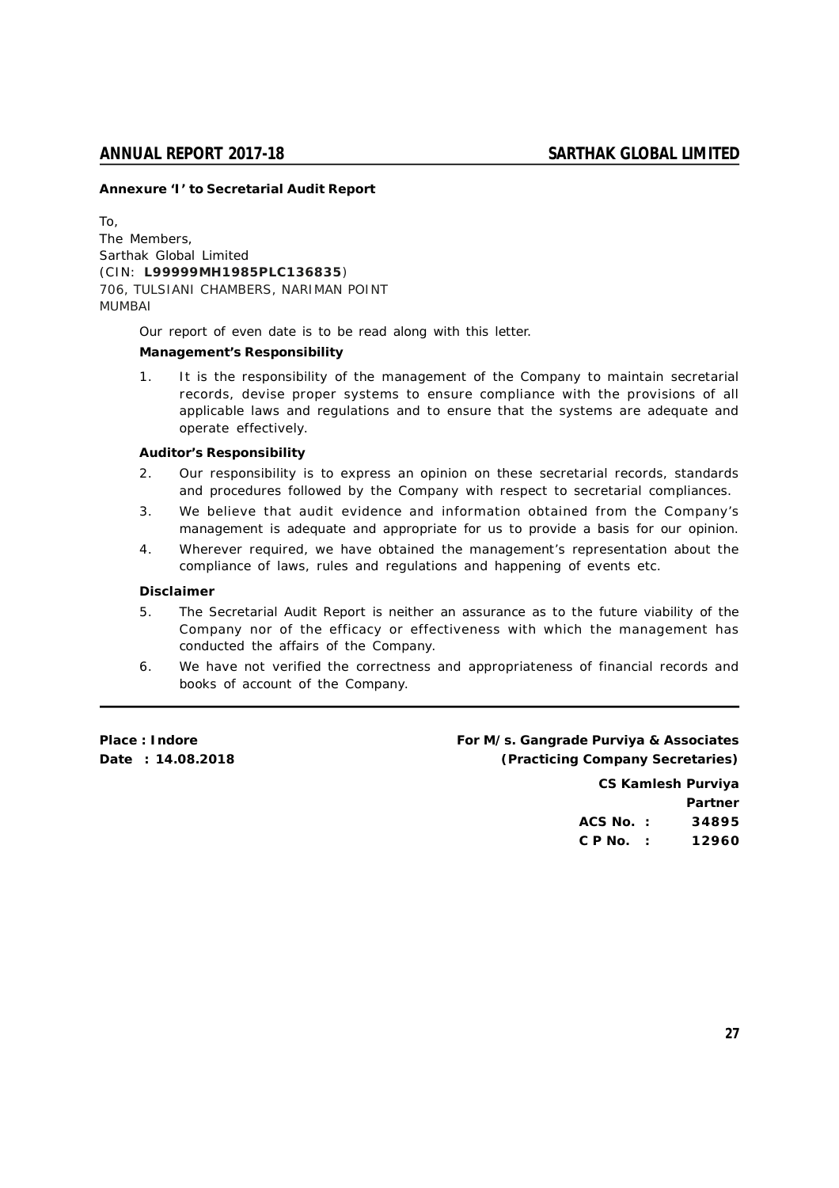**Annexure 'I' to Secretarial Audit Report**

To,
The Members,
Sarthak Global Limited
(CIN: **L99999MH1985PLC136835**)
706, TULSIANI CHAMBERS, NARIMAN POINT
MUMBAI

Our report of even date is to be read along with this letter.

**Management's Responsibility**

1. It is the responsibility of the management of the Company to maintain secretarial records, devise proper systems to ensure compliance with the provisions of all applicable laws and regulations and to ensure that the systems are adequate and operate effectively.

**Auditor's Responsibility**

2. Our responsibility is to express an opinion on these secretarial records, standards and procedures followed by the Company with respect to secretarial compliances.
3. We believe that audit evidence and information obtained from the Company's management is adequate and appropriate for us to provide a basis for our opinion.
4. Wherever required, we have obtained the management's representation about the compliance of laws, rules and regulations and happening of events etc.

**Disclaimer**

5. The Secretarial Audit Report is neither an assurance as to the future viability of the Company nor of the efficacy or effectiveness with which the management has conducted the affairs of the Company.
6. We have not verified the correctness and appropriateness of financial records and books of account of the Company.

---

**Place : Indore**
**Date : 14.08.2018**

**For M/s. Gangrade Purviya & Associates**
**(Practicing Company Secretaries)**

**CS Kamlesh Purviya**
**Partner**
**ACS No. : 34895**
**C P No. : 12960**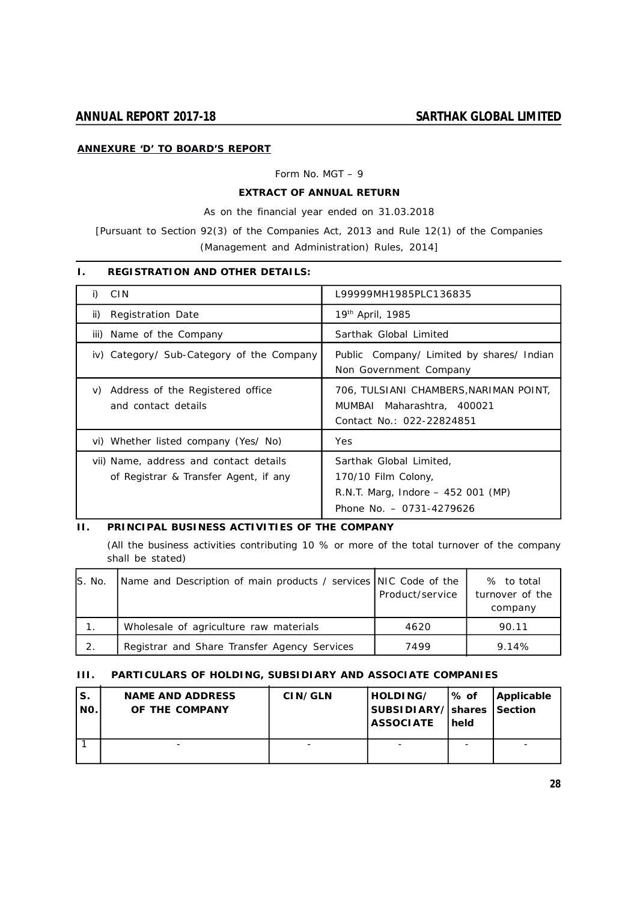**ANNEXURE 'D' TO BOARD'S REPORT**

Form No. MGT – 9

**EXTRACT OF ANNUAL RETURN**

As on the financial year ended on 31.03.2018

[Pursuant to Section 92(3) of the Companies Act, 2013 and Rule 12(1) of the Companies (Management and Administration) Rules, 2014]

## I. REGISTRATION AND OTHER DETAILS:

| | |
|---|---|
| i) CIN | L99999MH1985PLC136835 |
| ii) Registration Date | 19th April, 1985 |
| iii) Name of the Company | Sarthak Global Limited |
| iv) Category/ Sub-Category of the Company | Public Company/ Limited by shares/ Indian Non Government Company |
| v) Address of the Registered office and contact details | 706, TULSIANI CHAMBERS,NARIMAN POINT, MUMBAI Maharashtra, 400021<br>Contact No.: 022-22824851 |
| vi) Whether listed company (Yes/ No) | Yes |
| vii) Name, address and contact details of Registrar & Transfer Agent, if any | Sarthak Global Limited,<br>170/10 Film Colony,<br>R.N.T. Marg, Indore – 452 001 (MP)<br>Phone No. – 0731-4279626 |

## II. PRINCIPAL BUSINESS ACTIVITIES OF THE COMPANY

(All the business activities contributing 10 % or more of the total turnover of the company shall be stated)

| S. No. | Name and Description of main products / services | NIC Code of the Product/service | % to total turnover of the company |
|---|---|---|---|
| 1. | Wholesale of agriculture raw materials | 4620 | 90.11 |
| 2. | Registrar and Share Transfer Agency Services | 7499 | 9.14% |

## III. PARTICULARS OF HOLDING, SUBSIDIARY AND ASSOCIATE COMPANIES

| S. NO. | NAME AND ADDRESS OF THE COMPANY | CIN/GLN | HOLDING/ SUBSIDIARY/ ASSOCIATE | % of shares held | Applicable Section |
|---|---|---|---|---|---|
| 1 | - | - | - | - | - |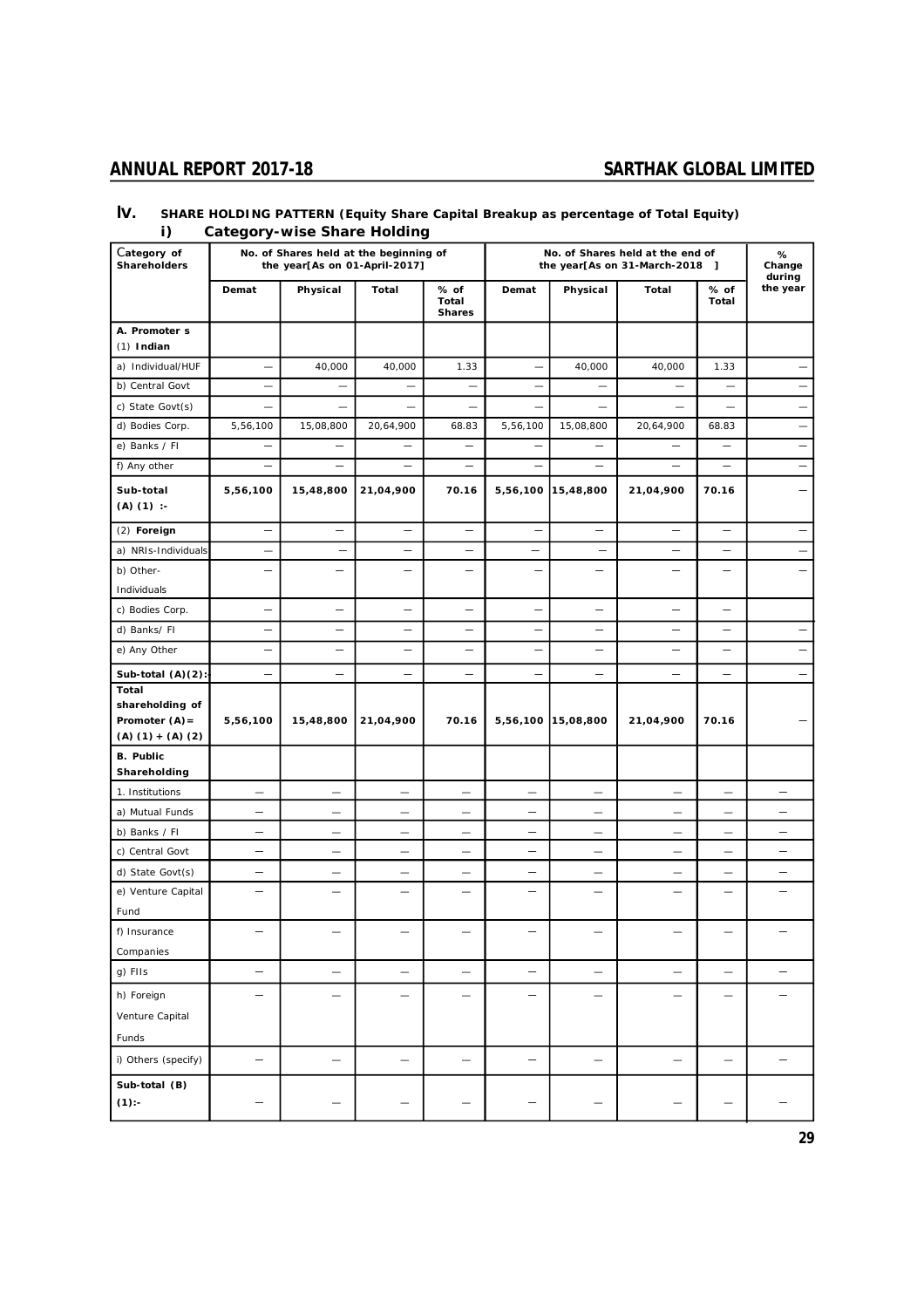## IV. SHARE HOLDING PATTERN (Equity Share Capital Breakup as percentage of Total Equity)

### i) Category-wise Share Holding

| Category of Shareholders | No. of Shares held at the beginning of the year[As on 01-April-2017] | | | | No. of Shares held at the end of the year[As on 31-March-2018 ] | | | | % Change during the year |
|---|---|---|---|---|---|---|---|---|---|
| | Demat | Physical | Total | % of Total Shares | Demat | Physical | Total | % of Total | |
| **A. Promoter s** (1) **Indian** | | | | | | | | | |
| a) Individual/HUF | — | 40,000 | 40,000 | 1.33 | — | 40,000 | 40,000 | 1.33 | — |
| b) Central Govt | — | — | — | — | — | — | — | — | — |
| c) State Govt(s) | — | — | — | — | — | — | — | — | — |
| d) Bodies Corp. | 5,56,100 | 15,08,800 | 20,64,900 | 68.83 | 5,56,100 | 15,08,800 | 20,64,900 | 68.83 | — |
| e) Banks / FI | — | — | — | — | — | — | — | — | — |
| f) Any other | — | — | — | — | — | — | — | — | — |
| **Sub-total (A) (1) :-** | **5,56,100** | **15,48,800** | **21,04,900** | **70.16** | **5,56,100** | **15,48,800** | **21,04,900** | **70.16** | — |
| (2) **Foreign** | — | — | — | — | — | — | — | — | — |
| a) NRIs-Individuals | — | — | — | — | — | — | — | — | — |
| b) Other-Individuals | — | — | — | — | — | — | — | — | — |
| c) Bodies Corp. | — | — | — | — | — | — | — | — | |
| d) Banks/ FI | — | — | — | — | — | — | — | — | — |
| e) Any Other | — | — | — | — | — | — | — | — | — |
| **Sub-total (A)(2):-** | — | — | — | — | — | — | — | — | — |
| **Total shareholding of Promoter (A)= (A) (1) + (A) (2)** | **5,56,100** | **15,48,800** | **21,04,900** | **70.16** | **5,56,100** | **15,08,800** | **21,04,900** | **70.16** | — |
| **B. Public Shareholding** | | | | | | | | | |
| 1. Institutions | — | — | — | — | — | — | — | — | — |
| a) Mutual Funds | — | — | — | — | — | — | — | — | — |
| b) Banks / FI | — | — | — | — | — | — | — | — | — |
| c) Central Govt | — | — | — | — | — | — | — | — | — |
| d) State Govt(s) | — | — | — | — | — | — | — | — | — |
| e) Venture Capital Fund | — | — | — | — | — | — | — | — | — |
| f) Insurance Companies | — | — | — | — | — | — | — | — | — |
| g) FIIs | — | — | — | — | — | — | — | — | — |
| h) Foreign Venture Capital Funds | — | — | — | — | — | — | — | — | — |
| i) Others (specify) | — | — | — | — | — | — | — | — | — |
| **Sub-total (B) (1):-** | — | — | — | — | — | — | — | — | — |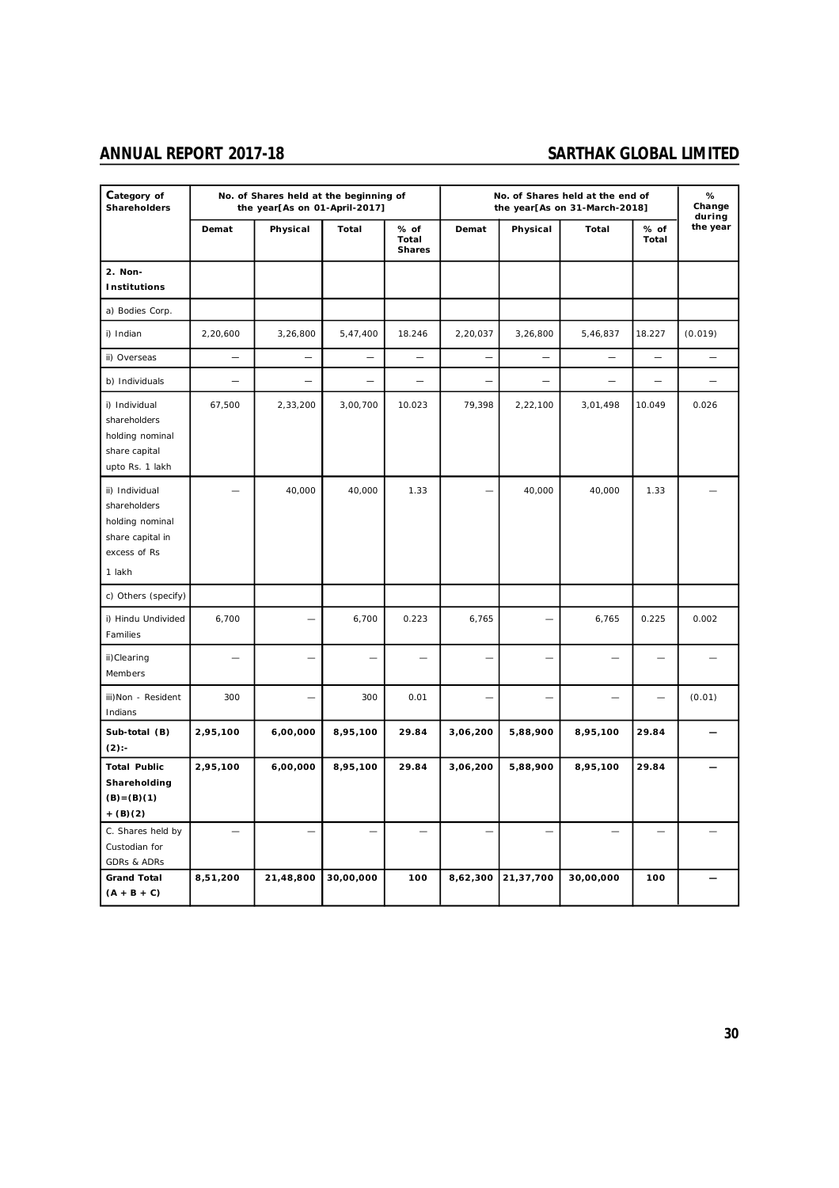| Category of Shareholders | No. of Shares held at the beginning of the year[As on 01-April-2017] | | | | No. of Shares held at the end of the year[As on 31-March-2018] | | | | % Change during the year |
|---|---|---|---|---|---|---|---|---|---|
| | Demat | Physical | Total | % of Total Shares | Demat | Physical | Total | % of Total | |
| **2. Non-Institutions** | | | | | | | | | |
| a) Bodies Corp. | | | | | | | | | |
| i) Indian | 2,20,600 | 3,26,800 | 5,47,400 | 18.246 | 2,20,037 | 3,26,800 | 5,46,837 | 18.227 | (0.019) |
| ii) Overseas | — | — | — | — | — | — | — | — | — |
| b) Individuals | — | — | — | — | — | — | — | — | — |
| i) Individual shareholders holding nominal share capital upto Rs. 1 lakh | 67,500 | 2,33,200 | 3,00,700 | 10.023 | 79,398 | 2,22,100 | 3,01,498 | 10.049 | 0.026 |
| ii) Individual shareholders holding nominal share capital in excess of Rs 1 lakh | — | 40,000 | 40,000 | 1.33 | — | 40,000 | 40,000 | 1.33 | — |
| c) Others (specify) | | | | | | | | | |
| i) Hindu Undivided Families | 6,700 | — | 6,700 | 0.223 | 6,765 | — | 6,765 | 0.225 | 0.002 |
| ii) Clearing Members | — | — | — | — | — | — | — | — | — |
| iii) Non - Resident Indians | 300 | — | 300 | 0.01 | — | — | — | — | (0.01) |
| **Sub-total (B)(2):-** | **2,95,100** | **6,00,000** | **8,95,100** | **29.84** | **3,06,200** | **5,88,900** | **8,95,100** | **29.84** | **—** |
| **Total Public Shareholding (B)=(B)(1) + (B)(2)** | **2,95,100** | **6,00,000** | **8,95,100** | **29.84** | **3,06,200** | **5,88,900** | **8,95,100** | **29.84** | **—** |
| C. Shares held by Custodian for GDRs & ADRs | — | — | — | — | — | — | — | — | — |
| **Grand Total (A + B + C)** | **8,51,200** | **21,48,800** | **30,00,000** | **100** | **8,62,300** | **21,37,700** | **30,00,000** | **100** | **—** |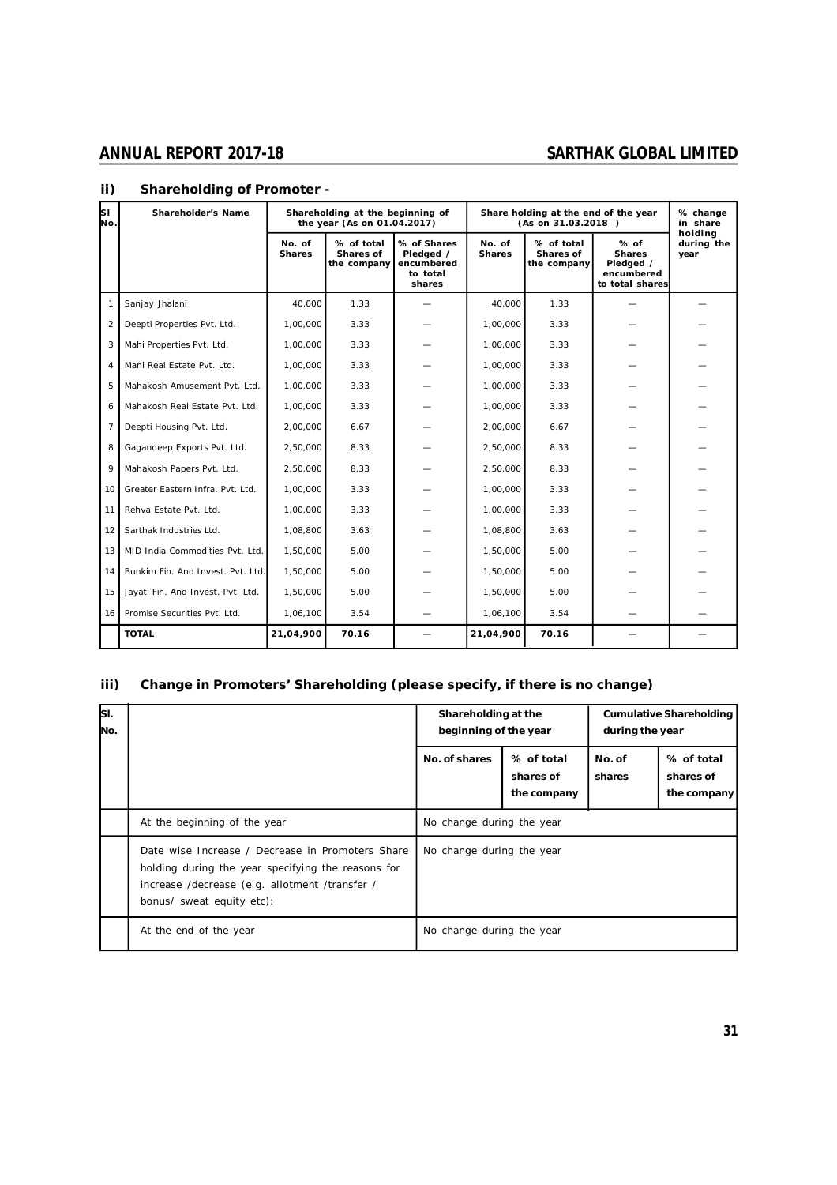### ii) Shareholding of Promoter -

| Sl No. | Shareholder's Name | Shareholding at the beginning of the year (As on 01.04.2017) | | | Share holding at the end of the year (As on 31.03.2018 ) | | | % change in share holding during the year |
|---|---|---|---|---|---|---|---|---|
| | | No. of Shares | % of total Shares of the company | % of Shares Pledged / encumbered to total shares | No. of Shares | % of total Shares of the company | % of Shares Pledged / encumbered to total shares | |
| 1 | Sanjay Jhalani | 40,000 | 1.33 | — | 40,000 | 1.33 | — | — |
| 2 | Deepti Properties Pvt. Ltd. | 1,00,000 | 3.33 | — | 1,00,000 | 3.33 | — | — |
| 3 | Mahi Properties Pvt. Ltd. | 1,00,000 | 3.33 | — | 1,00,000 | 3.33 | — | — |
| 4 | Mani Real Estate Pvt. Ltd. | 1,00,000 | 3.33 | — | 1,00,000 | 3.33 | — | — |
| 5 | Mahakosh Amusement Pvt. Ltd. | 1,00,000 | 3.33 | — | 1,00,000 | 3.33 | — | — |
| 6 | Mahakosh Real Estate Pvt. Ltd. | 1,00,000 | 3.33 | — | 1,00,000 | 3.33 | — | — |
| 7 | Deepti Housing Pvt. Ltd. | 2,00,000 | 6.67 | — | 2,00,000 | 6.67 | — | — |
| 8 | Gagandeep Exports Pvt. Ltd. | 2,50,000 | 8.33 | — | 2,50,000 | 8.33 | — | — |
| 9 | Mahakosh Papers Pvt. Ltd. | 2,50,000 | 8.33 | — | 2,50,000 | 8.33 | — | — |
| 10 | Greater Eastern Infra. Pvt. Ltd. | 1,00,000 | 3.33 | — | 1,00,000 | 3.33 | — | — |
| 11 | Rehva Estate Pvt. Ltd. | 1,00,000 | 3.33 | — | 1,00,000 | 3.33 | — | — |
| 12 | Sarthak Industries Ltd. | 1,08,800 | 3.63 | — | 1,08,800 | 3.63 | — | — |
| 13 | MID India Commodities Pvt. Ltd. | 1,50,000 | 5.00 | — | 1,50,000 | 5.00 | — | — |
| 14 | Bunkim Fin. And Invest. Pvt. Ltd. | 1,50,000 | 5.00 | — | 1,50,000 | 5.00 | — | — |
| 15 | Jayati Fin. And Invest. Pvt. Ltd. | 1,50,000 | 5.00 | — | 1,50,000 | 5.00 | — | — |
| 16 | Promise Securities Pvt. Ltd. | 1,06,100 | 3.54 | — | 1,06,100 | 3.54 | — | — |
| | **TOTAL** | **21,04,900** | **70.16** | — | **21,04,900** | **70.16** | — | — |

### iii) Change in Promoters' Shareholding (please specify, if there is no change)

| Sl. No. | | Shareholding at the beginning of the year | | Cumulative Shareholding during the year | |
|---|---|---|---|---|---|
| | | No. of shares | % of total shares of the company | No. of shares | % of total shares of the company |
| | At the beginning of the year | No change during the year | | | |
| | Date wise Increase / Decrease in Promoters Share holding during the year specifying the reasons for increase /decrease (e.g. allotment /transfer / bonus/ sweat equity etc): | No change during the year | | | |
| | At the end of the year | No change during the year | | | |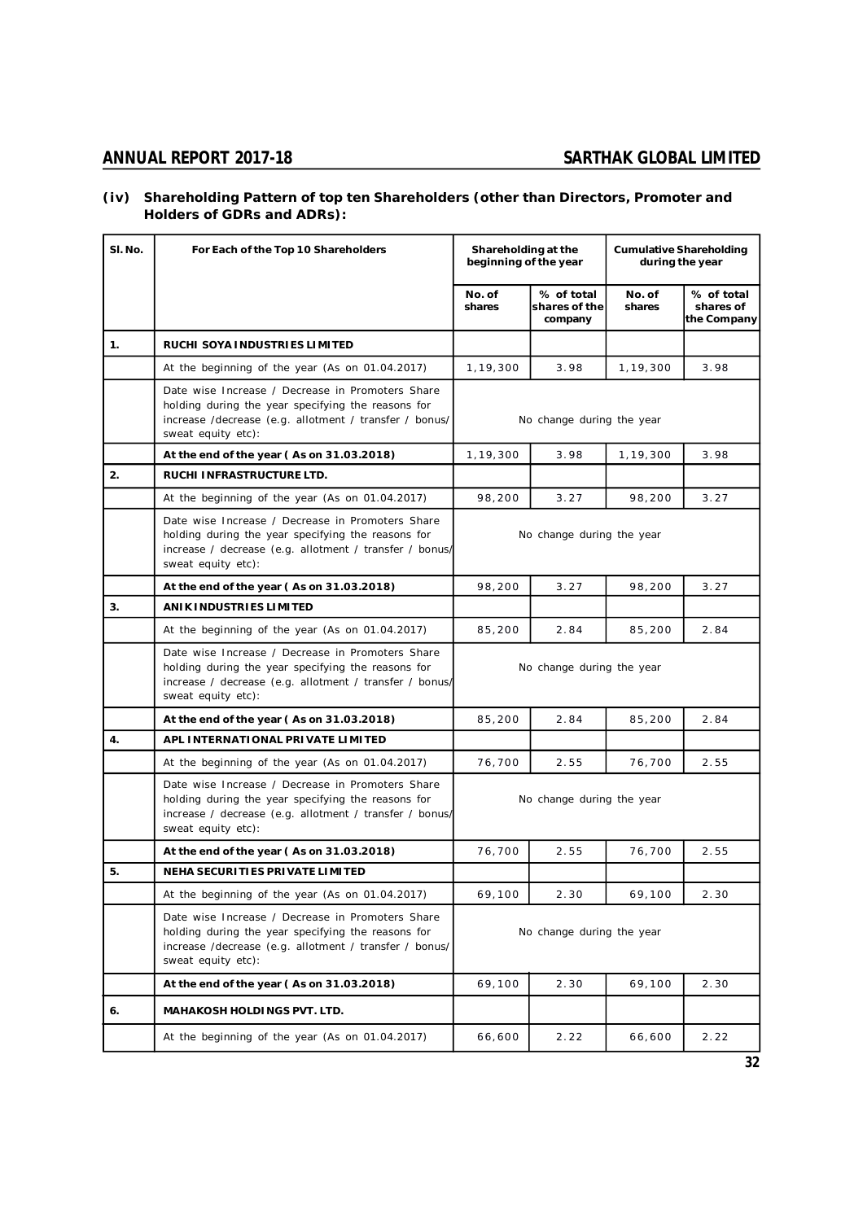### (iv) Shareholding Pattern of top ten Shareholders (other than Directors, Promoter and Holders of GDRs and ADRs):

| Sl. No. | For Each of the Top 10 Shareholders | Shareholding at the beginning of the year | | Cumulative Shareholding during the year | |
|---|---|---|---|---|---|
| | | No. of shares | % of total shares of the company | No. of shares | % of total shares of the Company |
| 1. | **RUCHI SOYA INDUSTRIES LIMITED** | | | | |
| | At the beginning of the year (As on 01.04.2017) | 1,19,300 | 3.98 | 1,19,300 | 3.98 |
| | Date wise Increase / Decrease in Promoters Share holding during the year specifying the reasons for increase /decrease (e.g. allotment / transfer / bonus/ sweat equity etc): | No change during the year | | | |
| | **At the end of the year ( As on 31.03.2018)** | 1,19,300 | 3.98 | 1,19,300 | 3.98 |
| 2. | **RUCHI INFRASTRUCTURE LTD.** | | | | |
| | At the beginning of the year (As on 01.04.2017) | 98,200 | 3.27 | 98,200 | 3.27 |
| | Date wise Increase / Decrease in Promoters Share holding during the year specifying the reasons for increase / decrease (e.g. allotment / transfer / bonus/ sweat equity etc): | No change during the year | | | |
| | **At the end of the year ( As on 31.03.2018)** | 98,200 | 3.27 | 98,200 | 3.27 |
| 3. | **ANIK INDUSTRIES LIMITED** | | | | |
| | At the beginning of the year (As on 01.04.2017) | 85,200 | 2.84 | 85,200 | 2.84 |
| | Date wise Increase / Decrease in Promoters Share holding during the year specifying the reasons for increase / decrease (e.g. allotment / transfer / bonus/ sweat equity etc): | No change during the year | | | |
| | **At the end of the year ( As on 31.03.2018)** | 85,200 | 2.84 | 85,200 | 2.84 |
| 4. | **APL INTERNATIONAL PRIVATE LIMITED** | | | | |
| | At the beginning of the year (As on 01.04.2017) | 76,700 | 2.55 | 76,700 | 2.55 |
| | Date wise Increase / Decrease in Promoters Share holding during the year specifying the reasons for increase / decrease (e.g. allotment / transfer / bonus/ sweat equity etc): | No change during the year | | | |
| | **At the end of the year ( As on 31.03.2018)** | 76,700 | 2.55 | 76,700 | 2.55 |
| 5. | **NEHA SECURITIES PRIVATE LIMITED** | | | | |
| | At the beginning of the year (As on 01.04.2017) | 69,100 | 2.30 | 69,100 | 2.30 |
| | Date wise Increase / Decrease in Promoters Share holding during the year specifying the reasons for increase /decrease (e.g. allotment / transfer / bonus/ sweat equity etc): | No change during the year | | | |
| | **At the end of the year ( As on 31.03.2018)** | 69,100 | 2.30 | 69,100 | 2.30 |
| 6. | **MAHAKOSH HOLDINGS PVT. LTD.** | | | | |
| | At the beginning of the year (As on 01.04.2017) | 66,600 | 2.22 | 66,600 | 2.22 |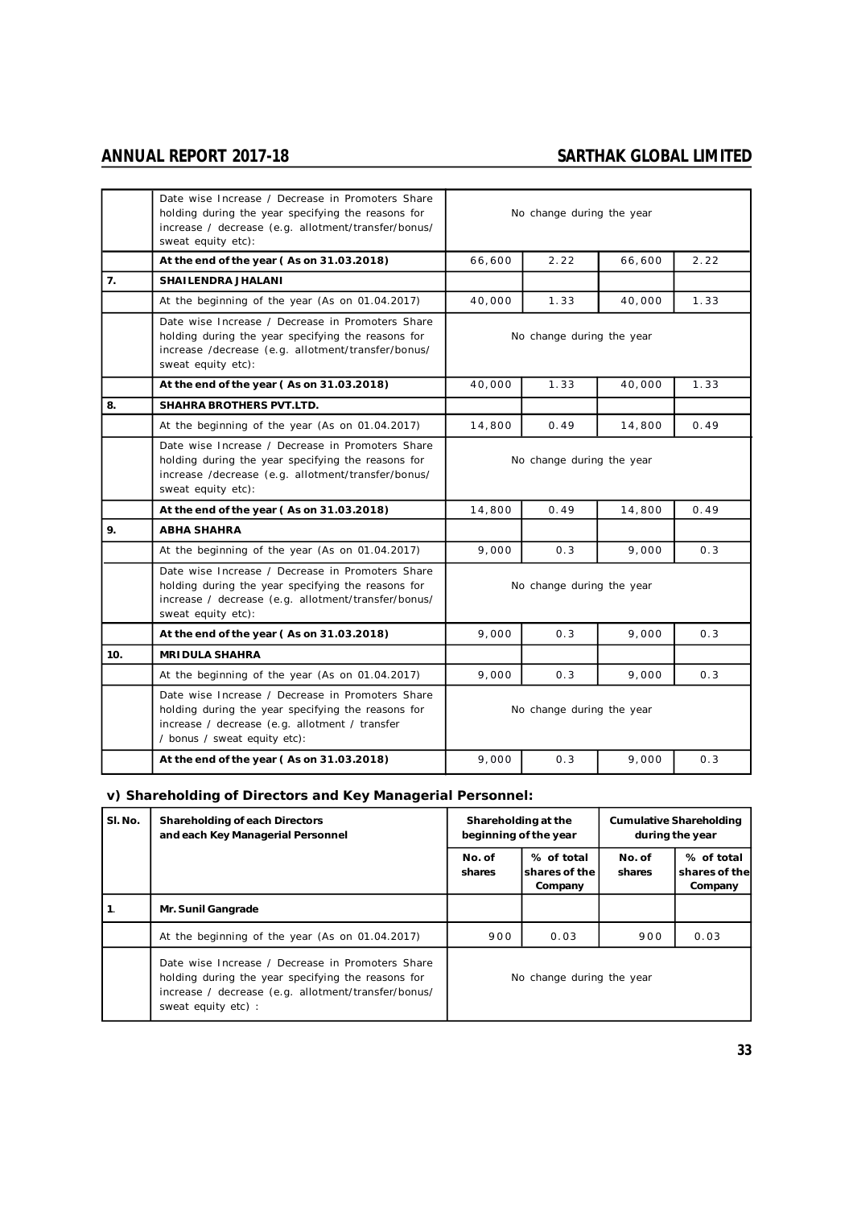| | | | | | |
|---|---|---|---|---|---|
| | Date wise Increase / Decrease in Promoters Share holding during the year specifying the reasons for increase / decrease (e.g. allotment/transfer/bonus/ sweat equity etc): | No change during the year | | | |
| | **At the end of the year ( As on 31.03.2018)** | 66,600 | 2.22 | 66,600 | 2.22 |
| **7.** | **SHAILENDRA JHALANI** | | | | |
| | At the beginning of the year (As on 01.04.2017) | 40,000 | 1.33 | 40,000 | 1.33 |
| | Date wise Increase / Decrease in Promoters Share holding during the year specifying the reasons for increase /decrease (e.g. allotment/transfer/bonus/ sweat equity etc): | No change during the year | | | |
| | **At the end of the year ( As on 31.03.2018)** | 40,000 | 1.33 | 40,000 | 1.33 |
| **8.** | **SHAHRA BROTHERS PVT.LTD.** | | | | |
| | At the beginning of the year (As on 01.04.2017) | 14,800 | 0.49 | 14,800 | 0.49 |
| | Date wise Increase / Decrease in Promoters Share holding during the year specifying the reasons for increase /decrease (e.g. allotment/transfer/bonus/ sweat equity etc): | No change during the year | | | |
| | **At the end of the year ( As on 31.03.2018)** | 14,800 | 0.49 | 14,800 | 0.49 |
| **9.** | **ABHA SHAHRA** | | | | |
| | At the beginning of the year (As on 01.04.2017) | 9,000 | 0.3 | 9,000 | 0.3 |
| | Date wise Increase / Decrease in Promoters Share holding during the year specifying the reasons for increase / decrease (e.g. allotment/transfer/bonus/ sweat equity etc): | No change during the year | | | |
| | **At the end of the year ( As on 31.03.2018)** | 9,000 | 0.3 | 9,000 | 0.3 |
| **10.** | **MRIDULA SHAHRA** | | | | |
| | At the beginning of the year (As on 01.04.2017) | 9,000 | 0.3 | 9,000 | 0.3 |
| | Date wise Increase / Decrease in Promoters Share holding during the year specifying the reasons for increase / decrease (e.g. allotment / transfer / bonus / sweat equity etc): | No change during the year | | | |
| | **At the end of the year ( As on 31.03.2018)** | 9,000 | 0.3 | 9,000 | 0.3 |

### v) Shareholding of Directors and Key Managerial Personnel:

| Sl. No. | Shareholding of each Directors and each Key Managerial Personnel | Shareholding at the beginning of the year | | Cumulative Shareholding during the year | |
|---|---|---|---|---|---|
| | | No. of shares | % of total shares of the Company | No. of shares | % of total shares of the Company |
| 1. | **Mr. Sunil Gangrade** | | | | |
| | At the beginning of the year (As on 01.04.2017) | 900 | 0.03 | 900 | 0.03 |
| | Date wise Increase / Decrease in Promoters Share holding during the year specifying the reasons for increase / decrease (e.g. allotment/transfer/bonus/ sweat equity etc) : | No change during the year | | | |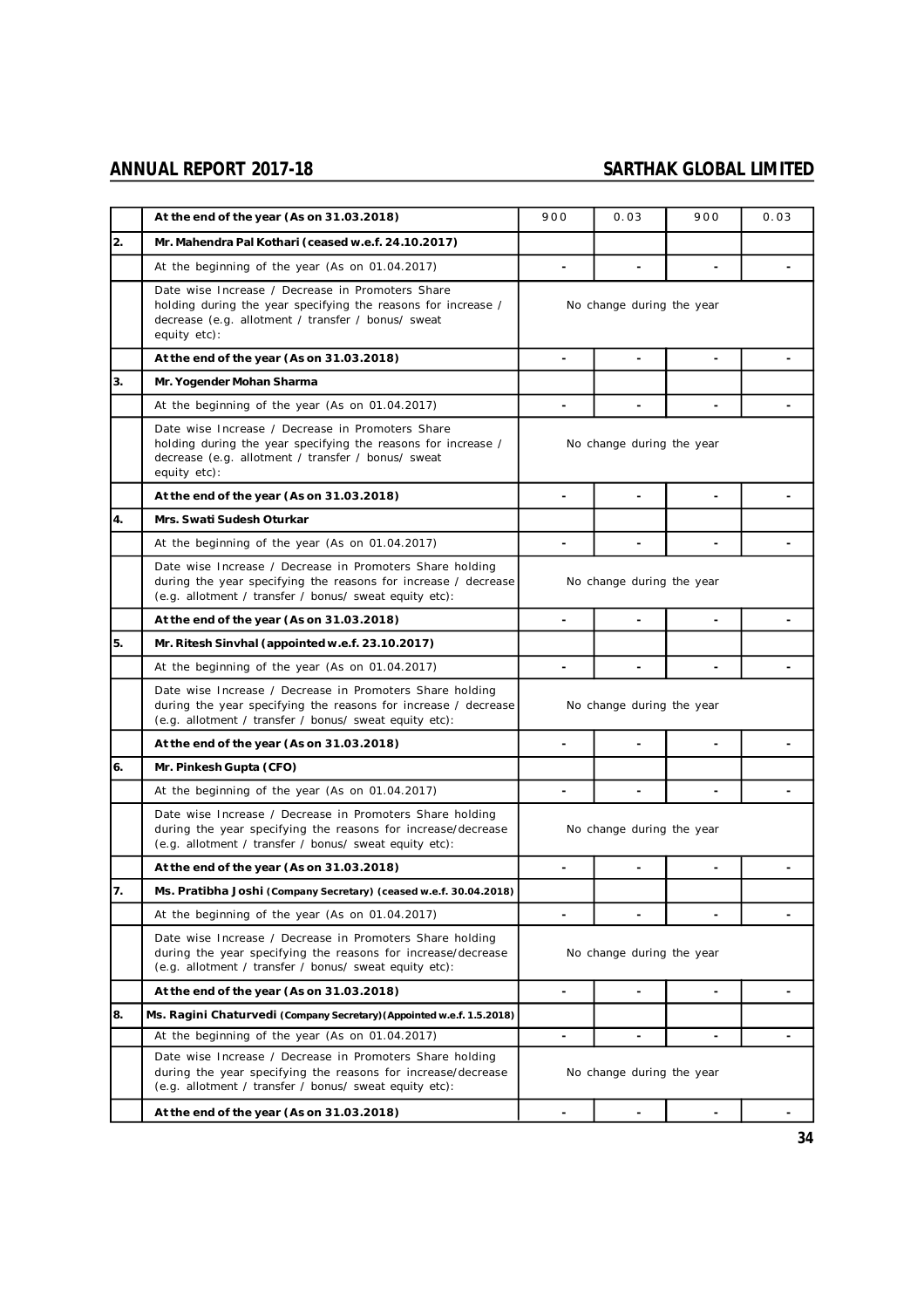|  |  |  |  |  |  |
|---|---|---|---|---|---|
|  | **At the end of the year (As on 31.03.2018)** | 900 | 0.03 | 900 | 0.03 |
| 2. | **Mr. Mahendra Pal Kothari (ceased w.e.f. 24.10.2017)** |  |  |  |  |
|  | At the beginning of the year (As on 01.04.2017) | - | - | - | - |
|  | Date wise Increase / Decrease in Promoters Share holding during the year specifying the reasons for increase / decrease (e.g. allotment / transfer / bonus/ sweat equity etc): | No change during the year |  |  |  |
|  | **At the end of the year (As on 31.03.2018)** | - | - | - | - |
| 3. | **Mr. Yogender Mohan Sharma** |  |  |  |  |
|  | At the beginning of the year (As on 01.04.2017) | - | - | - | - |
|  | Date wise Increase / Decrease in Promoters Share holding during the year specifying the reasons for increase / decrease (e.g. allotment / transfer / bonus/ sweat equity etc): | No change during the year |  |  |  |
|  | **At the end of the year (As on 31.03.2018)** | - | - | - | - |
| 4. | **Mrs. Swati Sudesh Oturkar** |  |  |  |  |
|  | At the beginning of the year (As on 01.04.2017) | - | - | - | - |
|  | Date wise Increase / Decrease in Promoters Share holding during the year specifying the reasons for increase / decrease (e.g. allotment / transfer / bonus/ sweat equity etc): | No change during the year |  |  |  |
|  | **At the end of the year (As on 31.03.2018)** | - | - | - | - |
| 5. | **Mr. Ritesh Sinvhal (appointed w.e.f. 23.10.2017)** |  |  |  |  |
|  | At the beginning of the year (As on 01.04.2017) | - | - | - | - |
|  | Date wise Increase / Decrease in Promoters Share holding during the year specifying the reasons for increase / decrease (e.g. allotment / transfer / bonus/ sweat equity etc): | No change during the year |  |  |  |
|  | **At the end of the year (As on 31.03.2018)** | - | - | - | - |
| 6. | **Mr. Pinkesh Gupta (CFO)** |  |  |  |  |
|  | At the beginning of the year (As on 01.04.2017) | - | - | - | - |
|  | Date wise Increase / Decrease in Promoters Share holding during the year specifying the reasons for increase/decrease (e.g. allotment / transfer / bonus/ sweat equity etc): | No change during the year |  |  |  |
|  | **At the end of the year (As on 31.03.2018)** | - | - | - | - |
| 7. | **Ms. Pratibha Joshi (Company Secretary) (ceased w.e.f. 30.04.2018)** |  |  |  |  |
|  | At the beginning of the year (As on 01.04.2017) | - | - | - | - |
|  | Date wise Increase / Decrease in Promoters Share holding during the year specifying the reasons for increase/decrease (e.g. allotment / transfer / bonus/ sweat equity etc): | No change during the year |  |  |  |
|  | **At the end of the year (As on 31.03.2018)** | - | - | - | - |
| 8. | **Ms. Ragini Chaturvedi (Company Secretary)(Appointed w.e.f. 1.5.2018)** |  |  |  |  |
|  | At the beginning of the year (As on 01.04.2017) | - | - | - | - |
|  | Date wise Increase / Decrease in Promoters Share holding during the year specifying the reasons for increase/decrease (e.g. allotment / transfer / bonus/ sweat equity etc): | No change during the year |  |  |  |
|  | **At the end of the year (As on 31.03.2018)** | - | - | - | - |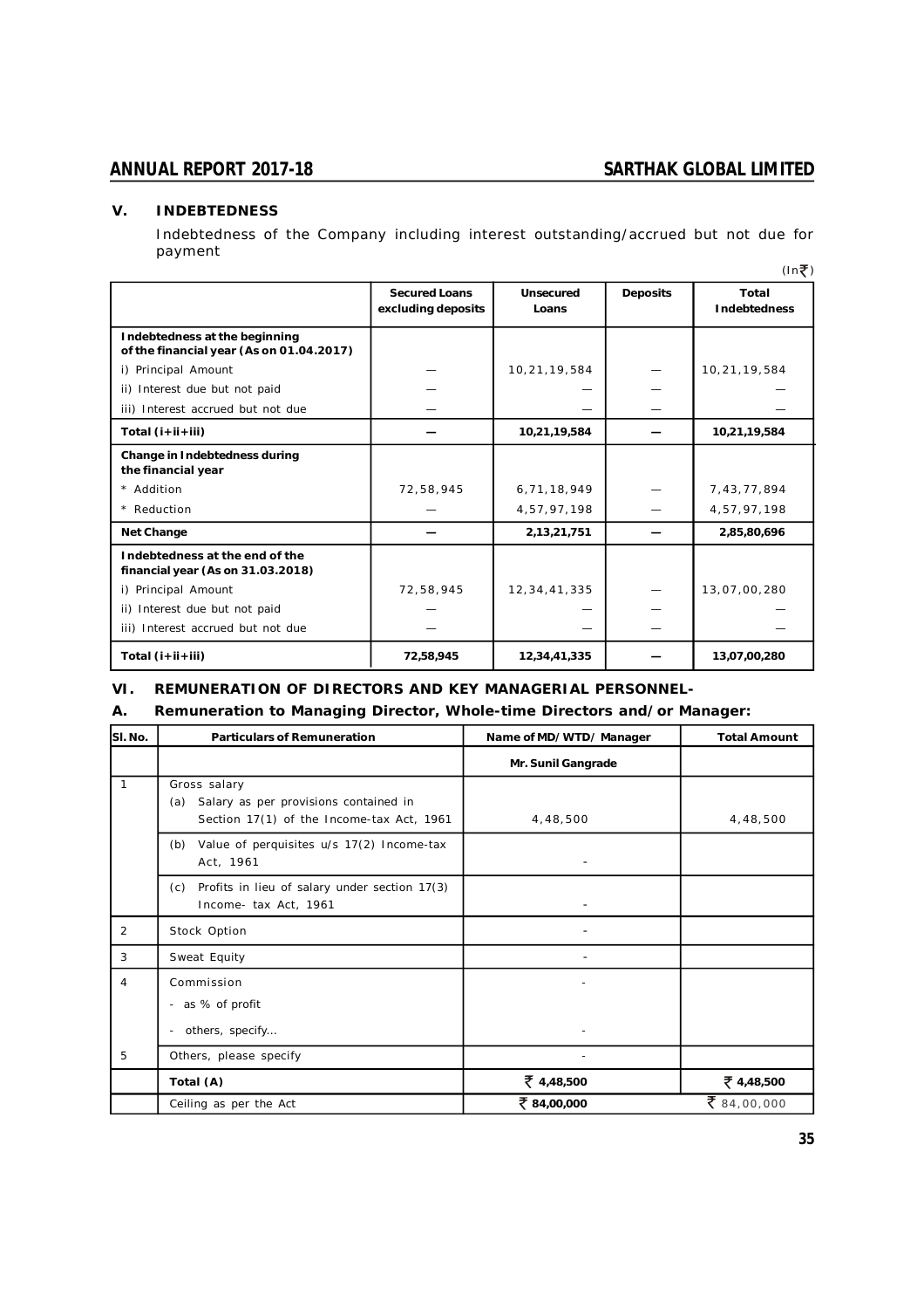## V. INDEBTEDNESS

Indebtedness of the Company including interest outstanding/accrued but not due for payment

(In ₹)

| | Secured Loans excluding deposits | Unsecured Loans | Deposits | Total Indebtedness |
|---|---|---|---|---|
| **Indebtedness at the beginning of the financial year (As on 01.04.2017)** | | | | |
| i) Principal Amount | — | 10,21,19,584 | — | 10,21,19,584 |
| ii) Interest due but not paid | — | — | — | — |
| iii) Interest accrued but not due | — | — | — | — |
| **Total (i+ii+iii)** | **—** | **10,21,19,584** | **—** | **10,21,19,584** |
| **Change in Indebtedness during the financial year** | | | | |
| * Addition | 72,58,945 | 6,71,18,949 | — | 7,43,77,894 |
| * Reduction | — | 4,57,97,198 | — | 4,57,97,198 |
| **Net Change** | **—** | **2,13,21,751** | **—** | **2,85,80,696** |
| **Indebtedness at the end of the financial year (As on 31.03.2018)** | | | | |
| i) Principal Amount | 72,58,945 | 12,34,41,335 | — | 13,07,00,280 |
| ii) Interest due but not paid | — | — | — | — |
| iii) Interest accrued but not due | — | — | — | — |
| **Total (i+ii+iii)** | **72,58,945** | **12,34,41,335** | **—** | **13,07,00,280** |

## VI. REMUNERATION OF DIRECTORS AND KEY MANAGERIAL PERSONNEL-

### A. Remuneration to Managing Director, Whole-time Directors and/or Manager:

| Sl. No. | Particulars of Remuneration | Name of MD/WTD/ Manager | Total Amount |
|---|---|---|---|
| | | **Mr. Sunil Gangrade** | |
| 1 | Gross salary<br>(a) Salary as per provisions contained in Section 17(1) of the Income-tax Act, 1961 | 4,48,500 | 4,48,500 |
| | (b) Value of perquisites u/s 17(2) Income-tax Act, 1961 | - | |
| | (c) Profits in lieu of salary under section 17(3) Income- tax Act, 1961 | - | |
| 2 | Stock Option | - | |
| 3 | Sweat Equity | - | |
| 4 | Commission<br>- as % of profit<br>- others, specify... | -<br><br>- | |
| 5 | Others, please specify | - | |
| | **Total (A)** | **₹ 4,48,500** | **₹ 4,48,500** |
| | Ceiling as per the Act | **₹ 84,00,000** | ₹ 84,00,000 |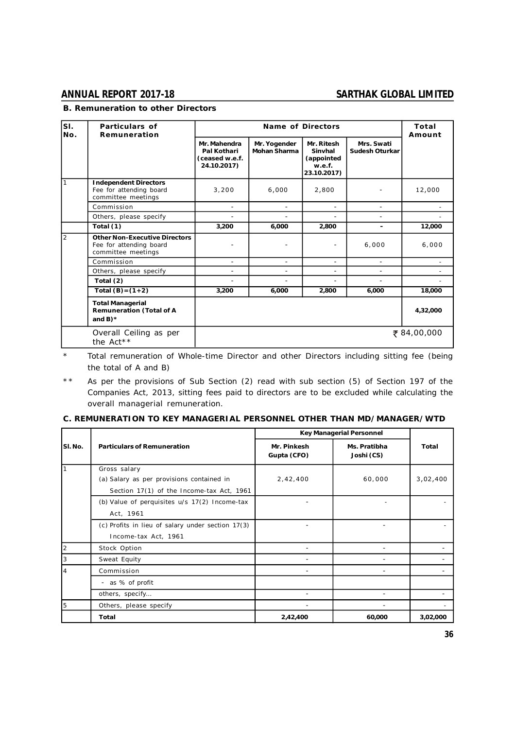**B. Remuneration to other Directors**

| Sl. No. | Particulars of Remuneration | Name of Directors | | | | Total Amount |
|---|---|---|---|---|---|---|
| | | Mr. Mahendra Pal Kothari (ceased w.e.f. 24.10.2017) | Mr. Yogender Mohan Sharma | Mr. Ritesh Sinvhal (appointed w.e.f. 23.10.2017) | Mrs. Swati Sudesh Oturkar | |
| 1 | **Independent Directors** Fee for attending board committee meetings | 3,200 | 6,000 | 2,800 | - | 12,000 |
| | Commission | - | - | - | - | - |
| | Others, please specify | - | - | - | - | - |
| | **Total (1)** | **3,200** | **6,000** | **2,800** | **-** | **12,000** |
| 2 | **Other Non-Executive Directors** Fee for attending board committee meetings | - | - | - | 6,000 | 6,000 |
| | Commission | - | - | - | - | - |
| | Others, please specify | - | - | - | - | - |
| | **Total (2)** | - | - | - | - | - |
| | **Total (B)=(1+2)** | **3,200** | **6,000** | **2,800** | **6,000** | **18,000** |
| | **Total Managerial Remuneration (Total of A and B)*** | | | | | **4,32,000** |
| | Overall Ceiling as per the Act** | | | | | ₹ 84,00,000 |

\* Total remuneration of Whole-time Director and other Directors including sitting fee (being the total of A and B)

\*\* As per the provisions of Sub Section (2) read with sub section (5) of Section 197 of the Companies Act, 2013, sitting fees paid to directors are to be excluded while calculating the overall managerial remuneration.

**C. REMUNERATION TO KEY MANAGERIAL PERSONNEL OTHER THAN MD/MANAGER/WTD**

| Sl. No. | Particulars of Remuneration | Key Managerial Personnel | | Total |
|---|---|---|---|---|
| | | Mr. Pinkesh Gupta (CFO) | Ms. Pratibha Joshi (CS) | |
| 1 | Gross salary<br>(a) Salary as per provisions contained in Section 17(1) of the Income-tax Act, 1961 | 2,42,400 | 60,000 | 3,02,400 |
| | (b) Value of perquisites u/s 17(2) Income-tax Act, 1961 | - | - | - |
| | (c) Profits in lieu of salary under section 17(3) Income-tax Act, 1961 | - | - | - |
| 2 | Stock Option | - | - | - |
| 3 | Sweat Equity | - | - | - |
| 4 | Commission | - | - | - |
| | - as % of profit | | | |
| | others, specify... | - | - | - |
| 5 | Others, please specify | - | - | - |
| | **Total** | **2,42,400** | **60,000** | **3,02,000** |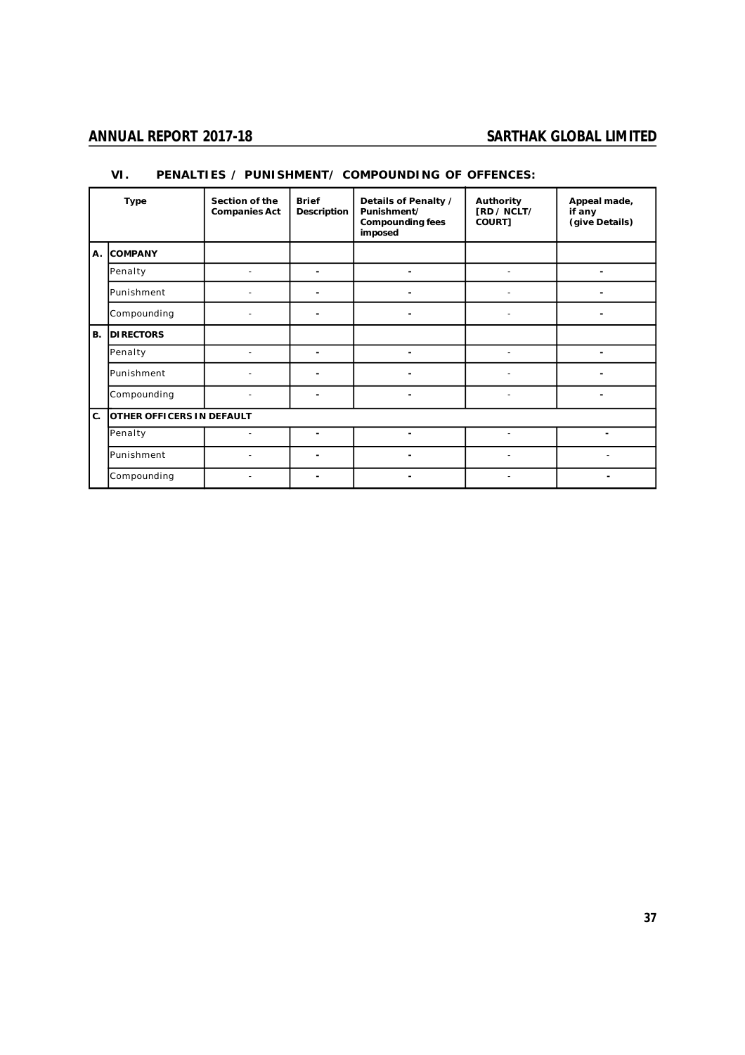### VI. PENALTIES / PUNISHMENT/ COMPOUNDING OF OFFENCES:

| | Type | Section of the Companies Act | Brief Description | Details of Penalty / Punishment/ Compounding fees imposed | Authority [RD / NCLT/ COURT] | Appeal made, if any (give Details) |
|---|---|---|---|---|---|---|
| **A.** | **COMPANY** | | | | | |
| | Penalty | - | - | - | - | - |
| | Punishment | - | - | - | - | - |
| | Compounding | - | - | - | - | - |
| **B.** | **DIRECTORS** | | | | | |
| | Penalty | - | - | - | - | - |
| | Punishment | - | - | - | - | - |
| | Compounding | - | - | - | - | - |
| **C.** | **OTHER OFFICERS IN DEFAULT** | | | | | |
| | Penalty | - | - | - | - | - |
| | Punishment | - | - | - | - | - |
| | Compounding | - | - | - | - | - |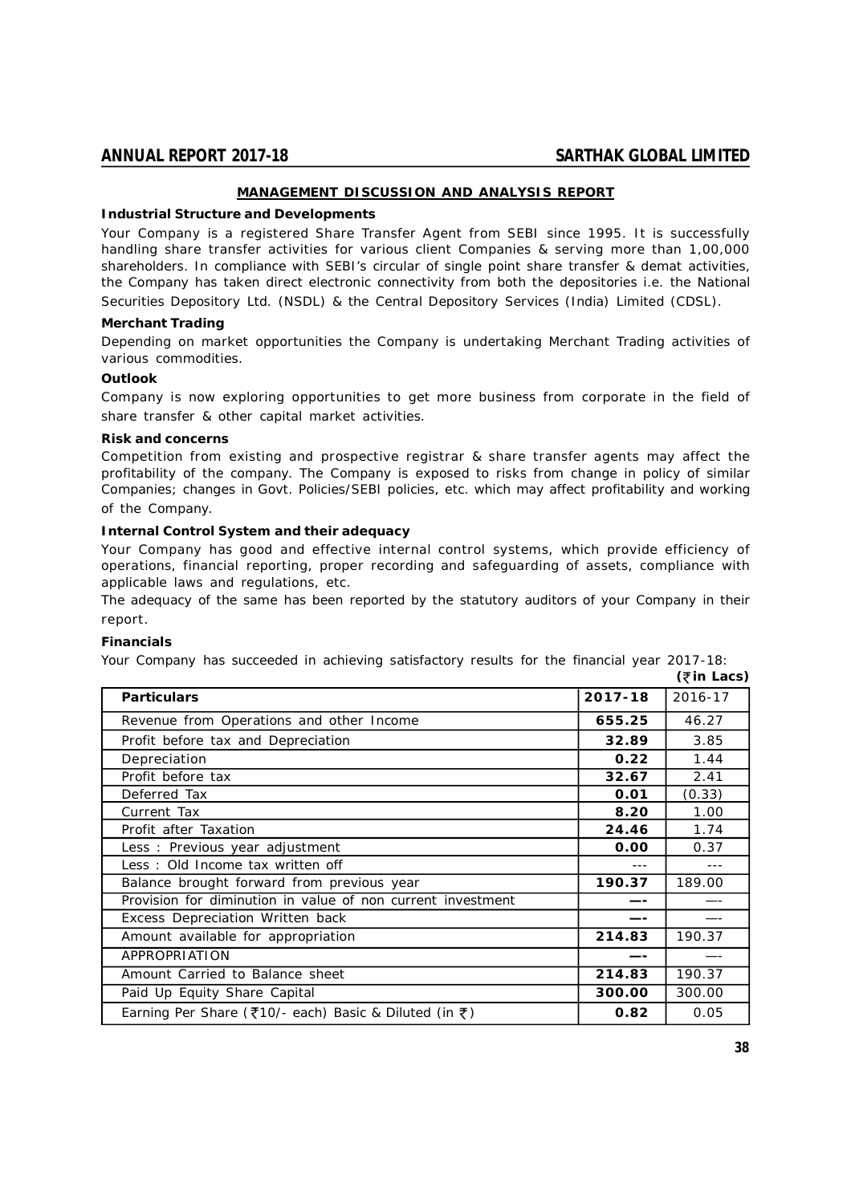## MANAGEMENT DISCUSSION AND ANALYSIS REPORT

**Industrial Structure and Developments**

Your Company is a registered Share Transfer Agent from SEBI since 1995. It is successfully handling share transfer activities for various client Companies & serving more than 1,00,000 shareholders. In compliance with SEBI's circular of single point share transfer & demat activities, the Company has taken direct electronic connectivity from both the depositories i.e. the National Securities Depository Ltd. (NSDL) & the Central Depository Services (India) Limited (CDSL).

**Merchant Trading**

Depending on market opportunities the Company is undertaking Merchant Trading activities of various commodities.

**Outlook**

Company is now exploring opportunities to get more business from corporate in the field of share transfer & other capital market activities.

**Risk and concerns**

Competition from existing and prospective registrar & share transfer agents may affect the profitability of the company. The Company is exposed to risks from change in policy of similar Companies; changes in Govt. Policies/SEBI policies, etc. which may affect profitability and working of the Company.

**Internal Control System and their adequacy**

Your Company has good and effective internal control systems, which provide efficiency of operations, financial reporting, proper recording and safeguarding of assets, compliance with applicable laws and regulations, etc.

The adequacy of the same has been reported by the statutory auditors of your Company in their report.

**Financials**

Your Company has succeeded in achieving satisfactory results for the financial year 2017-18:

**(₹in Lacs)**

| Particulars | 2017-18 | 2016-17 |
|---|---|---|
| Revenue from Operations and other Income | **655.25** | 46.27 |
| Profit before tax and Depreciation | **32.89** | 3.85 |
| Depreciation | **0.22** | 1.44 |
| Profit before tax | **32.67** | 2.41 |
| Deferred Tax | **0.01** | (0.33) |
| Current Tax | **8.20** | 1.00 |
| Profit after Taxation | **24.46** | 1.74 |
| Less : Previous year adjustment | **0.00** | 0.37 |
| Less : Old Income tax written off | --- | --- |
| Balance brought forward from previous year | **190.37** | 189.00 |
| Provision for diminution in value of non current investment | **—-** | —- |
| Excess Depreciation Written back | **—-** | —- |
| Amount available for appropriation | **214.83** | 190.37 |
| APPROPRIATION | **—-** | —- |
| Amount Carried to Balance sheet | **214.83** | 190.37 |
| Paid Up Equity Share Capital | **300.00** | 300.00 |
| Earning Per Share (₹10/- each) Basic & Diluted (in ₹) | **0.82** | 0.05 |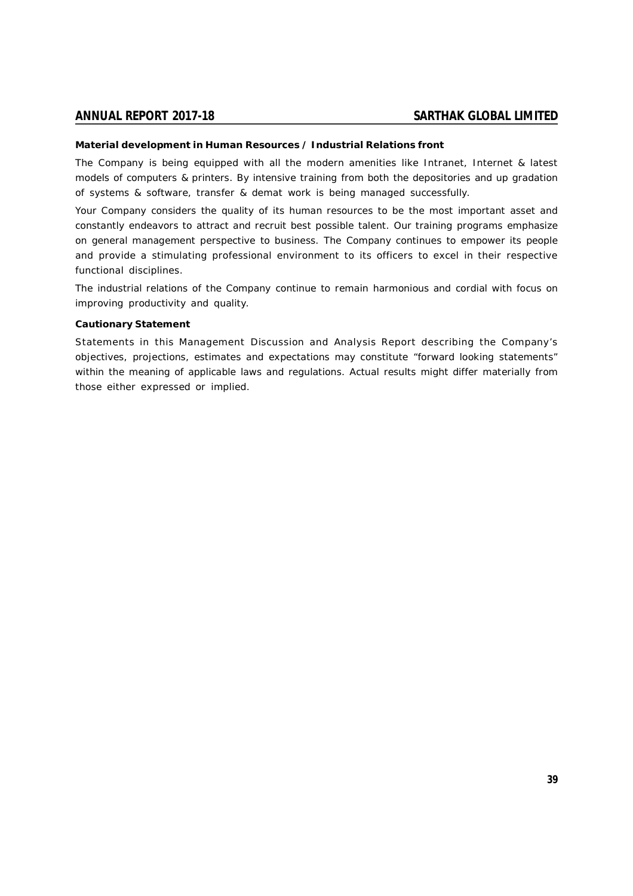**Material development in Human Resources / Industrial Relations front**

The Company is being equipped with all the modern amenities like Intranet, Internet & latest models of computers & printers. By intensive training from both the depositories and up gradation of systems & software, transfer & demat work is being managed successfully.

Your Company considers the quality of its human resources to be the most important asset and constantly endeavors to attract and recruit best possible talent. Our training programs emphasize on general management perspective to business. The Company continues to empower its people and provide a stimulating professional environment to its officers to excel in their respective functional disciplines.

The industrial relations of the Company continue to remain harmonious and cordial with focus on improving productivity and quality.

**Cautionary Statement**

Statements in this Management Discussion and Analysis Report describing the Company's objectives, projections, estimates and expectations may constitute "forward looking statements" within the meaning of applicable laws and regulations. Actual results might differ materially from those either expressed or implied.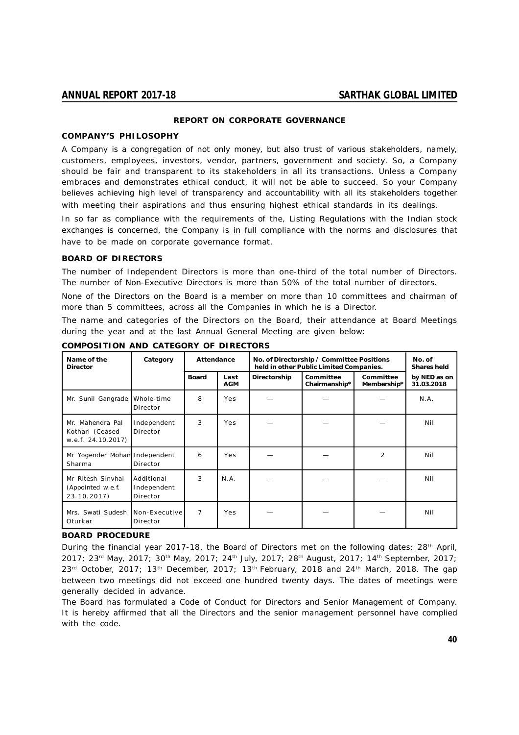## REPORT ON CORPORATE GOVERNANCE

### COMPANY'S PHILOSOPHY

A Company is a congregation of not only money, but also trust of various stakeholders, namely, customers, employees, investors, vendor, partners, government and society. So, a Company should be fair and transparent to its stakeholders in all its transactions. Unless a Company embraces and demonstrates ethical conduct, it will not be able to succeed. So your Company believes achieving high level of transparency and accountability with all its stakeholders together with meeting their aspirations and thus ensuring highest ethical standards in its dealings.

In so far as compliance with the requirements of the, Listing Regulations with the Indian stock exchanges is concerned, the Company is in full compliance with the norms and disclosures that have to be made on corporate governance format.

### BOARD OF DIRECTORS

The number of Independent Directors is more than one-third of the total number of Directors. The number of Non-Executive Directors is more than 50% of the total number of directors.

None of the Directors on the Board is a member on more than 10 committees and chairman of more than 5 committees, across all the Companies in which he is a Director.

The name and categories of the Directors on the Board, their attendance at Board Meetings during the year and at the last Annual General Meeting are given below:

### COMPOSITION AND CATEGORY OF DIRECTORS

| Name of the Director | Category | Attendance | | No. of Directorship / Committee Positions held in other Public Limited Companies. | | | No. of Shares held |
|---|---|---|---|---|---|---|---|
| | | Board | Last AGM | Directorship | Committee Chairmanship* | Committee Membership* | by NED as on 31.03.2018 |
| Mr. Sunil Gangrade | Whole-time Director | 8 | Yes | — | — | — | N.A. |
| Mr. Mahendra Pal Kothari (Ceased w.e.f. 24.10.2017) | Independent Director | 3 | Yes | — | — | — | Nil |
| Mr Yogender Mohan Sharma | Independent Director | 6 | Yes | — | — | 2 | Nil |
| Mr Ritesh Sinvhal (Appointed w.e.f. 23.10.2017) | Additional Independent Director | 3 | N.A. | — | — | — | Nil |
| Mrs. Swati Sudesh Oturkar | Non-Executive Director | 7 | Yes | — | — | — | Nil |

### BOARD PROCEDURE

During the financial year 2017-18, the Board of Directors met on the following dates: 28th April, 2017; 23rd May, 2017; 30th May, 2017; 24th July, 2017; 28th August, 2017; 14th September, 2017; 23rd October, 2017; 13th December, 2017; 13th February, 2018 and 24th March, 2018. The gap between two meetings did not exceed one hundred twenty days. The dates of meetings were generally decided in advance.

The Board has formulated a Code of Conduct for Directors and Senior Management of Company. It is hereby affirmed that all the Directors and the senior management personnel have complied with the code.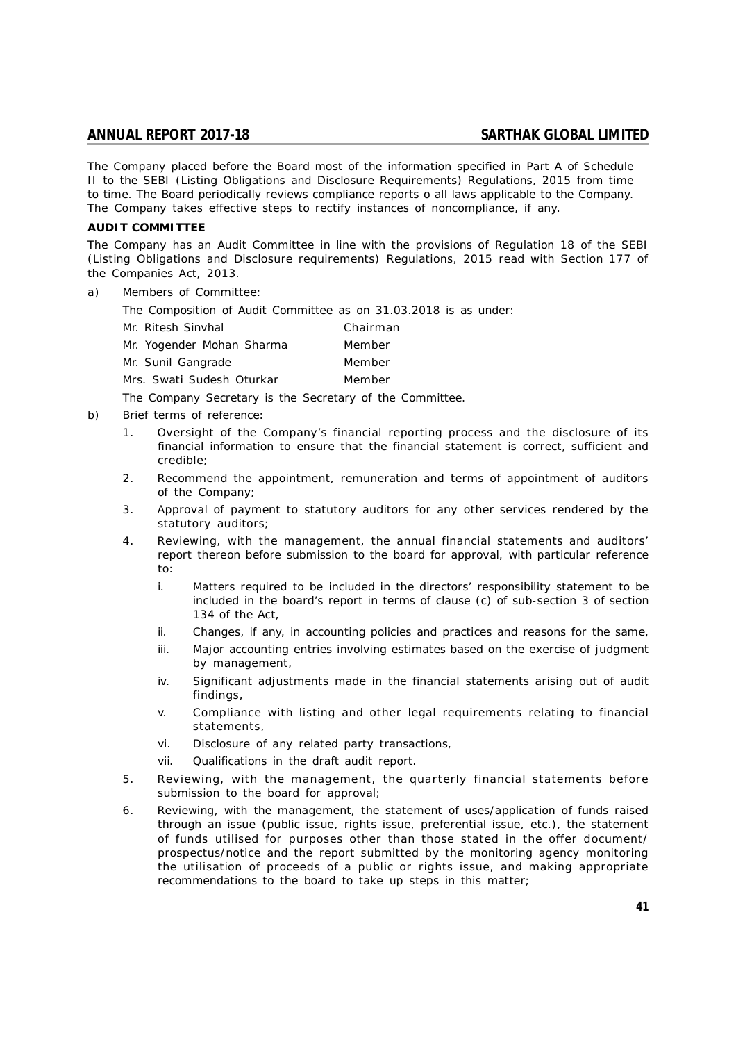The Company placed before the Board most of the information specified in Part A of Schedule II to the SEBI (Listing Obligations and Disclosure Requirements) Regulations, 2015 from time to time. The Board periodically reviews compliance reports o all laws applicable to the Company. The Company takes effective steps to rectify instances of noncompliance, if any.

**AUDIT COMMITTEE**

The Company has an Audit Committee in line with the provisions of Regulation 18 of the SEBI (Listing Obligations and Disclosure requirements) Regulations, 2015 read with Section 177 of the Companies Act, 2013.

a) Members of Committee:

The Composition of Audit Committee as on 31.03.2018 is as under:

| | |
|---|---|
| Mr. Ritesh Sinvhal | Chairman |
| Mr. Yogender Mohan Sharma | Member |
| Mr. Sunil Gangrade | Member |
| Mrs. Swati Sudesh Oturkar | Member |

The Company Secretary is the Secretary of the Committee.

b) Brief terms of reference:

1. Oversight of the Company's financial reporting process and the disclosure of its financial information to ensure that the financial statement is correct, sufficient and credible;
2. Recommend the appointment, remuneration and terms of appointment of auditors of the Company;
3. Approval of payment to statutory auditors for any other services rendered by the statutory auditors;
4. Reviewing, with the management, the annual financial statements and auditors' report thereon before submission to the board for approval, with particular reference to:
   i. Matters required to be included in the directors' responsibility statement to be included in the board's report in terms of clause (c) of sub-section 3 of section 134 of the Act,
   ii. Changes, if any, in accounting policies and practices and reasons for the same,
   iii. Major accounting entries involving estimates based on the exercise of judgment by management,
   iv. Significant adjustments made in the financial statements arising out of audit findings,
   v. Compliance with listing and other legal requirements relating to financial statements,
   vi. Disclosure of any related party transactions,
   vii. Qualifications in the draft audit report.
5. Reviewing, with the management, the quarterly financial statements before submission to the board for approval;
6. Reviewing, with the management, the statement of uses/application of funds raised through an issue (public issue, rights issue, preferential issue, etc.), the statement of funds utilised for purposes other than those stated in the offer document/ prospectus/notice and the report submitted by the monitoring agency monitoring the utilisation of proceeds of a public or rights issue, and making appropriate recommendations to the board to take up steps in this matter;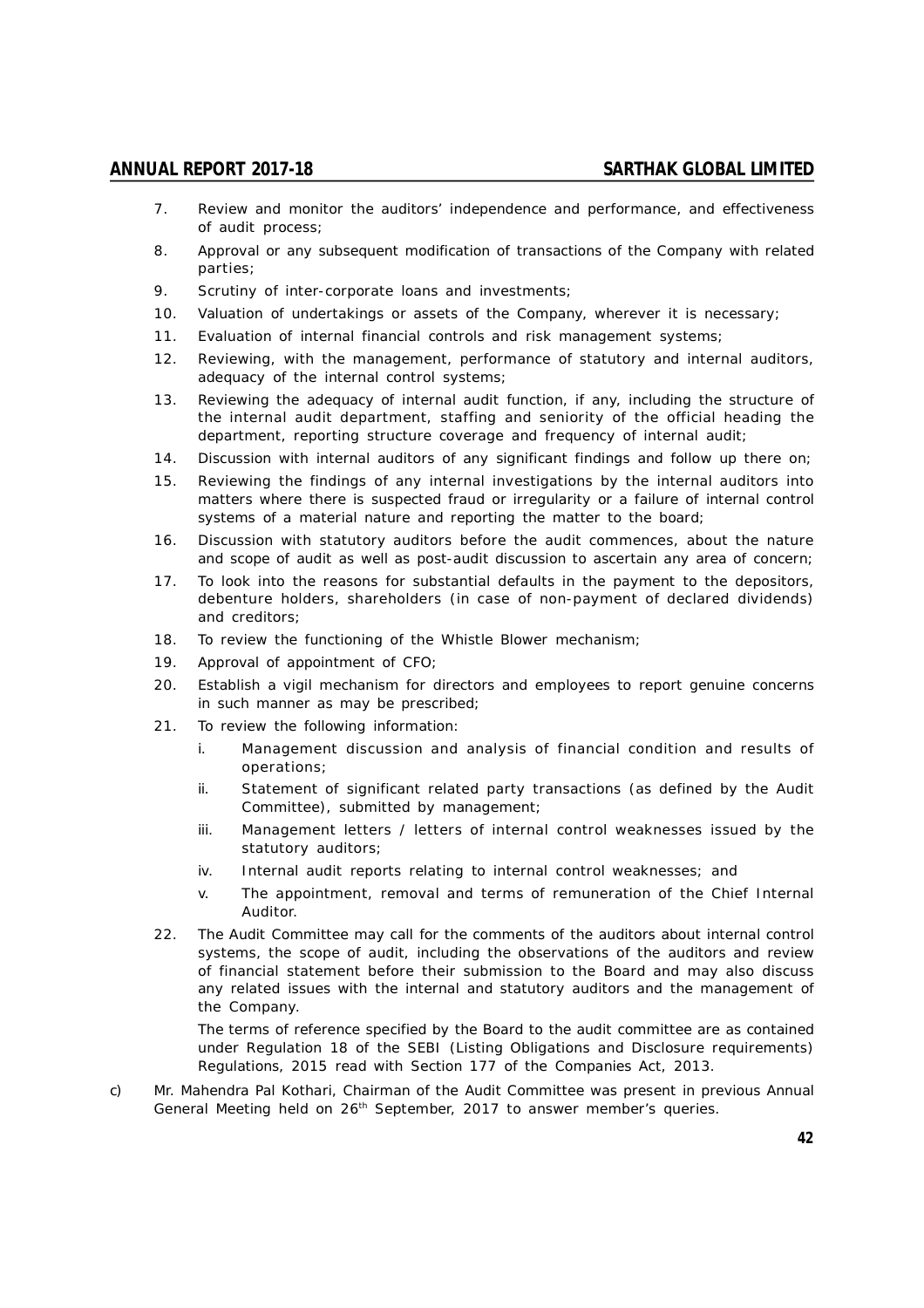7. Review and monitor the auditors' independence and performance, and effectiveness of audit process;
8. Approval or any subsequent modification of transactions of the Company with related parties;
9. Scrutiny of inter-corporate loans and investments;
10. Valuation of undertakings or assets of the Company, wherever it is necessary;
11. Evaluation of internal financial controls and risk management systems;
12. Reviewing, with the management, performance of statutory and internal auditors, adequacy of the internal control systems;
13. Reviewing the adequacy of internal audit function, if any, including the structure of the internal audit department, staffing and seniority of the official heading the department, reporting structure coverage and frequency of internal audit;
14. Discussion with internal auditors of any significant findings and follow up there on;
15. Reviewing the findings of any internal investigations by the internal auditors into matters where there is suspected fraud or irregularity or a failure of internal control systems of a material nature and reporting the matter to the board;
16. Discussion with statutory auditors before the audit commences, about the nature and scope of audit as well as post-audit discussion to ascertain any area of concern;
17. To look into the reasons for substantial defaults in the payment to the depositors, debenture holders, shareholders (in case of non-payment of declared dividends) and creditors;
18. To review the functioning of the Whistle Blower mechanism;
19. Approval of appointment of CFO;
20. Establish a vigil mechanism for directors and employees to report genuine concerns in such manner as may be prescribed;
21. To review the following information:
    i. Management discussion and analysis of financial condition and results of operations;
    ii. Statement of significant related party transactions (as defined by the Audit Committee), submitted by management;
    iii. Management letters / letters of internal control weaknesses issued by the statutory auditors;
    iv. Internal audit reports relating to internal control weaknesses; and
    v. The appointment, removal and terms of remuneration of the Chief Internal Auditor.
22. The Audit Committee may call for the comments of the auditors about internal control systems, the scope of audit, including the observations of the auditors and review of financial statement before their submission to the Board and may also discuss any related issues with the internal and statutory auditors and the management of the Company.

    The terms of reference specified by the Board to the audit committee are as contained under Regulation 18 of the SEBI (Listing Obligations and Disclosure requirements) Regulations, 2015 read with Section 177 of the Companies Act, 2013.

c) Mr. Mahendra Pal Kothari, Chairman of the Audit Committee was present in previous Annual General Meeting held on 26th September, 2017 to answer member's queries.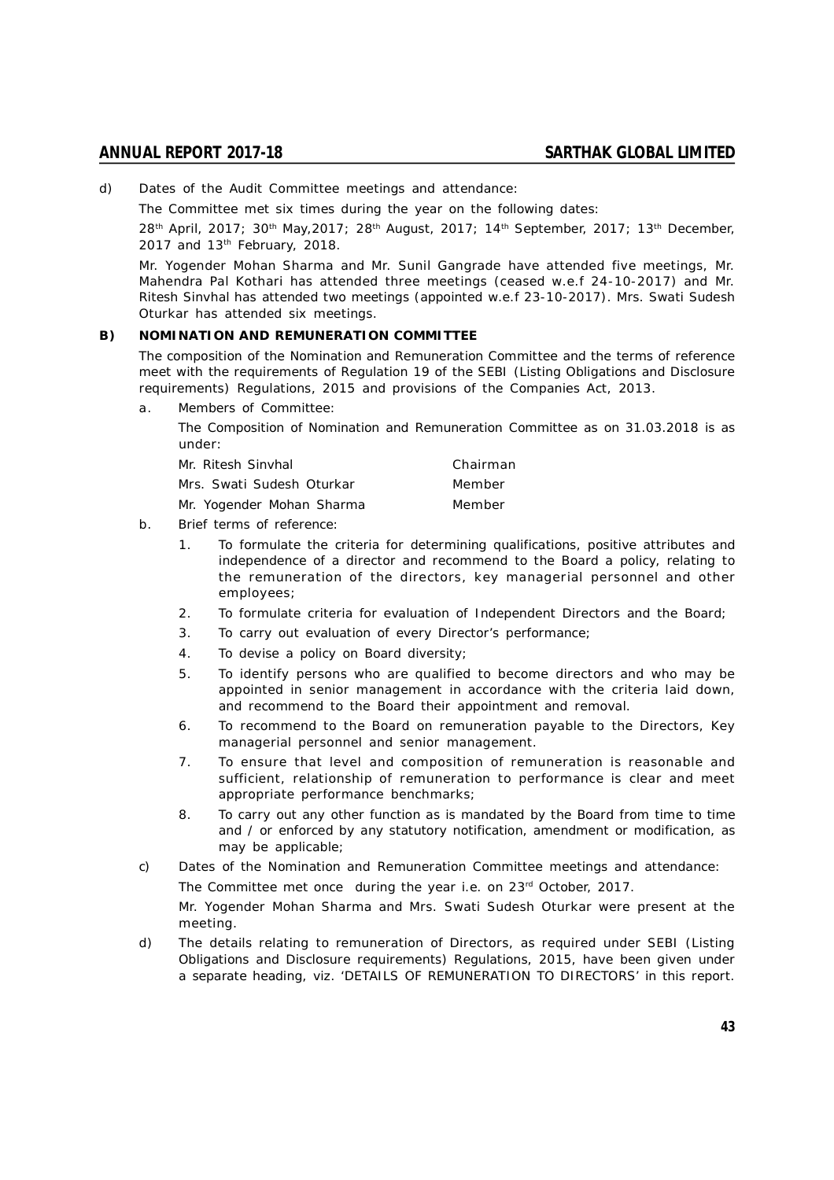d) Dates of the Audit Committee meetings and attendance:

The Committee met six times during the year on the following dates:

28th April, 2017; 30th May,2017; 28th August, 2017; 14th September, 2017; 13th December, 2017 and 13th February, 2018.

Mr. Yogender Mohan Sharma and Mr. Sunil Gangrade have attended five meetings, Mr. Mahendra Pal Kothari has attended three meetings (ceased w.e.f 24-10-2017) and Mr. Ritesh Sinvhal has attended two meetings (appointed w.e.f 23-10-2017). Mrs. Swati Sudesh Oturkar has attended six meetings.

**B) NOMINATION AND REMUNERATION COMMITTEE**

The composition of the Nomination and Remuneration Committee and the terms of reference meet with the requirements of Regulation 19 of the SEBI (Listing Obligations and Disclosure requirements) Regulations, 2015 and provisions of the Companies Act, 2013.

a. Members of Committee:

The Composition of Nomination and Remuneration Committee as on 31.03.2018 is as under:

| | |
|---|---|
| Mr. Ritesh Sinvhal | Chairman |
| Mrs. Swati Sudesh Oturkar | Member |
| Mr. Yogender Mohan Sharma | Member |

b. Brief terms of reference:

1. To formulate the criteria for determining qualifications, positive attributes and independence of a director and recommend to the Board a policy, relating to the remuneration of the directors, key managerial personnel and other employees;
2. To formulate criteria for evaluation of Independent Directors and the Board;
3. To carry out evaluation of every Director's performance;
4. To devise a policy on Board diversity;
5. To identify persons who are qualified to become directors and who may be appointed in senior management in accordance with the criteria laid down, and recommend to the Board their appointment and removal.
6. To recommend to the Board on remuneration payable to the Directors, Key managerial personnel and senior management.
7. To ensure that level and composition of remuneration is reasonable and sufficient, relationship of remuneration to performance is clear and meet appropriate performance benchmarks;
8. To carry out any other function as is mandated by the Board from time to time and / or enforced by any statutory notification, amendment or modification, as may be applicable;

c) Dates of the Nomination and Remuneration Committee meetings and attendance:

The Committee met once during the year i.e. on 23rd October, 2017.

Mr. Yogender Mohan Sharma and Mrs. Swati Sudesh Oturkar were present at the meeting.

d) The details relating to remuneration of Directors, as required under SEBI (Listing Obligations and Disclosure requirements) Regulations, 2015, have been given under a separate heading, viz. 'DETAILS OF REMUNERATION TO DIRECTORS' in this report.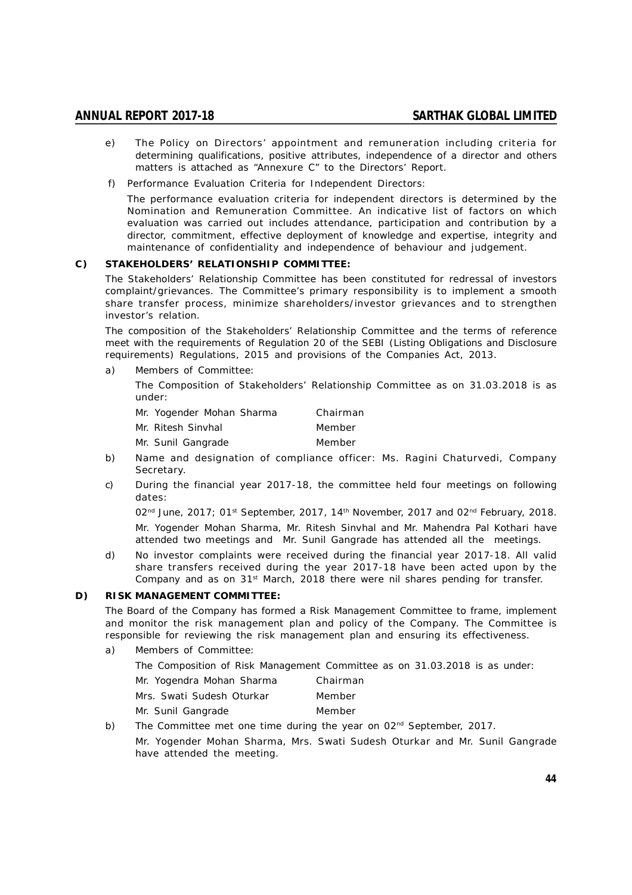e) The Policy on Directors' appointment and remuneration including criteria for determining qualifications, positive attributes, independence of a director and others matters is attached as "Annexure C" to the Directors' Report.

f) Performance Evaluation Criteria for Independent Directors:

The performance evaluation criteria for independent directors is determined by the Nomination and Remuneration Committee. An indicative list of factors on which evaluation was carried out includes attendance, participation and contribution by a director, commitment, effective deployment of knowledge and expertise, integrity and maintenance of confidentiality and independence of behaviour and judgement.

**C) STAKEHOLDERS' RELATIONSHIP COMMITTEE:**

The Stakeholders' Relationship Committee has been constituted for redressal of investors complaint/grievances. The Committee's primary responsibility is to implement a smooth share transfer process, minimize shareholders/investor grievances and to strengthen investor's relation.

The composition of the Stakeholders' Relationship Committee and the terms of reference meet with the requirements of Regulation 20 of the SEBI (Listing Obligations and Disclosure requirements) Regulations, 2015 and provisions of the Companies Act, 2013.

a) Members of Committee:

The Composition of Stakeholders' Relationship Committee as on 31.03.2018 is as under:

| | |
|---|---|
| Mr. Yogender Mohan Sharma | Chairman |
| Mr. Ritesh Sinvhal | Member |
| Mr. Sunil Gangrade | Member |

b) Name and designation of compliance officer: Ms. Ragini Chaturvedi, Company Secretary.

c) During the financial year 2017-18, the committee held four meetings on following dates:

02nd June, 2017; 01st September, 2017, 14th November, 2017 and 02nd February, 2018.

Mr. Yogender Mohan Sharma, Mr. Ritesh Sinvhal and Mr. Mahendra Pal Kothari have attended two meetings and Mr. Sunil Gangrade has attended all the meetings.

d) No investor complaints were received during the financial year 2017-18. All valid share transfers received during the year 2017-18 have been acted upon by the Company and as on 31st March, 2018 there were nil shares pending for transfer.

**D) RISK MANAGEMENT COMMITTEE:**

The Board of the Company has formed a Risk Management Committee to frame, implement and monitor the risk management plan and policy of the Company. The Committee is responsible for reviewing the risk management plan and ensuring its effectiveness.

a) Members of Committee:

The Composition of Risk Management Committee as on 31.03.2018 is as under:

| | |
|---|---|
| Mr. Yogendra Mohan Sharma | Chairman |
| Mrs. Swati Sudesh Oturkar | Member |
| Mr. Sunil Gangrade | Member |

b) The Committee met one time during the year on 02nd September, 2017.

Mr. Yogender Mohan Sharma, Mrs. Swati Sudesh Oturkar and Mr. Sunil Gangrade have attended the meeting.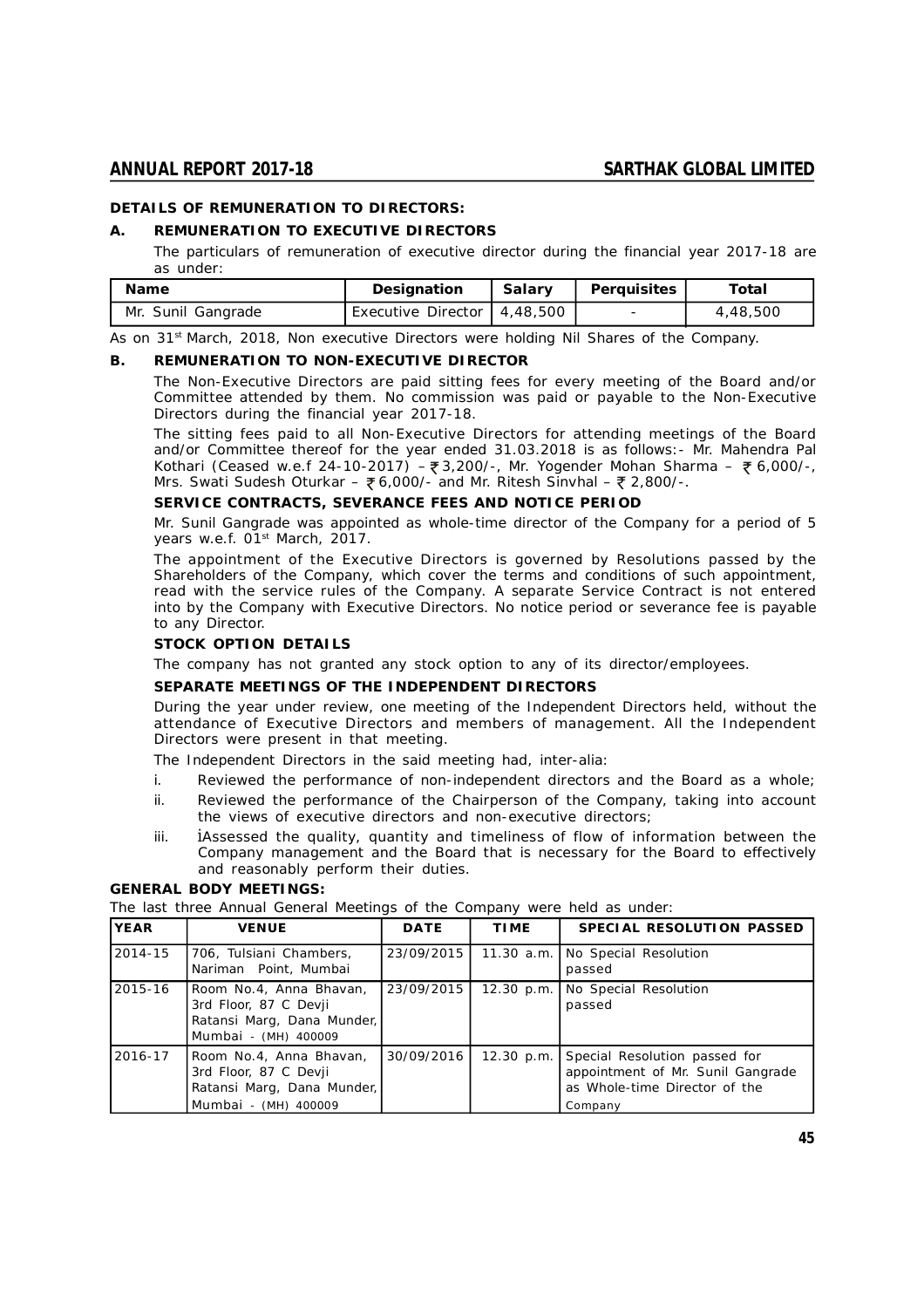**DETAILS OF REMUNERATION TO DIRECTORS:**

**A. REMUNERATION TO EXECUTIVE DIRECTORS**

The particulars of remuneration of executive director during the financial year 2017-18 are as under:

| Name | Designation | Salary | Perquisites | Total |
|---|---|---|---|---|
| Mr. Sunil Gangrade | Executive Director | 4,48,500 | - | 4,48,500 |

As on 31st March, 2018, Non executive Directors were holding Nil Shares of the Company.

**B. REMUNERATION TO NON-EXECUTIVE DIRECTOR**

The Non-Executive Directors are paid sitting fees for every meeting of the Board and/or Committee attended by them. No commission was paid or payable to the Non-Executive Directors during the financial year 2017-18.

The sitting fees paid to all Non-Executive Directors for attending meetings of the Board and/or Committee thereof for the year ended 31.03.2018 is as follows:- Mr. Mahendra Pal Kothari (Ceased w.e.f 24-10-2017) – ₹ 3,200/-, Mr. Yogender Mohan Sharma – ₹ 6,000/-, Mrs. Swati Sudesh Oturkar – ₹ 6,000/- and Mr. Ritesh Sinvhal – ₹ 2,800/-.

**SERVICE CONTRACTS, SEVERANCE FEES AND NOTICE PERIOD**

Mr. Sunil Gangrade was appointed as whole-time director of the Company for a period of 5 years w.e.f. 01st March, 2017.

The appointment of the Executive Directors is governed by Resolutions passed by the Shareholders of the Company, which cover the terms and conditions of such appointment, read with the service rules of the Company. A separate Service Contract is not entered into by the Company with Executive Directors. No notice period or severance fee is payable to any Director.

**STOCK OPTION DETAILS**

The company has not granted any stock option to any of its director/employees.

**SEPARATE MEETINGS OF THE INDEPENDENT DIRECTORS**

During the year under review, one meeting of the Independent Directors held, without the attendance of Executive Directors and members of management. All the Independent Directors were present in that meeting.

The Independent Directors in the said meeting had, inter-alia:

i. Reviewed the performance of non-independent directors and the Board as a whole;

ii. Reviewed the performance of the Chairperson of the Company, taking into account the views of executive directors and non-executive directors;

iii. Assessed the quality, quantity and timeliness of flow of information between the Company management and the Board that is necessary for the Board to effectively and reasonably perform their duties.

**GENERAL BODY MEETINGS:**

The last three Annual General Meetings of the Company were held as under:

| YEAR | VENUE | DATE | TIME | SPECIAL RESOLUTION PASSED |
|---|---|---|---|---|
| 2014-15 | 706, Tulsiani Chambers, Nariman Point, Mumbai | 23/09/2015 | 11.30 a.m. | No Special Resolution passed |
| 2015-16 | Room No.4, Anna Bhavan, 3rd Floor, 87 C Devji Ratansi Marg, Dana Munder, Mumbai - (MH) 400009 | 23/09/2015 | 12.30 p.m. | No Special Resolution passed |
| 2016-17 | Room No.4, Anna Bhavan, 3rd Floor, 87 C Devji Ratansi Marg, Dana Munder, Mumbai - (MH) 400009 | 30/09/2016 | 12.30 p.m. | Special Resolution passed for appointment of Mr. Sunil Gangrade as Whole-time Director of the Company |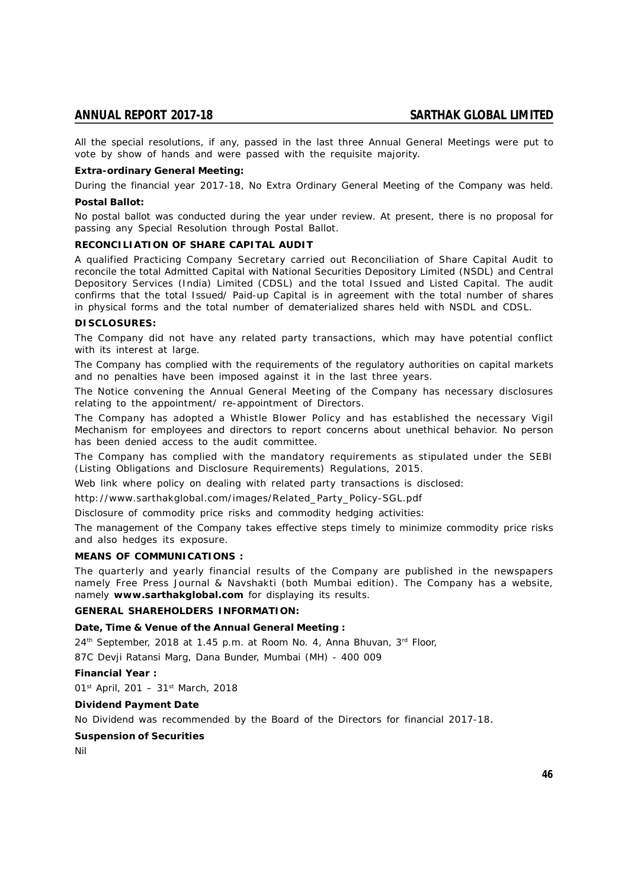All the special resolutions, if any, passed in the last three Annual General Meetings were put to vote by show of hands and were passed with the requisite majority.

**Extra-ordinary General Meeting:**

During the financial year 2017-18, No Extra Ordinary General Meeting of the Company was held.

**Postal Ballot:**

No postal ballot was conducted during the year under review. At present, there is no proposal for passing any Special Resolution through Postal Ballot.

**RECONCILIATION OF SHARE CAPITAL AUDIT**

A qualified Practicing Company Secretary carried out Reconciliation of Share Capital Audit to reconcile the total Admitted Capital with National Securities Depository Limited (NSDL) and Central Depository Services (India) Limited (CDSL) and the total Issued and Listed Capital. The audit confirms that the total Issued/ Paid-up Capital is in agreement with the total number of shares in physical forms and the total number of dematerialized shares held with NSDL and CDSL.

**DISCLOSURES:**

The Company did not have any related party transactions, which may have potential conflict with its interest at large.

The Company has complied with the requirements of the regulatory authorities on capital markets and no penalties have been imposed against it in the last three years.

The Notice convening the Annual General Meeting of the Company has necessary disclosures relating to the appointment/ re-appointment of Directors.

The Company has adopted a Whistle Blower Policy and has established the necessary Vigil Mechanism for employees and directors to report concerns about unethical behavior. No person has been denied access to the audit committee.

The Company has complied with the mandatory requirements as stipulated under the SEBI (Listing Obligations and Disclosure Requirements) Regulations, 2015.

Web link where policy on dealing with related party transactions is disclosed:

http://www.sarthakglobal.com/images/Related_Party_Policy-SGL.pdf

Disclosure of commodity price risks and commodity hedging activities:

The management of the Company takes effective steps timely to minimize commodity price risks and also hedges its exposure.

**MEANS OF COMMUNICATIONS :**

The quarterly and yearly financial results of the Company are published in the newspapers namely Free Press Journal & Navshakti (both Mumbai edition). The Company has a website, namely **www.sarthakglobal.com** for displaying its results.

**GENERAL SHAREHOLDERS INFORMATION:**

**Date, Time & Venue of the Annual General Meeting :**

24th September, 2018 at 1.45 p.m. at Room No. 4, Anna Bhuvan, 3rd Floor,

87C Devji Ratansi Marg, Dana Bunder, Mumbai (MH) - 400 009

**Financial Year :**

01st April, 201 – 31st March, 2018

**Dividend Payment Date**

No Dividend was recommended by the Board of the Directors for financial 2017-18.

**Suspension of Securities**

Nil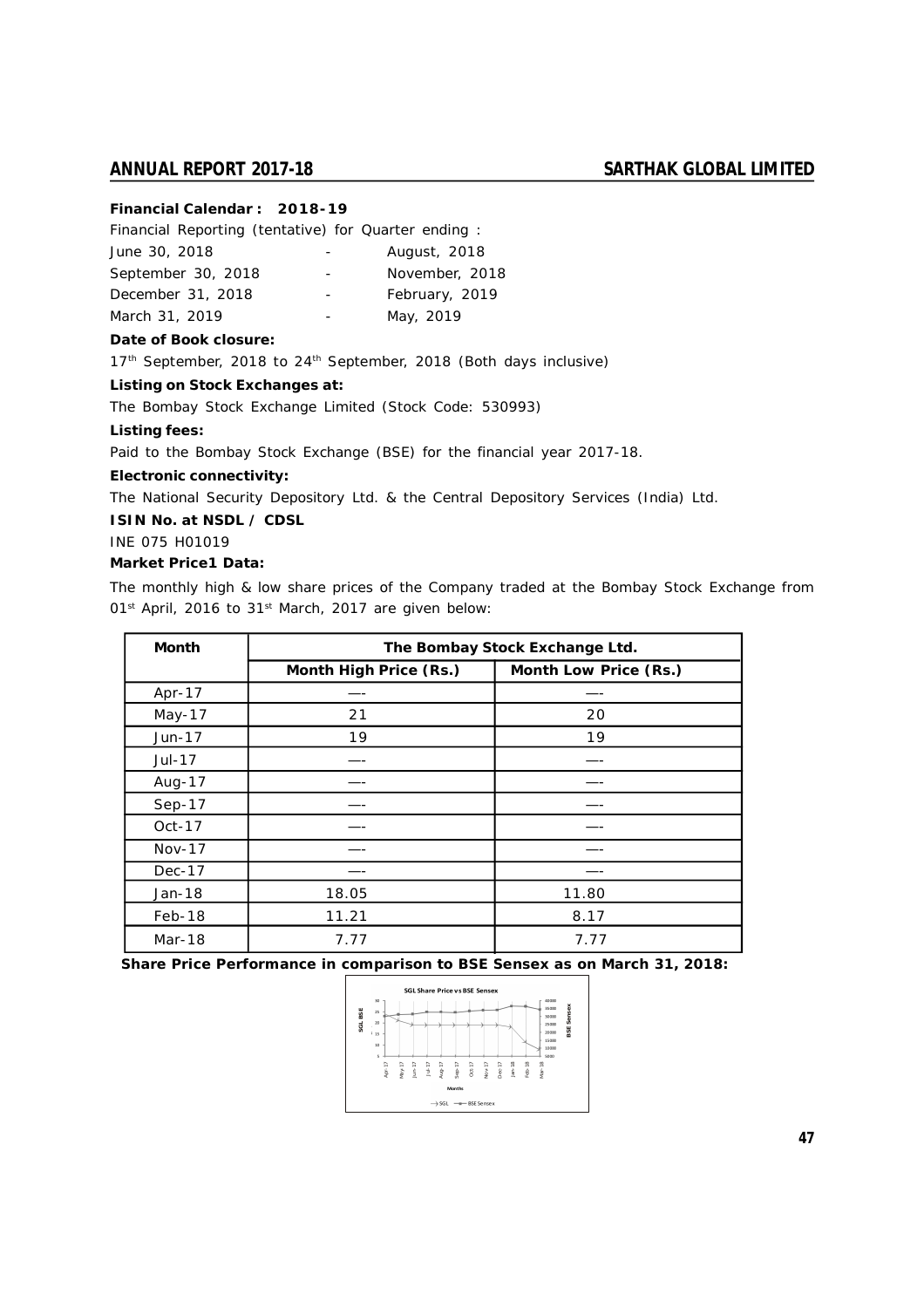**Financial Calendar : 2018-19**

Financial Reporting (tentative) for Quarter ending :

| | | |
|---|---|---|
| June 30, 2018 | - | August, 2018 |
| September 30, 2018 | - | November, 2018 |
| December 31, 2018 | - | February, 2019 |
| March 31, 2019 | - | May, 2019 |

**Date of Book closure:**

17th September, 2018 to 24th September, 2018 (Both days inclusive)

**Listing on Stock Exchanges at:**

The Bombay Stock Exchange Limited (Stock Code: 530993)

**Listing fees:**

Paid to the Bombay Stock Exchange (BSE) for the financial year 2017-18.

**Electronic connectivity:**

The National Security Depository Ltd. & the Central Depository Services (India) Ltd.

**ISIN No. at NSDL / CDSL**

INE 075 H01019

**Market Price1 Data:**

The monthly high & low share prices of the Company traded at the Bombay Stock Exchange from 01st April, 2016 to 31st March, 2017 are given below:

| Month | The Bombay Stock Exchange Ltd. | |
|---|---|---|
| | Month High Price (Rs.) | Month Low Price (Rs.) |
| Apr-17 | —- | —- |
| May-17 | 21 | 20 |
| Jun-17 | 19 | 19 |
| Jul-17 | —- | —- |
| Aug-17 | —- | —- |
| Sep-17 | —- | —- |
| Oct-17 | —- | —- |
| Nov-17 | —- | —- |
| Dec-17 | —- | —- |
| Jan-18 | 18.05 | 11.80 |
| Feb-18 | 11.21 | 8.17 |
| Mar-18 | 7.77 | 7.77 |

**Share Price Performance in comparison to BSE Sensex as on March 31, 2018:**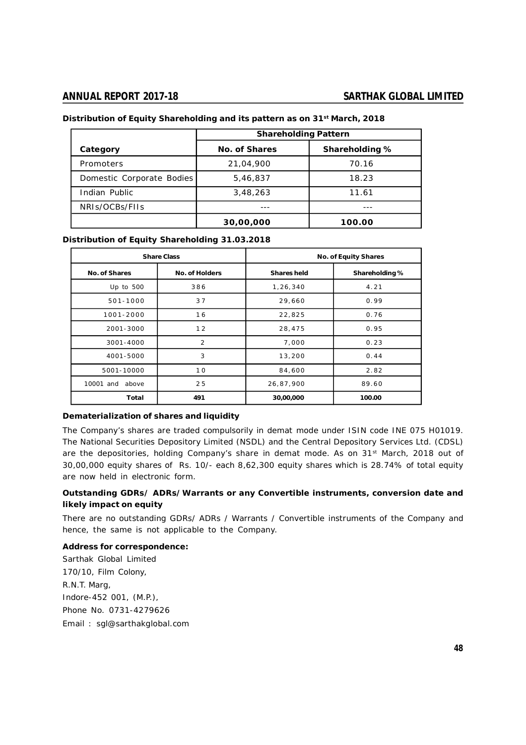**Distribution of Equity Shareholding and its pattern as on 31st March, 2018**

| Category | Shareholding Pattern | |
|---|---|---|
| | No. of Shares | Shareholding % |
| Promoters | 21,04,900 | 70.16 |
| Domestic Corporate Bodies | 5,46,837 | 18.23 |
| Indian Public | 3,48,263 | 11.61 |
| NRIs/OCBs/FIIs | --- | --- |
| | **30,00,000** | **100.00** |

**Distribution of Equity Shareholding 31.03.2018**

| Share Class | | No. of Equity Shares | |
|---|---|---|---|
| No. of Shares | No. of Holders | Shares held | Shareholding % |
| Up to 500 | 386 | 1,26,340 | 4.21 |
| 501-1000 | 37 | 29,660 | 0.99 |
| 1001-2000 | 16 | 22,825 | 0.76 |
| 2001-3000 | 12 | 28,475 | 0.95 |
| 3001-4000 | 2 | 7,000 | 0.23 |
| 4001-5000 | 3 | 13,200 | 0.44 |
| 5001-10000 | 10 | 84,600 | 2.82 |
| 10001 and above | 25 | 26,87,900 | 89.60 |
| **Total** | **491** | **30,00,000** | **100.00** |

**Dematerialization of shares and liquidity**

The Company's shares are traded compulsorily in demat mode under ISIN code INE 075 H01019. The National Securities Depository Limited (NSDL) and the Central Depository Services Ltd. (CDSL) are the depositories, holding Company's share in demat mode. As on 31st March, 2018 out of 30,00,000 equity shares of Rs. 10/- each 8,62,300 equity shares which is 28.74% of total equity are now held in electronic form.

**Outstanding GDRs/ ADRs/Warrants or any Convertible instruments, conversion date and likely impact on equity**

There are no outstanding GDRs/ ADRs / Warrants / Convertible instruments of the Company and hence, the same is not applicable to the Company.

**Address for correspondence:**

Sarthak Global Limited
170/10, Film Colony,
R.N.T. Marg,
Indore-452 001, (M.P.),
Phone No. 0731-4279626
Email : sgl@sarthakglobal.com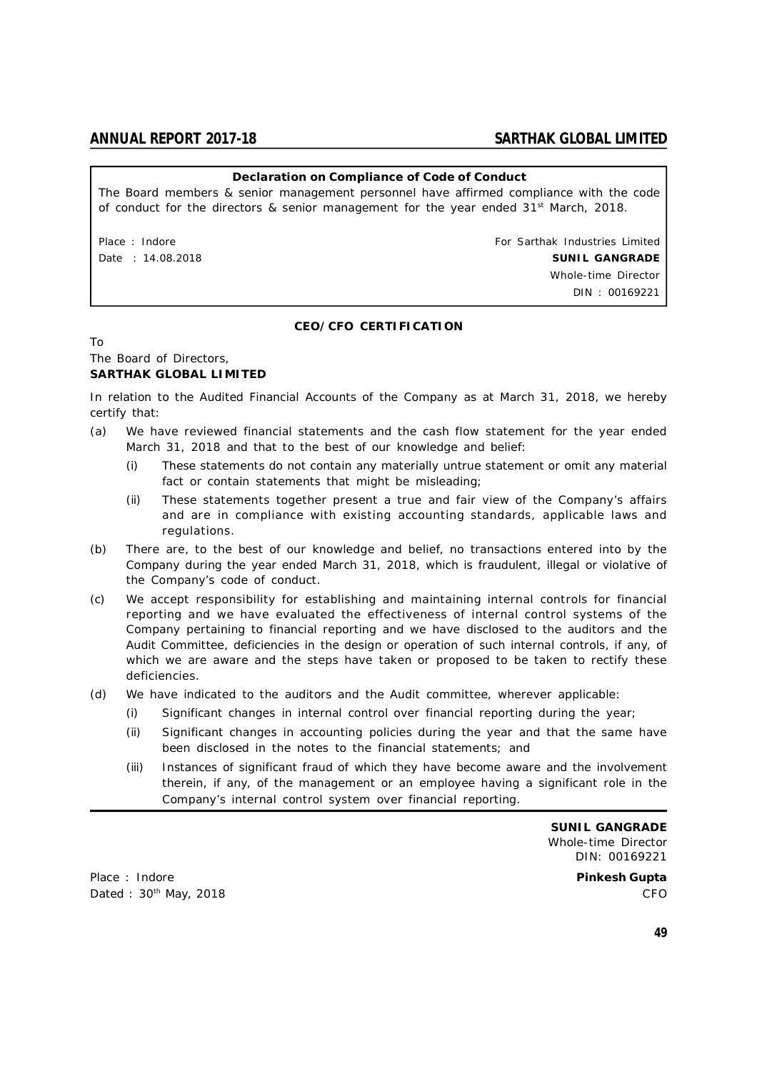**Declaration on Compliance of Code of Conduct**

The Board members & senior management personnel have affirmed compliance with the code of conduct for the directors & senior management for the year ended 31st March, 2018.

Place : Indore

Date : 14.08.2018

For Sarthak Industries Limited

**SUNIL GANGRADE**

Whole-time Director

DIN : 00169221

## CEO/CFO CERTIFICATION

To

The Board of Directors,

**SARTHAK GLOBAL LIMITED**

In relation to the Audited Financial Accounts of the Company as at March 31, 2018, we hereby certify that:

(a) We have reviewed financial statements and the cash flow statement for the year ended March 31, 2018 and that to the best of our knowledge and belief:

  (i) These statements do not contain any materially untrue statement or omit any material fact or contain statements that might be misleading;

  (ii) These statements together present a true and fair view of the Company's affairs and are in compliance with existing accounting standards, applicable laws and regulations.

(b) There are, to the best of our knowledge and belief, no transactions entered into by the Company during the year ended March 31, 2018, which is fraudulent, illegal or violative of the Company's code of conduct.

(c) We accept responsibility for establishing and maintaining internal controls for financial reporting and we have evaluated the effectiveness of internal control systems of the Company pertaining to financial reporting and we have disclosed to the auditors and the Audit Committee, deficiencies in the design or operation of such internal controls, if any, of which we are aware and the steps have taken or proposed to be taken to rectify these deficiencies.

(d) We have indicated to the auditors and the Audit committee, wherever applicable:

  (i) Significant changes in internal control over financial reporting during the year;

  (ii) Significant changes in accounting policies during the year and that the same have been disclosed in the notes to the financial statements; and

  (iii) Instances of significant fraud of which they have become aware and the involvement therein, if any, of the management or an employee having a significant role in the Company's internal control system over financial reporting.

**SUNIL GANGRADE**

Whole-time Director

DIN: 00169221

Place : Indore

Dated : 30th May, 2018

**Pinkesh Gupta**

CFO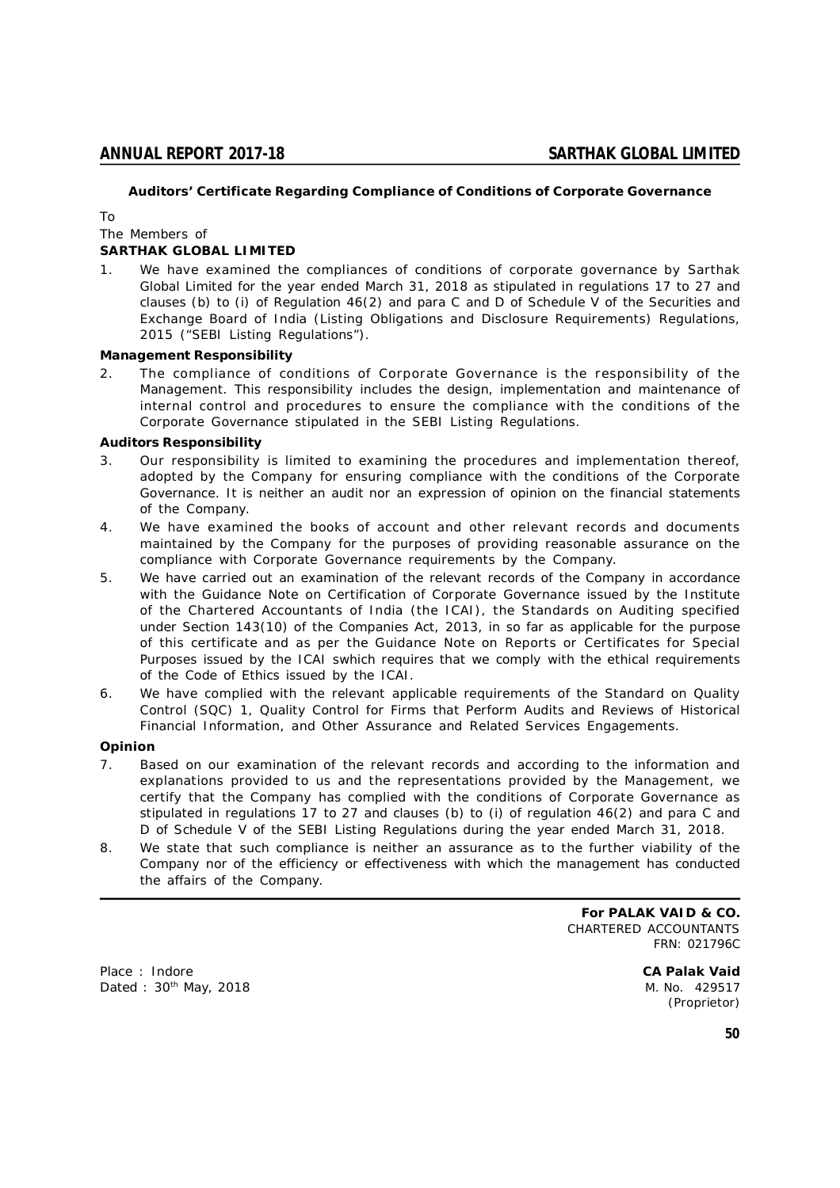## Auditors' Certificate Regarding Compliance of Conditions of Corporate Governance

To
The Members of
**SARTHAK GLOBAL LIMITED**

1. We have examined the compliances of conditions of corporate governance by Sarthak Global Limited for the year ended March 31, 2018 as stipulated in regulations 17 to 27 and clauses (b) to (i) of Regulation 46(2) and para C and D of Schedule V of the Securities and Exchange Board of India (Listing Obligations and Disclosure Requirements) Regulations, 2015 ("SEBI Listing Regulations").

**Management Responsibility**

2. The compliance of conditions of Corporate Governance is the responsibility of the Management. This responsibility includes the design, implementation and maintenance of internal control and procedures to ensure the compliance with the conditions of the Corporate Governance stipulated in the SEBI Listing Regulations.

**Auditors Responsibility**

3. Our responsibility is limited to examining the procedures and implementation thereof, adopted by the Company for ensuring compliance with the conditions of the Corporate Governance. It is neither an audit nor an expression of opinion on the financial statements of the Company.
4. We have examined the books of account and other relevant records and documents maintained by the Company for the purposes of providing reasonable assurance on the compliance with Corporate Governance requirements by the Company.
5. We have carried out an examination of the relevant records of the Company in accordance with the Guidance Note on Certification of Corporate Governance issued by the Institute of the Chartered Accountants of India (the ICAI), the Standards on Auditing specified under Section 143(10) of the Companies Act, 2013, in so far as applicable for the purpose of this certificate and as per the Guidance Note on Reports or Certificates for Special Purposes issued by the ICAI swhich requires that we comply with the ethical requirements of the Code of Ethics issued by the ICAI.
6. We have complied with the relevant applicable requirements of the Standard on Quality Control (SQC) 1, Quality Control for Firms that Perform Audits and Reviews of Historical Financial Information, and Other Assurance and Related Services Engagements.

**Opinion**

7. Based on our examination of the relevant records and according to the information and explanations provided to us and the representations provided by the Management, we certify that the Company has complied with the conditions of Corporate Governance as stipulated in regulations 17 to 27 and clauses (b) to (i) of regulation 46(2) and para C and D of Schedule V of the SEBI Listing Regulations during the year ended March 31, 2018.
8. We state that such compliance is neither an assurance as to the further viability of the Company nor of the efficiency or effectiveness with which the management has conducted the affairs of the Company.

**For PALAK VAID & CO.**
CHARTERED ACCOUNTANTS
FRN: 021796C

Place : Indore
Dated : 30th May, 2018

**CA Palak Vaid**
M. No. 429517
(Proprietor)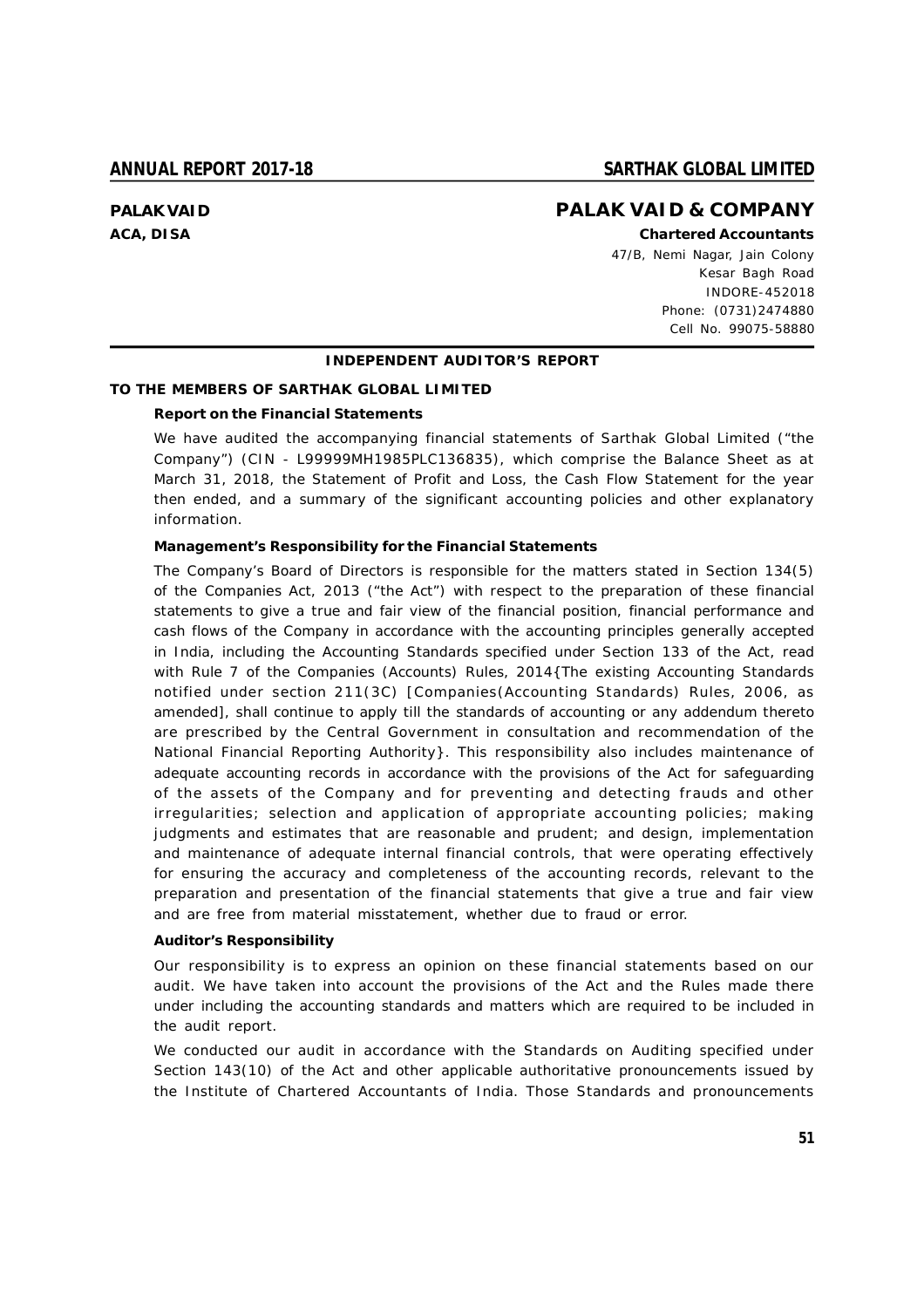**PALAK VAID**
**ACA, DISA**

# PALAK VAID & COMPANY

**Chartered Accountants**
47/B, Nemi Nagar, Jain Colony
Kesar Bagh Road
INDORE-452018
Phone: (0731)2474880
Cell No. 99075-58880

---

## INDEPENDENT AUDITOR'S REPORT

### TO THE MEMBERS OF SARTHAK GLOBAL LIMITED

**Report on the Financial Statements**

We have audited the accompanying financial statements of Sarthak Global Limited ("the Company") (CIN - L99999MH1985PLC136835), which comprise the Balance Sheet as at March 31, 2018, the Statement of Profit and Loss, the Cash Flow Statement for the year then ended, and a summary of the significant accounting policies and other explanatory information.

**Management's Responsibility for the Financial Statements**

The Company's Board of Directors is responsible for the matters stated in Section 134(5) of the Companies Act, 2013 ("the Act") with respect to the preparation of these financial statements to give a true and fair view of the financial position, financial performance and cash flows of the Company in accordance with the accounting principles generally accepted in India, including the Accounting Standards specified under Section 133 of the Act, read with Rule 7 of the Companies (Accounts) Rules, 2014{The existing Accounting Standards notified under section 211(3C) [Companies(Accounting Standards) Rules, 2006, as amended], shall continue to apply till the standards of accounting or any addendum thereto are prescribed by the Central Government in consultation and recommendation of the National Financial Reporting Authority}. This responsibility also includes maintenance of adequate accounting records in accordance with the provisions of the Act for safeguarding of the assets of the Company and for preventing and detecting frauds and other irregularities; selection and application of appropriate accounting policies; making judgments and estimates that are reasonable and prudent; and design, implementation and maintenance of adequate internal financial controls, that were operating effectively for ensuring the accuracy and completeness of the accounting records, relevant to the preparation and presentation of the financial statements that give a true and fair view and are free from material misstatement, whether due to fraud or error.

**Auditor's Responsibility**

Our responsibility is to express an opinion on these financial statements based on our audit. We have taken into account the provisions of the Act and the Rules made there under including the accounting standards and matters which are required to be included in the audit report.

We conducted our audit in accordance with the Standards on Auditing specified under Section 143(10) of the Act and other applicable authoritative pronouncements issued by the Institute of Chartered Accountants of India. Those Standards and pronouncements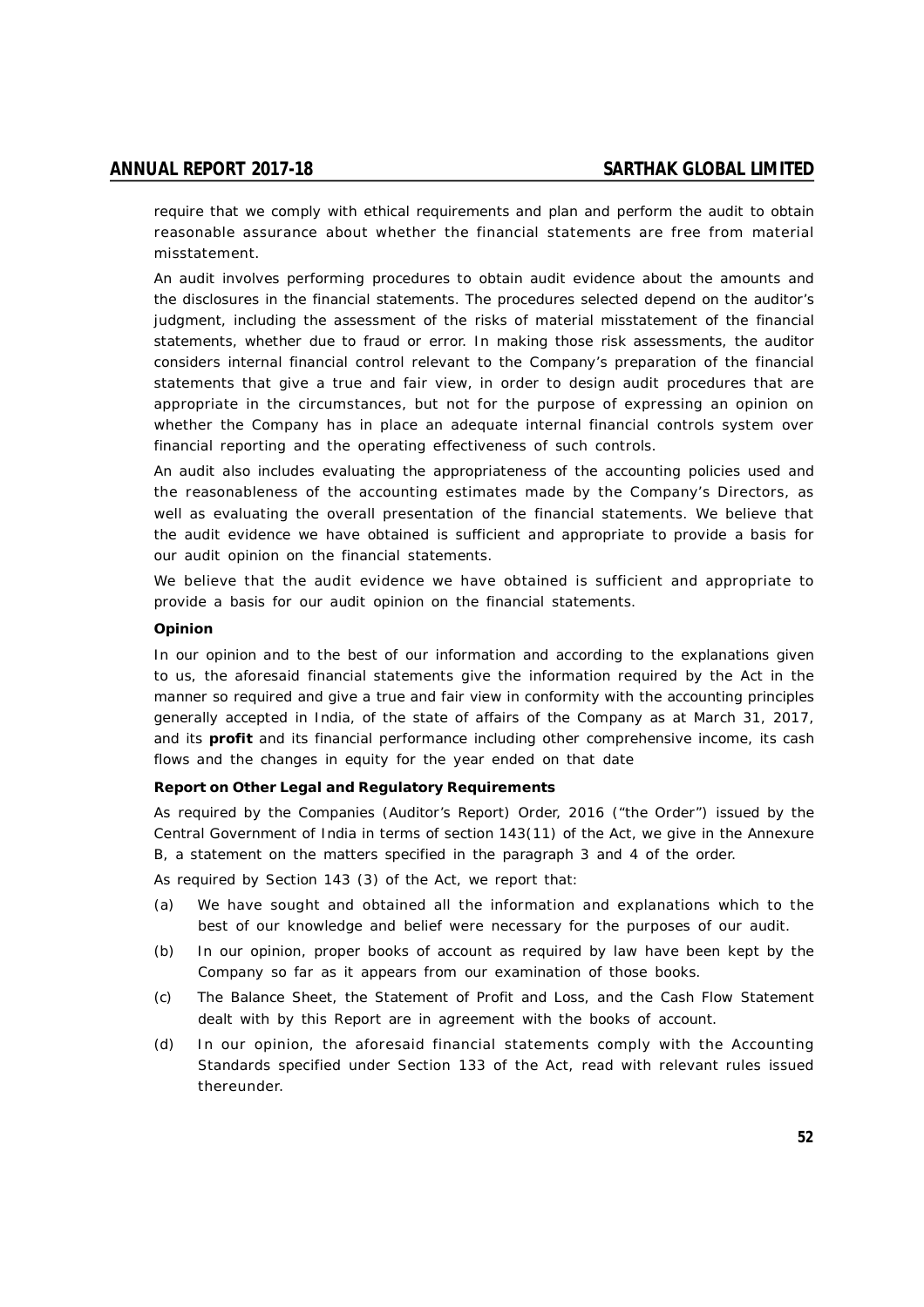require that we comply with ethical requirements and plan and perform the audit to obtain reasonable assurance about whether the financial statements are free from material misstatement.

An audit involves performing procedures to obtain audit evidence about the amounts and the disclosures in the financial statements. The procedures selected depend on the auditor's judgment, including the assessment of the risks of material misstatement of the financial statements, whether due to fraud or error. In making those risk assessments, the auditor considers internal financial control relevant to the Company's preparation of the financial statements that give a true and fair view, in order to design audit procedures that are appropriate in the circumstances, but not for the purpose of expressing an opinion on whether the Company has in place an adequate internal financial controls system over financial reporting and the operating effectiveness of such controls.

An audit also includes evaluating the appropriateness of the accounting policies used and the reasonableness of the accounting estimates made by the Company's Directors, as well as evaluating the overall presentation of the financial statements. We believe that the audit evidence we have obtained is sufficient and appropriate to provide a basis for our audit opinion on the financial statements.

We believe that the audit evidence we have obtained is sufficient and appropriate to provide a basis for our audit opinion on the financial statements.

**Opinion**

In our opinion and to the best of our information and according to the explanations given to us, the aforesaid financial statements give the information required by the Act in the manner so required and give a true and fair view in conformity with the accounting principles generally accepted in India, of the state of affairs of the Company as at March 31, 2017, and its **profit** and its financial performance including other comprehensive income, its cash flows and the changes in equity for the year ended on that date

**Report on Other Legal and Regulatory Requirements**

As required by the Companies (Auditor's Report) Order, 2016 ("the Order") issued by the Central Government of India in terms of section 143(11) of the Act, we give in the Annexure B, a statement on the matters specified in the paragraph 3 and 4 of the order.

As required by Section 143 (3) of the Act, we report that:

(a) We have sought and obtained all the information and explanations which to the best of our knowledge and belief were necessary for the purposes of our audit.

(b) In our opinion, proper books of account as required by law have been kept by the Company so far as it appears from our examination of those books.

(c) The Balance Sheet, the Statement of Profit and Loss, and the Cash Flow Statement dealt with by this Report are in agreement with the books of account.

(d) In our opinion, the aforesaid financial statements comply with the Accounting Standards specified under Section 133 of the Act, read with relevant rules issued thereunder.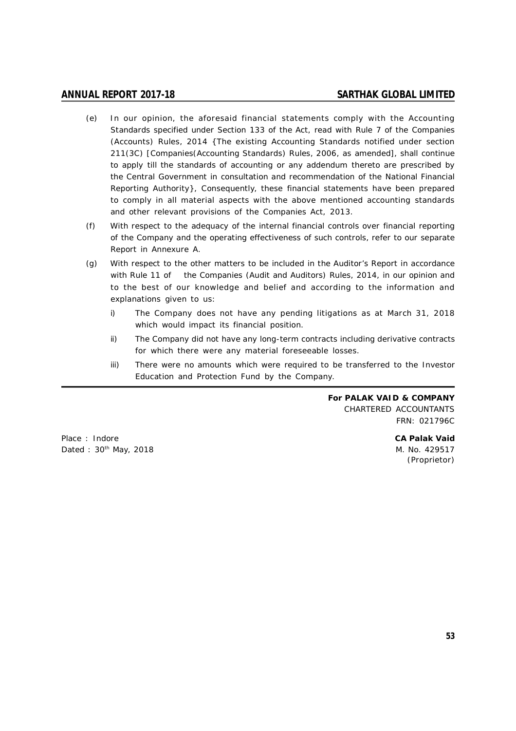(e) In our opinion, the aforesaid financial statements comply with the Accounting Standards specified under Section 133 of the Act, read with Rule 7 of the Companies (Accounts) Rules, 2014 {The existing Accounting Standards notified under section 211(3C) [Companies(Accounting Standards) Rules, 2006, as amended], shall continue to apply till the standards of accounting or any addendum thereto are prescribed by the Central Government in consultation and recommendation of the National Financial Reporting Authority}, Consequently, these financial statements have been prepared to comply in all material aspects with the above mentioned accounting standards and other relevant provisions of the Companies Act, 2013.

(f) With respect to the adequacy of the internal financial controls over financial reporting of the Company and the operating effectiveness of such controls, refer to our separate Report in Annexure A.

(g) With respect to the other matters to be included in the Auditor's Report in accordance with Rule 11 of the Companies (Audit and Auditors) Rules, 2014, in our opinion and to the best of our knowledge and belief and according to the information and explanations given to us:

i) The Company does not have any pending litigations as at March 31, 2018 which would impact its financial position.

ii) The Company did not have any long-term contracts including derivative contracts for which there were any material foreseeable losses.

iii) There were no amounts which were required to be transferred to the Investor Education and Protection Fund by the Company.

---

**For PALAK VAID & COMPANY**
CHARTERED ACCOUNTANTS
FRN: 021796C

Place : Indore
Dated : 30th May, 2018

**CA Palak Vaid**
M. No. 429517
(Proprietor)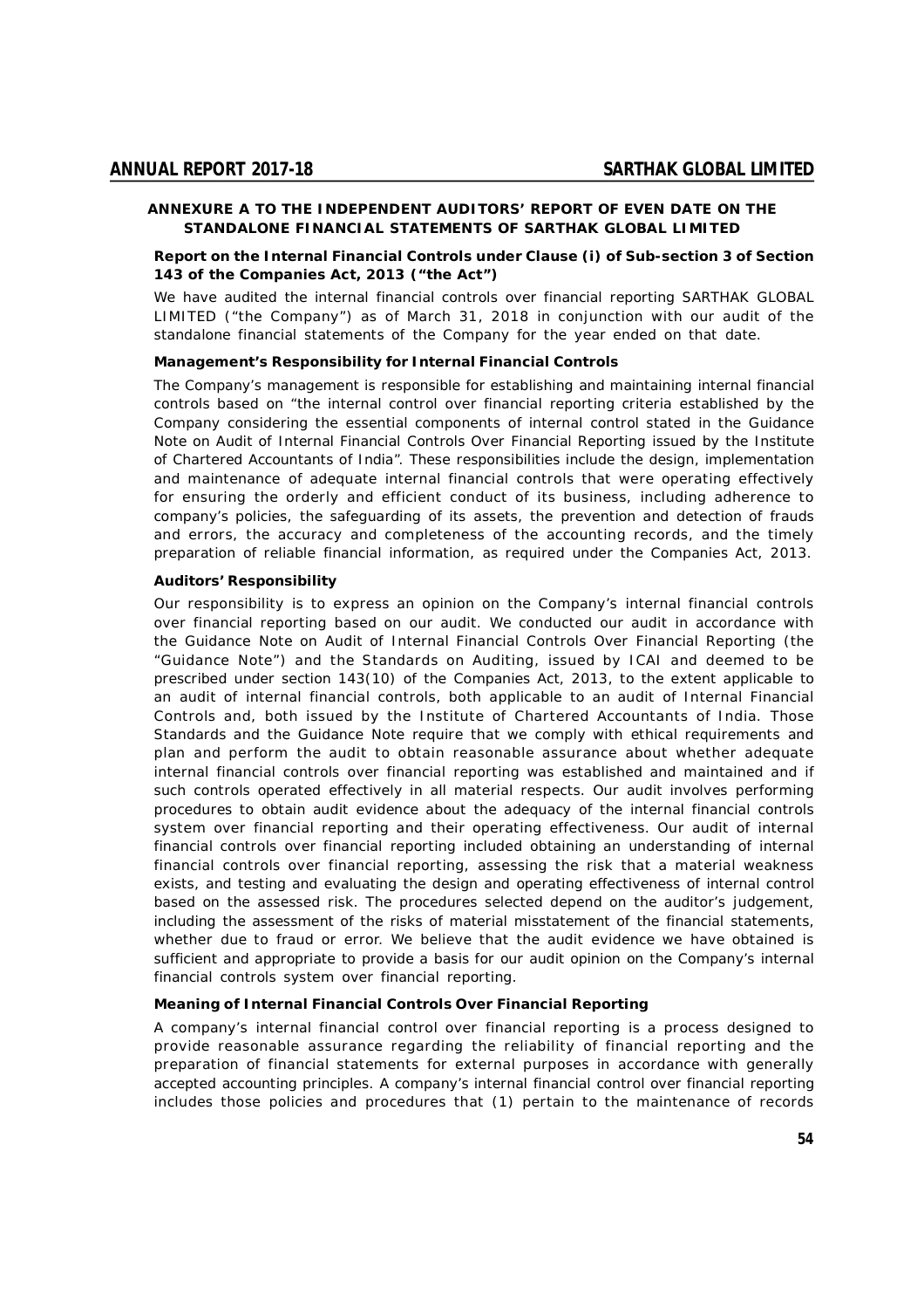**ANNEXURE A TO THE INDEPENDENT AUDITORS' REPORT OF EVEN DATE ON THE STANDALONE FINANCIAL STATEMENTS OF SARTHAK GLOBAL LIMITED**

**Report on the Internal Financial Controls under Clause (i) of Sub-section 3 of Section 143 of the Companies Act, 2013 ("the Act")**

We have audited the internal financial controls over financial reporting SARTHAK GLOBAL LIMITED ("the Company") as of March 31, 2018 in conjunction with our audit of the standalone financial statements of the Company for the year ended on that date.

**Management's Responsibility for Internal Financial Controls**

The Company's management is responsible for establishing and maintaining internal financial controls based on "the internal control over financial reporting criteria established by the Company considering the essential components of internal control stated in the Guidance Note on Audit of Internal Financial Controls Over Financial Reporting issued by the Institute of Chartered Accountants of India". These responsibilities include the design, implementation and maintenance of adequate internal financial controls that were operating effectively for ensuring the orderly and efficient conduct of its business, including adherence to company's policies, the safeguarding of its assets, the prevention and detection of frauds and errors, the accuracy and completeness of the accounting records, and the timely preparation of reliable financial information, as required under the Companies Act, 2013.

**Auditors' Responsibility**

Our responsibility is to express an opinion on the Company's internal financial controls over financial reporting based on our audit. We conducted our audit in accordance with the Guidance Note on Audit of Internal Financial Controls Over Financial Reporting (the "Guidance Note") and the Standards on Auditing, issued by ICAI and deemed to be prescribed under section 143(10) of the Companies Act, 2013, to the extent applicable to an audit of internal financial controls, both applicable to an audit of Internal Financial Controls and, both issued by the Institute of Chartered Accountants of India. Those Standards and the Guidance Note require that we comply with ethical requirements and plan and perform the audit to obtain reasonable assurance about whether adequate internal financial controls over financial reporting was established and maintained and if such controls operated effectively in all material respects. Our audit involves performing procedures to obtain audit evidence about the adequacy of the internal financial controls system over financial reporting and their operating effectiveness. Our audit of internal financial controls over financial reporting included obtaining an understanding of internal financial controls over financial reporting, assessing the risk that a material weakness exists, and testing and evaluating the design and operating effectiveness of internal control based on the assessed risk. The procedures selected depend on the auditor's judgement, including the assessment of the risks of material misstatement of the financial statements, whether due to fraud or error. We believe that the audit evidence we have obtained is sufficient and appropriate to provide a basis for our audit opinion on the Company's internal financial controls system over financial reporting.

**Meaning of Internal Financial Controls Over Financial Reporting**

A company's internal financial control over financial reporting is a process designed to provide reasonable assurance regarding the reliability of financial reporting and the preparation of financial statements for external purposes in accordance with generally accepted accounting principles. A company's internal financial control over financial reporting includes those policies and procedures that (1) pertain to the maintenance of records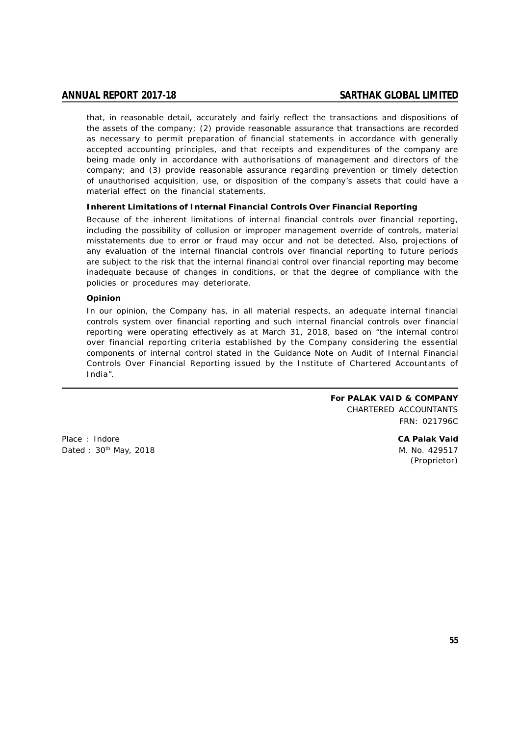that, in reasonable detail, accurately and fairly reflect the transactions and dispositions of the assets of the company; (2) provide reasonable assurance that transactions are recorded as necessary to permit preparation of financial statements in accordance with generally accepted accounting principles, and that receipts and expenditures of the company are being made only in accordance with authorisations of management and directors of the company; and (3) provide reasonable assurance regarding prevention or timely detection of unauthorised acquisition, use, or disposition of the company's assets that could have a material effect on the financial statements.

**Inherent Limitations of Internal Financial Controls Over Financial Reporting**

Because of the inherent limitations of internal financial controls over financial reporting, including the possibility of collusion or improper management override of controls, material misstatements due to error or fraud may occur and not be detected. Also, projections of any evaluation of the internal financial controls over financial reporting to future periods are subject to the risk that the internal financial control over financial reporting may become inadequate because of changes in conditions, or that the degree of compliance with the policies or procedures may deteriorate.

**Opinion**

In our opinion, the Company has, in all material respects, an adequate internal financial controls system over financial reporting and such internal financial controls over financial reporting were operating effectively as at March 31, 2018, based on "the internal control over financial reporting criteria established by the Company considering the essential components of internal control stated in the Guidance Note on Audit of Internal Financial Controls Over Financial Reporting issued by the Institute of Chartered Accountants of India".

---

**For PALAK VAID & COMPANY**
CHARTERED ACCOUNTANTS
FRN: 021796C

Place : Indore
Dated : 30th May, 2018

**CA Palak Vaid**
M. No. 429517
(Proprietor)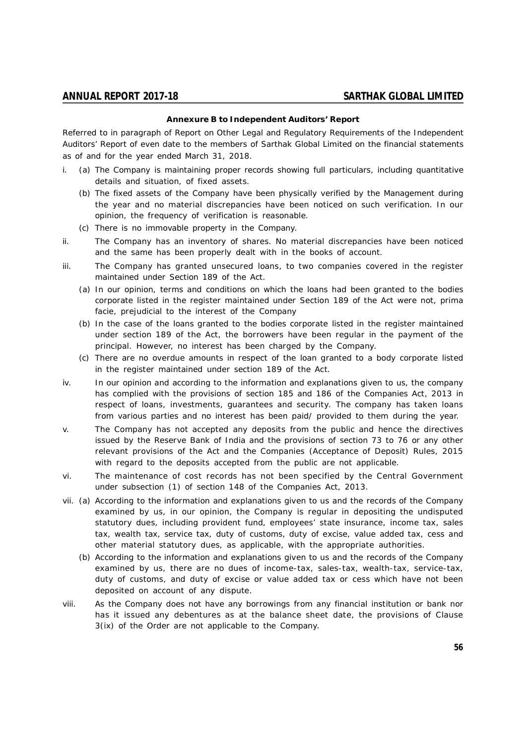### Annexure B to Independent Auditors' Report

Referred to in paragraph of Report on Other Legal and Regulatory Requirements of the Independent Auditors' Report of even date to the members of Sarthak Global Limited on the financial statements as of and for the year ended March 31, 2018.

i. (a) The Company is maintaining proper records showing full particulars, including quantitative details and situation, of fixed assets.

   (b) The fixed assets of the Company have been physically verified by the Management during the year and no material discrepancies have been noticed on such verification. In our opinion, the frequency of verification is reasonable.

   (c) There is no immovable property in the Company.

ii. The Company has an inventory of shares. No material discrepancies have been noticed and the same has been properly dealt with in the books of account.

iii. The Company has granted unsecured loans, to two companies covered in the register maintained under Section 189 of the Act.

   (a) In our opinion, terms and conditions on which the loans had been granted to the bodies corporate listed in the register maintained under Section 189 of the Act were not, prima facie, prejudicial to the interest of the Company

   (b) In the case of the loans granted to the bodies corporate listed in the register maintained under section 189 of the Act, the borrowers have been regular in the payment of the principal. However, no interest has been charged by the Company.

   (c) There are no overdue amounts in respect of the loan granted to a body corporate listed in the register maintained under section 189 of the Act.

iv. In our opinion and according to the information and explanations given to us, the company has complied with the provisions of section 185 and 186 of the Companies Act, 2013 in respect of loans, investments, guarantees and security. The company has taken loans from various parties and no interest has been paid/ provided to them during the year.

v. The Company has not accepted any deposits from the public and hence the directives issued by the Reserve Bank of India and the provisions of section 73 to 76 or any other relevant provisions of the Act and the Companies (Acceptance of Deposit) Rules, 2015 with regard to the deposits accepted from the public are not applicable.

vi. The maintenance of cost records has not been specified by the Central Government under subsection (1) of section 148 of the Companies Act, 2013.

vii. (a) According to the information and explanations given to us and the records of the Company examined by us, in our opinion, the Company is regular in depositing the undisputed statutory dues, including provident fund, employees' state insurance, income tax, sales tax, wealth tax, service tax, duty of customs, duty of excise, value added tax, cess and other material statutory dues, as applicable, with the appropriate authorities.

   (b) According to the information and explanations given to us and the records of the Company examined by us, there are no dues of income-tax, sales-tax, wealth-tax, service-tax, duty of customs, and duty of excise or value added tax or cess which have not been deposited on account of any dispute.

viii. As the Company does not have any borrowings from any financial institution or bank nor has it issued any debentures as at the balance sheet date, the provisions of Clause 3(ix) of the Order are not applicable to the Company.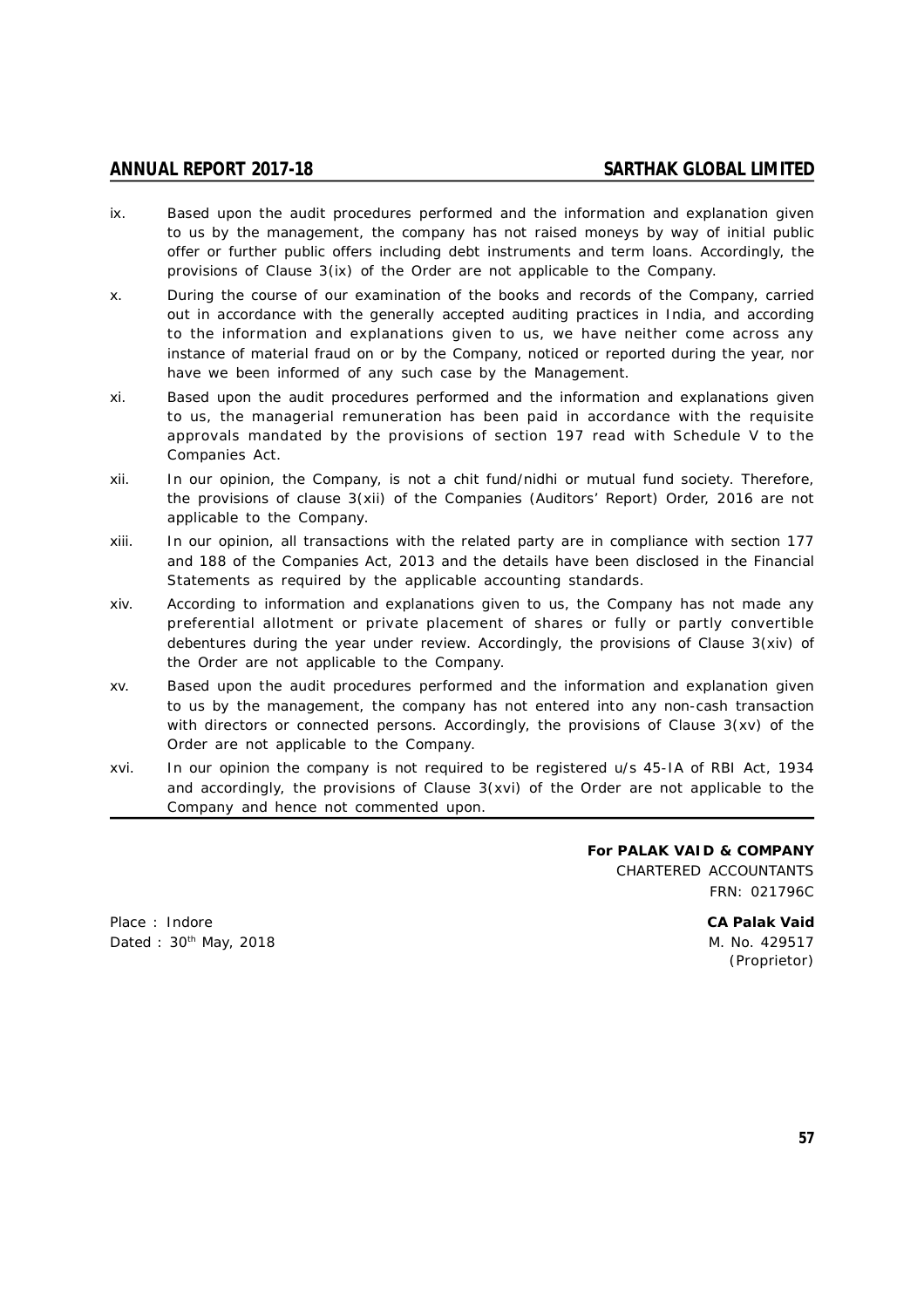ix. Based upon the audit procedures performed and the information and explanation given to us by the management, the company has not raised moneys by way of initial public offer or further public offers including debt instruments and term loans. Accordingly, the provisions of Clause 3(ix) of the Order are not applicable to the Company.

x. During the course of our examination of the books and records of the Company, carried out in accordance with the generally accepted auditing practices in India, and according to the information and explanations given to us, we have neither come across any instance of material fraud on or by the Company, noticed or reported during the year, nor have we been informed of any such case by the Management.

xi. Based upon the audit procedures performed and the information and explanations given to us, the managerial remuneration has been paid in accordance with the requisite approvals mandated by the provisions of section 197 read with Schedule V to the Companies Act.

xii. In our opinion, the Company, is not a chit fund/nidhi or mutual fund society. Therefore, the provisions of clause 3(xii) of the Companies (Auditors' Report) Order, 2016 are not applicable to the Company.

xiii. In our opinion, all transactions with the related party are in compliance with section 177 and 188 of the Companies Act, 2013 and the details have been disclosed in the Financial Statements as required by the applicable accounting standards.

xiv. According to information and explanations given to us, the Company has not made any preferential allotment or private placement of shares or fully or partly convertible debentures during the year under review. Accordingly, the provisions of Clause 3(xiv) of the Order are not applicable to the Company.

xv. Based upon the audit procedures performed and the information and explanation given to us by the management, the company has not entered into any non-cash transaction with directors or connected persons. Accordingly, the provisions of Clause 3(xv) of the Order are not applicable to the Company.

xvi. In our opinion the company is not required to be registered u/s 45-IA of RBI Act, 1934 and accordingly, the provisions of Clause 3(xvi) of the Order are not applicable to the Company and hence not commented upon.

**For PALAK VAID & COMPANY**
CHARTERED ACCOUNTANTS
FRN: 021796C

Place : Indore
Dated : 30th May, 2018

**CA Palak Vaid**
M. No. 429517
(Proprietor)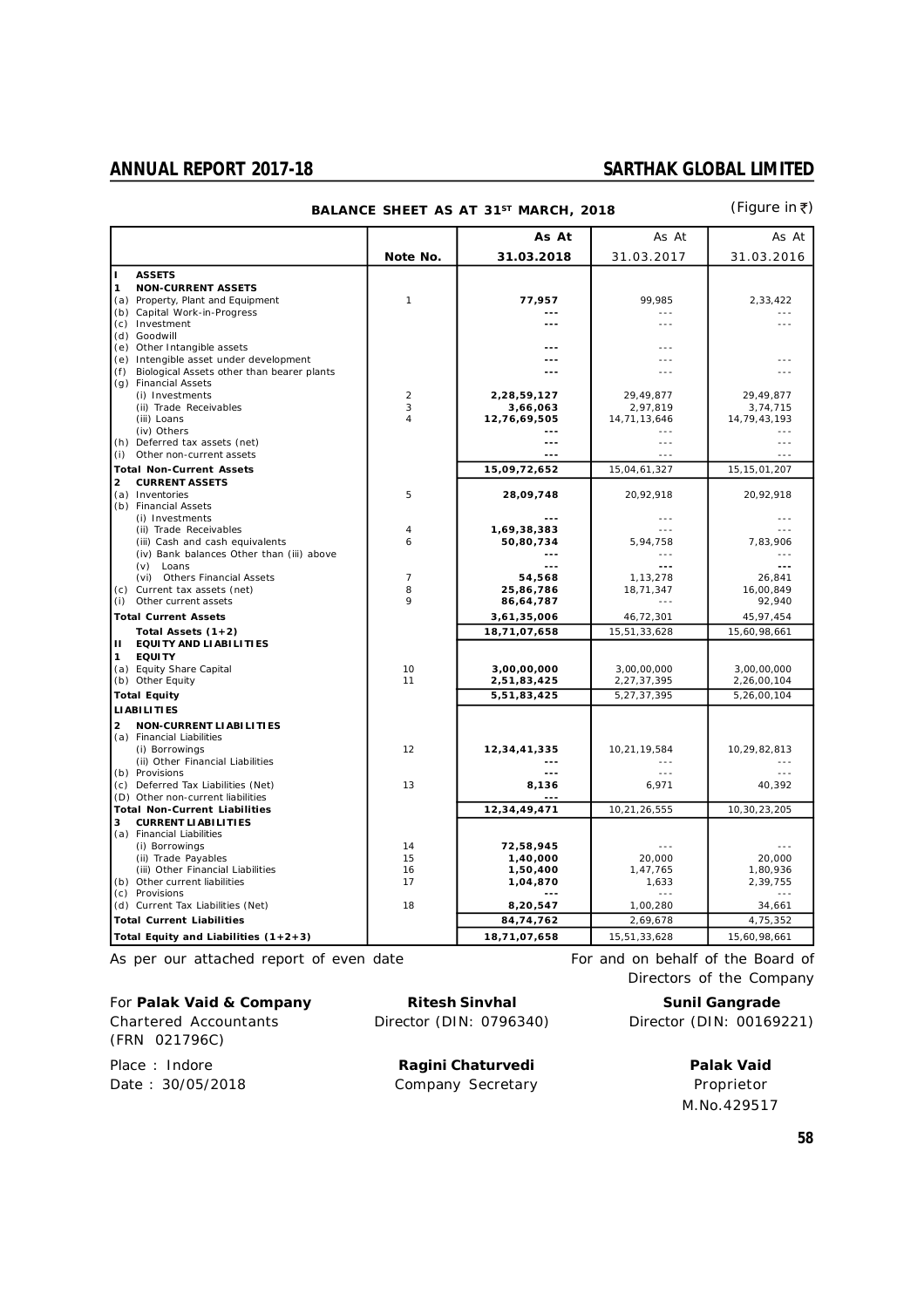## BALANCE SHEET AS AT 31ST MARCH, 2018

(Figure in ₹)

| | Note No. | As At 31.03.2018 | As At 31.03.2017 | As At 31.03.2016 |
|---|---|---|---|---|
| **I ASSETS** | | | | |
| **1 NON-CURRENT ASSETS** | | | | |
| (a) Property, Plant and Equipment | 1 | **77,957** | 99,985 | 2,33,422 |
| (b) Capital Work-in-Progress | | **---** | --- | --- |
| (c) Investment | | **---** | --- | --- |
| (d) Goodwill | | | | |
| (e) Other Intangible assets | | **---** | --- | |
| (e) Intengible asset under development | | **---** | --- | --- |
| (f) Biological Assets other than bearer plants | | **---** | --- | --- |
| (g) Financial Assets | | | | |
| (i) Investments | 2 | **2,28,59,127** | 29,49,877 | 29,49,877 |
| (ii) Trade Receivables | 3 | **3,66,063** | 2,97,819 | 3,74,715 |
| (iii) Loans | 4 | **12,76,69,505** | 14,71,13,646 | 14,79,43,193 |
| (iv) Others | | **---** | --- | --- |
| (h) Deferred tax assets (net) | | **---** | --- | --- |
| (i) Other non-current assets | | **---** | --- | --- |
| **Total Non-Current Assets** | | **15,09,72,652** | 15,04,61,327 | 15,15,01,207 |
| **2 CURRENT ASSETS** | | | | |
| (a) Inventories | 5 | **28,09,748** | 20,92,918 | 20,92,918 |
| (b) Financial Assets | | | | |
| (i) Investments | | **---** | --- | --- |
| (ii) Trade Receivables | 4 | **1,69,38,383** | --- | --- |
| (iii) Cash and cash equivalents | 6 | **50,80,734** | 5,94,758 | 7,83,906 |
| (iv) Bank balances Other than (iii) above | | **---** | --- | --- |
| (v) Loans | | **---** | **---** | **---** |
| (vi) Others Financial Assets | 7 | **54,568** | 1,13,278 | 26,841 |
| (c) Current tax assets (net) | 8 | **25,86,786** | 18,71,347 | 16,00,849 |
| (i) Other current assets | 9 | **86,64,787** | --- | 92,940 |
| **Total Current Assets** | | **3,61,35,006** | 46,72,301 | 45,97,454 |
| **Total Assets (1+2)** | | **18,71,07,658** | 15,51,33,628 | 15,60,98,661 |
| **II EQUITY AND LIABILITIES** | | | | |
| **1 EQUITY** | | | | |
| (a) Equity Share Capital | 10 | **3,00,00,000** | 3,00,00,000 | 3,00,00,000 |
| (b) Other Equity | 11 | **2,51,83,425** | 2,27,37,395 | 2,26,00,104 |
| **Total Equity** | | **5,51,83,425** | 5,27,37,395 | 5,26,00,104 |
| **LIABILITIES** | | | | |
| **2 NON-CURRENT LIABILITIES** | | | | |
| (a) Financial Liabilities | | | | |
| (i) Borrowings | 12 | **12,34,41,335** | 10,21,19,584 | 10,29,82,813 |
| (ii) Other Financial Liabilities | | **---** | --- | --- |
| (b) Provisions | | **---** | --- | --- |
| (c) Deferred Tax Liabilities (Net) | 13 | **8,136** | 6,971 | 40,392 |
| (D) Other non-current liabilities | | **---** | | |
| **Total Non-Current Liabilities** | | **12,34,49,471** | 10,21,26,555 | 10,30,23,205 |
| **3 CURRENT LIABILITIES** | | | | |
| (a) Financial Liabilities | | | | |
| (i) Borrowings | 14 | **72,58,945** | --- | --- |
| (ii) Trade Payables | 15 | **1,40,000** | 20,000 | 20,000 |
| (iii) Other Financial Liabilities | 16 | **1,50,400** | 1,47,765 | 1,80,936 |
| (b) Other current liabilities | 17 | **1,04,870** | 1,633 | 2,39,755 |
| (c) Provisions | | **---** | --- | --- |
| (d) Current Tax Liabilities (Net) | 18 | **8,20,547** | 1,00,280 | 34,661 |
| **Total Current Liabilities** | | **84,74,762** | 2,69,678 | 4,75,352 |
| **Total Equity and Liabilities (1+2+3)** | | **18,71,07,658** | 15,51,33,628 | 15,60,98,661 |

As per our attached report of even date

For and on behalf of the Board of Directors of the Company

For **Palak Vaid & Company**
Chartered Accountants
(FRN 021796C)

**Ritesh Sinvhal**
Director (DIN: 0796340)

**Sunil Gangrade**
Director (DIN: 00169221)

Place : Indore
Date : 30/05/2018

**Ragini Chaturvedi**
Company Secretary

**Palak Vaid**
Proprietor
M.No.429517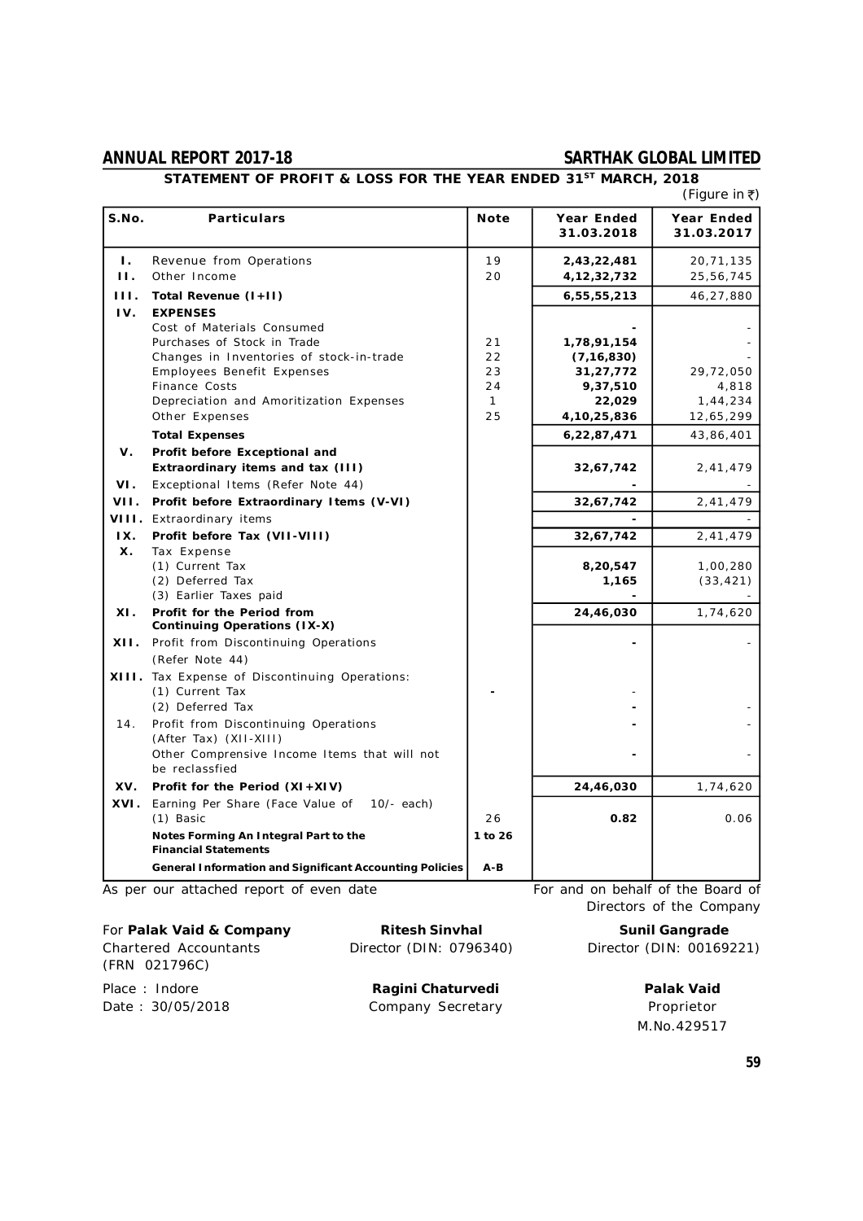## STATEMENT OF PROFIT & LOSS FOR THE YEAR ENDED 31[ST] MARCH, 2018

(Figure in ₹)

| S.No. | Particulars | Note | Year Ended 31.03.2018 | Year Ended 31.03.2017 |
|---|---|---|---|---|
| I. | Revenue from Operations | 19 | **2,43,22,481** | 20,71,135 |
| II. | Other Income | 20 | **4,12,32,732** | 25,56,745 |
| III. | **Total Revenue (I+II)** | | **6,55,55,213** | 46,27,880 |
| IV. | **EXPENSES** | | | |
| | Cost of Materials Consumed | | **-** | - |
| | Purchases of Stock in Trade | 21 | **1,78,91,154** | - |
| | Changes in Inventories of stock-in-trade | 22 | **(7,16,830)** | - |
| | Employees Benefit Expenses | 23 | **31,27,772** | 29,72,050 |
| | Finance Costs | 24 | **9,37,510** | 4,818 |
| | Depreciation and Amoritization Expenses | 1 | **22,029** | 1,44,234 |
| | Other Expenses | 25 | **4,10,25,836** | 12,65,299 |
| | **Total Expenses** | | **6,22,87,471** | 43,86,401 |
| V. | **Profit before Exceptional and Extraordinary items and tax (III)** | | **32,67,742** | 2,41,479 |
| VI. | Exceptional Items (Refer Note 44) | | **-** | - |
| VII. | **Profit before Extraordinary Items (V-VI)** | | **32,67,742** | 2,41,479 |
| VIII. | Extraordinary items | | **-** | - |
| IX. | **Profit before Tax (VII-VIII)** | | **32,67,742** | 2,41,479 |
| X. | Tax Expense | | | |
| | (1) Current Tax | | **8,20,547** | 1,00,280 |
| | (2) Deferred Tax | | **1,165** | (33,421) |
| | (3) Earlier Taxes paid | | **-** | - |
| XI. | **Profit for the Period from Continuing Operations (IX-X)** | | **24,46,030** | 1,74,620 |
| XII. | Profit from Discontinuing Operations (Refer Note 44) | | **-** | - |
| XIII. | Tax Expense of Discontinuing Operations: | | | |
| | (1) Current Tax | - | - | |
| | (2) Deferred Tax | | **-** | - |
| 14. | Profit from Discontinuing Operations (After Tax) (XII-XIII) | | **-** | - |
| | Other Comprensive Income Items that will not be reclassfied | | **-** | - |
| XV. | **Profit for the Period (XI+XIV)** | | **24,46,030** | 1,74,620 |
| XVI. | Earning Per Share (Face Value of 10/- each) | | | |
| | (1) Basic | 26 | **0.82** | 0.06 |
| | **Notes Forming An Integral Part to the Financial Statements** | **1 to 26** | | |
| | **General Information and Significant Accounting Policies** | **A-B** | | |

As per our attached report of even date

For and on behalf of the Board of Directors of the Company

For **Palak Vaid & Company**
Chartered Accountants
(FRN 021796C)

**Ritesh Sinvhal**
Director (DIN: 0796340)

**Sunil Gangrade**
Director (DIN: 00169221)

Place : Indore
Date : 30/05/2018

**Ragini Chaturvedi**
Company Secretary

**Palak Vaid**
Proprietor
M.No.429517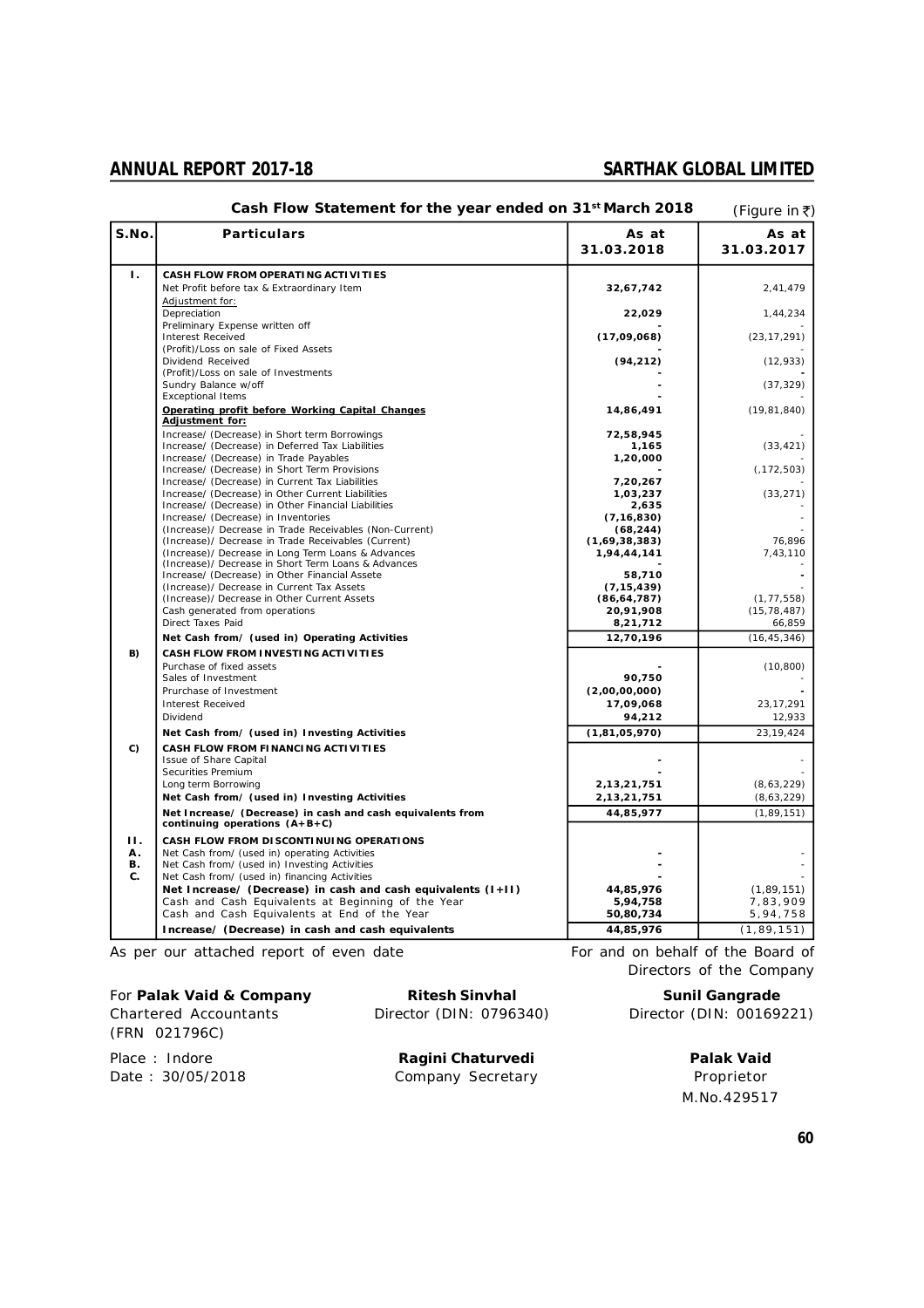## Cash Flow Statement for the year ended on 31st March 2018

(Figure in ₹)

| S.No. | Particulars | As at 31.03.2018 | As at 31.03.2017 |
|---|---|---|---|
| I. | **CASH FLOW FROM OPERATING ACTIVITIES** | | |
| | Net Profit before tax & Extraordinary Item | 32,67,742 | 2,41,479 |
| | Adjustment for: | | |
| | Depreciation | 22,029 | 1,44,234 |
| | Preliminary Expense written off | - | - |
| | Interest Received | (17,09,068) | (23,17,291) |
| | (Profit)/Loss on sale of Fixed Assets | - | |
| | Dividend Received | (94,212) | (12,933) |
| | (Profit)/Loss on sale of Investments | - | - |
| | Sundry Balance w/off | - | (37,329) |
| | Exceptional Items | - | - |
| | **Operating profit before Working Capital Changes** | 14,86,491 | (19,81,840) |
| | **Adjustment for:** | | |
| | Increase/ (Decrease) in Short term Borrowings | 72,58,945 | - |
| | Increase/ (Decrease) in Deferred Tax Liabilities | 1,165 | (33,421) |
| | Increase/ (Decrease) in Trade Payables | 1,20,000 | - |
| | Increase/ (Decrease) in Short Term Provisions | - | (,172,503) |
| | Increase/ (Decrease) in Current Tax Liabilities | 7,20,267 | - |
| | Increase/ (Decrease) in Other Current Liabilities | 1,03,237 | (33,271) |
| | Increase/ (Decrease) in Other Financial Liabilities | 2,635 | - |
| | Increase/ (Decrease) in Inventories | (7,16,830) | - |
| | (Increase)/ Decrease in Trade Receivables (Non-Current) | (68,244) | - |
| | (Increase)/ Decrease in Trade Receivables (Current) | (1,69,38,383) | 76,896 |
| | (Increase)/ Decrease in Long Term Loans & Advances | 1,94,44,141 | 7,43,110 |
| | (Increase)/ Decrease in Short Term Loans & Advances | - | - |
| | Increase/ (Decrease) in Other Financial Assete | 58,710 | - |
| | (Increase)/ Decrease in Current Tax Assets | (7,15,439) | - |
| | (Increase)/ Decrease in Other Current Assets | (86,64,787) | (1,77,558) |
| | Cash generated from operations | 20,91,908 | (15,78,487) |
| | Direct Taxes Paid | 8,21,712 | 66,859 |
| | **Net Cash from/ (used in) Operating Activities** | 12,70,196 | (16,45,346) |
| B) | **CASH FLOW FROM INVESTING ACTIVITIES** | | |
| | Purchase of fixed assets | - | (10,800) |
| | Sales of Investment | 90,750 | - |
| | Prurchase of Investment | (2,00,00,000) | - |
| | Interest Received | 17,09,068 | 23,17,291 |
| | Dividend | 94,212 | 12,933 |
| | **Net Cash from/ (used in) Investing Activities** | (1,81,05,970) | 23,19,424 |
| C) | **CASH FLOW FROM FINANCING ACTIVITIES** | | |
| | Issue of Share Capital | - | - |
| | Securities Premium | - | - |
| | Long term Borrowing | 2,13,21,751 | (8,63,229) |
| | **Net Cash from/ (used in) Investing Activities** | 2,13,21,751 | (8,63,229) |
| | **Net Increase/ (Decrease) in cash and cash equivalents from continuing operations (A+B+C)** | 44,85,977 | (1,89,151) |
| II. | **CASH FLOW FROM DISCONTINUING OPERATIONS** | | |
| A. | Net Cash from/ (used in) operating Activities | - | - |
| B. | Net Cash from/ (used in) Investing Activities | - | - |
| C. | Net Cash from/ (used in) financing Activities | - | - |
| | **Net Increase/ (Decrease) in cash and cash equivalents (I+II)** | 44,85,976 | (1,89,151) |
| | Cash and Cash Equivalents at Beginning of the Year | 5,94,758 | 7,83,909 |
| | Cash and Cash Equivalents at End of the Year | 50,80,734 | 5,94,758 |
| | **Increase/ (Decrease) in cash and cash equivalents** | 44,85,976 | (1,89,151) |

As per our attached report of even date

For and on behalf of the Board of Directors of the Company

For **Palak Vaid & Company**
Chartered Accountants
(FRN 021796C)

**Ritesh Sinvhal**
Director (DIN: 0796340)

**Sunil Gangrade**
Director (DIN: 00169221)

Place : Indore
Date : 30/05/2018

**Ragini Chaturvedi**
Company Secretary

**Palak Vaid**
Proprietor
M.No.429517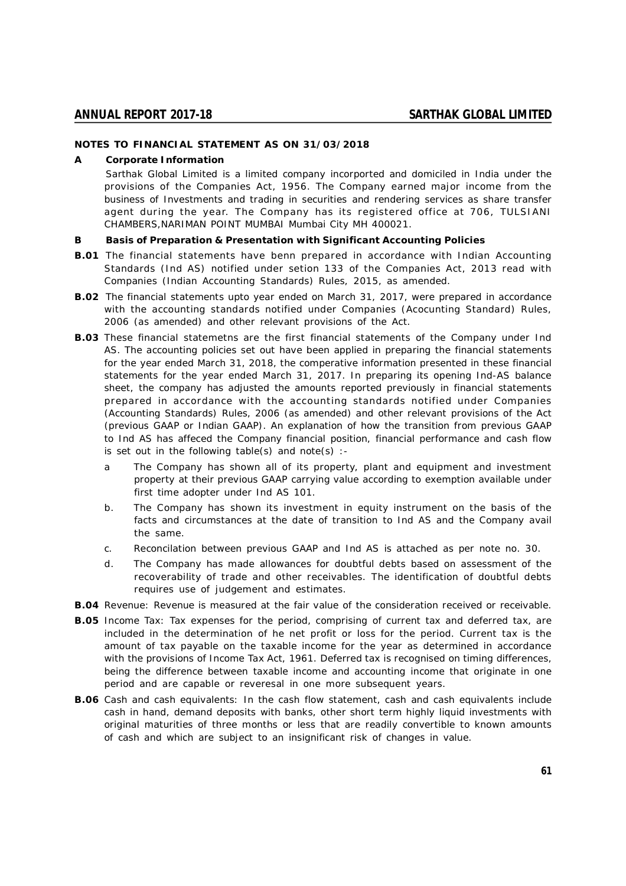## NOTES TO FINANCIAL STATEMENT AS ON 31/03/2018

### A Corporate Information

Sarthak Global Limited is a limited company incorporated and domiciled in India under the provisions of the Companies Act, 1956. The Company earned major income from the business of Investments and trading in securities and rendering services as share transfer agent during the year. The Company has its registered office at 706, TULSIANI CHAMBERS,NARIMAN POINT MUMBAI Mumbai City MH 400021.

### B Basis of Preparation & Presentation with Significant Accounting Policies

**B.01** The financial statements have benn prepared in accordance with Indian Accounting Standards (Ind AS) notified under setion 133 of the Companies Act, 2013 read with Companies (Indian Accounting Standards) Rules, 2015, as amended.

**B.02** The financial statements upto year ended on March 31, 2017, were prepared in accordance with the accounting standards notified under Companies (Acocunting Standard) Rules, 2006 (as amended) and other relevant provisions of the Act.

**B.03** These financial statemetns are the first financial statements of the Company under Ind AS. The accounting policies set out have been applied in preparing the financial statements for the year ended March 31, 2018, the comperative information presented in these financial statements for the year ended March 31, 2017. In preparing its opening Ind-AS balance sheet, the company has adjusted the amounts reported previously in financial statements prepared in accordance with the accounting standards notified under Companies (Accounting Standards) Rules, 2006 (as amended) and other relevant provisions of the Act (previous GAAP or Indian GAAP). An explanation of how the transition from previous GAAP to Ind AS has affeced the Company financial position, financial performance and cash flow is set out in the following table(s) and note(s) :-

a The Company has shown all of its property, plant and equipment and investment property at their previous GAAP carrying value according to exemption available under first time adopter under Ind AS 101.

b. The Company has shown its investment in equity instrument on the basis of the facts and circumstances at the date of transition to Ind AS and the Company avail the same.

c. Reconcilation between previous GAAP and Ind AS is attached as per note no. 30.

d. The Company has made allowances for doubtful debts based on assessment of the recoverability of trade and other receivables. The identification of doubtful debts requires use of judgement and estimates.

**B.04** Revenue: Revenue is measured at the fair value of the consideration received or receivable.

**B.05** Income Tax: Tax expenses for the period, comprising of current tax and deferred tax, are included in the determination of he net profit or loss for the period. Current tax is the amount of tax payable on the taxable income for the year as determined in accordance with the provisions of Income Tax Act, 1961. Deferred tax is recognised on timing differences, being the difference between taxable income and accounting income that originate in one period and are capable or reveresal in one more subsequent years.

**B.06** Cash and cash equivalents: In the cash flow statement, cash and cash equivalents include cash in hand, demand deposits with banks, other short term highly liquid investments with original maturities of three months or less that are readily convertible to known amounts of cash and which are subject to an insignificant risk of changes in value.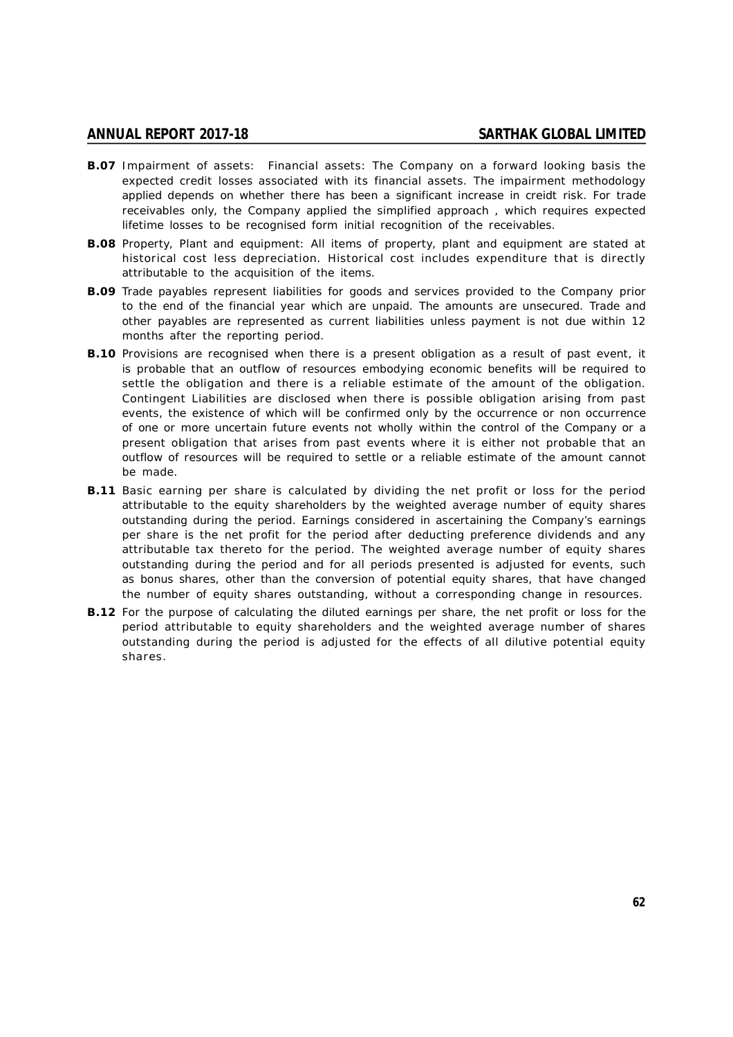**B.07** Impairment of assets: Financial assets: The Company on a forward looking basis the expected credit losses associated with its financial assets. The impairment methodology applied depends on whether there has been a significant increase in creidt risk. For trade receivables only, the Company applied the simplified approach , which requires expected lifetime losses to be recognised form initial recognition of the receivables.

**B.08** Property, Plant and equipment: All items of property, plant and equipment are stated at historical cost less depreciation. Historical cost includes expenditure that is directly attributable to the acquisition of the items.

**B.09** Trade payables represent liabilities for goods and services provided to the Company prior to the end of the financial year which are unpaid. The amounts are unsecured. Trade and other payables are represented as current liabilities unless payment is not due within 12 months after the reporting period.

**B.10** Provisions are recognised when there is a present obligation as a result of past event, it is probable that an outflow of resources embodying economic benefits will be required to settle the obligation and there is a reliable estimate of the amount of the obligation. Contingent Liabilities are disclosed when there is possible obligation arising from past events, the existence of which will be confirmed only by the occurrence or non occurrence of one or more uncertain future events not wholly within the control of the Company or a present obligation that arises from past events where it is either not probable that an outflow of resources will be required to settle or a reliable estimate of the amount cannot be made.

**B.11** Basic earning per share is calculated by dividing the net profit or loss for the period attributable to the equity shareholders by the weighted average number of equity shares outstanding during the period. Earnings considered in ascertaining the Company's earnings per share is the net profit for the period after deducting preference dividends and any attributable tax thereto for the period. The weighted average number of equity shares outstanding during the period and for all periods presented is adjusted for events, such as bonus shares, other than the conversion of potential equity shares, that have changed the number of equity shares outstanding, without a corresponding change in resources.

**B.12** For the purpose of calculating the diluted earnings per share, the net profit or loss for the period attributable to equity shareholders and the weighted average number of shares outstanding during the period is adjusted for the effects of all dilutive potential equity shares.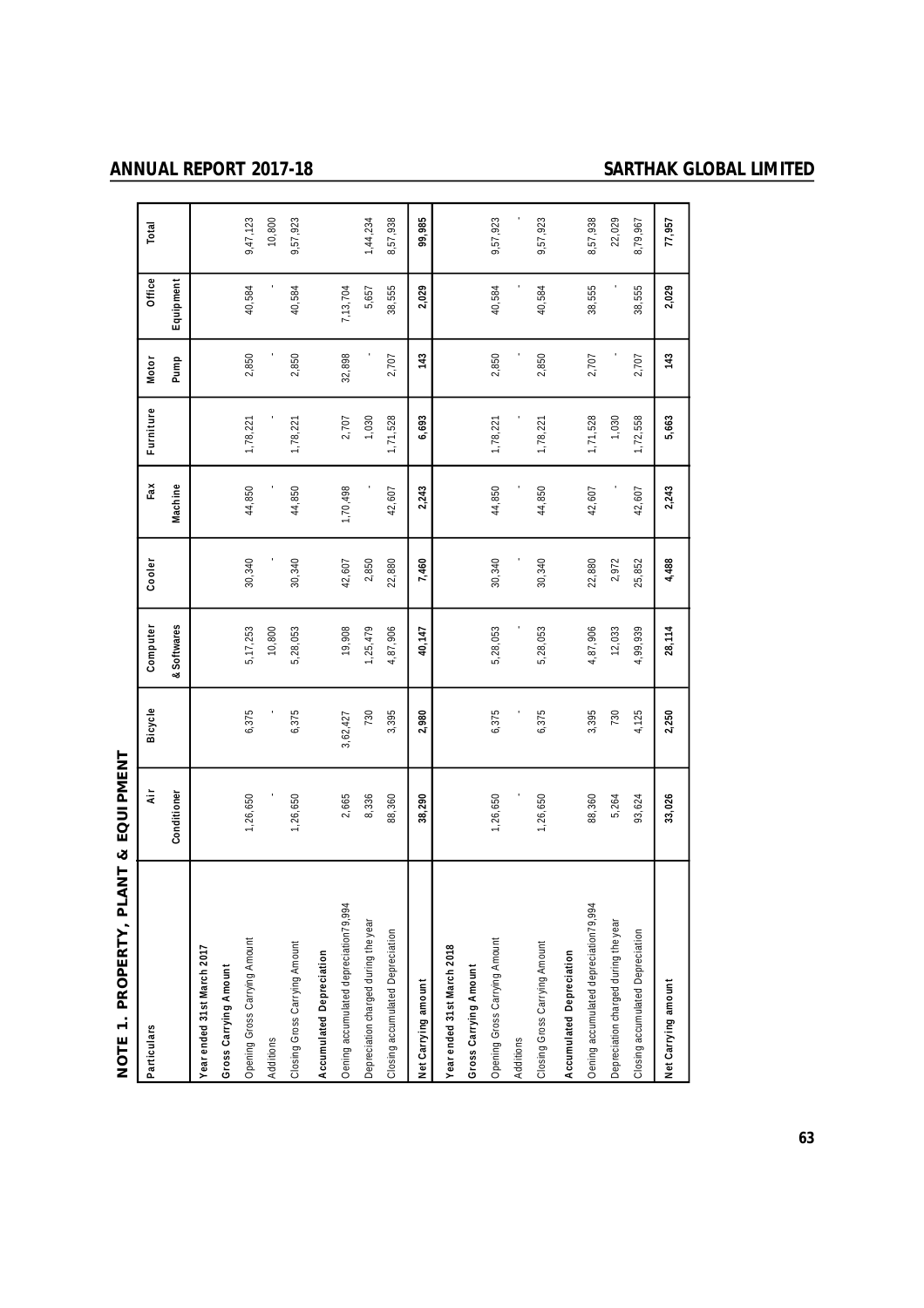# NOTE 1. PROPERTY, PLANT & EQUIPMENT

| Particulars | Air Conditioner | Bicycle | Computer & Softwares | Cooler | Fax Machine | Furniture | Motor Pump | Office Equipment | Total |
|---|---|---|---|---|---|---|---|---|---|
| **Year ended 31st March 2017** | | | | | | | | | |
| **Gross Carrying Amount** | | | | | | | | | |
| Opening Gross Carrying Amount | 1,26,650 | 6,375 | 5,17,253 | 30,340 | 44,850 | 1,78,221 | 2,850 | 40,584 | 9,47,123 |
| Additions | - | - | 10,800 | - | - | - | - | - | 10,800 |
| Closing Gross Carrying Amount | 1,26,650 | 6,375 | 5,28,053 | 30,340 | 44,850 | 1,78,221 | 2,850 | 40,584 | 9,57,923 |
| **Accumulated Depreciation** | | | | | | | | | |
| Oening accumulated depreciation79,994 | 2,665 | 3,62,427 | 19,908 | 42,607 | 1,70,498 | 2,707 | 32,898 | 7,13,704 | |
| Depreciation charged during the year | 8,336 | 730 | 1,25,479 | 2,850 | - | 1,030 | - | 5,657 | 1,44,234 |
| Closing accumulated Depreciation | 88,360 | 3,395 | 4,87,906 | 22,880 | 42,607 | 1,71,528 | 2,707 | 38,555 | 8,57,938 |
| **Net Carrying amount** | **38,290** | **2,980** | **40,147** | **7,460** | **2,243** | **6,693** | **143** | **2,029** | **99,985** |
| **Year ended 31st March 2018** | | | | | | | | | |
| **Gross Carrying Amount** | | | | | | | | | |
| Opening Gross Carrying Amount | 1,26,650 | 6,375 | 5,28,053 | 30,340 | 44,850 | 1,78,221 | 2,850 | 40,584 | 9,57,923 |
| Additions | - | - | - | - | - | - | - | - | - |
| Closing Gross Carrying Amount | 1,26,650 | 6,375 | 5,28,053 | 30,340 | 44,850 | 1,78,221 | 2,850 | 40,584 | 9,57,923 |
| **Accumulated Depreciation** | | | | | | | | | |
| Oening accumulated depreciation79,994 | 88,360 | 3,395 | 4,87,906 | 22,880 | 42,607 | 1,71,528 | 2,707 | 38,555 | 8,57,938 |
| Depreciation charged during the year | 5,264 | 730 | 12,033 | 2,972 | - | 1,030 | - | - | 22,029 |
| Closing accumulated Depreciation | 93,624 | 4,125 | 4,99,939 | 25,852 | 42,607 | 1,72,558 | 2,707 | 38,555 | 8,79,967 |
| **Net Carrying amount** | **33,026** | **2,250** | **28,114** | **4,488** | **2,243** | **5,663** | **143** | **2,029** | **77,957** |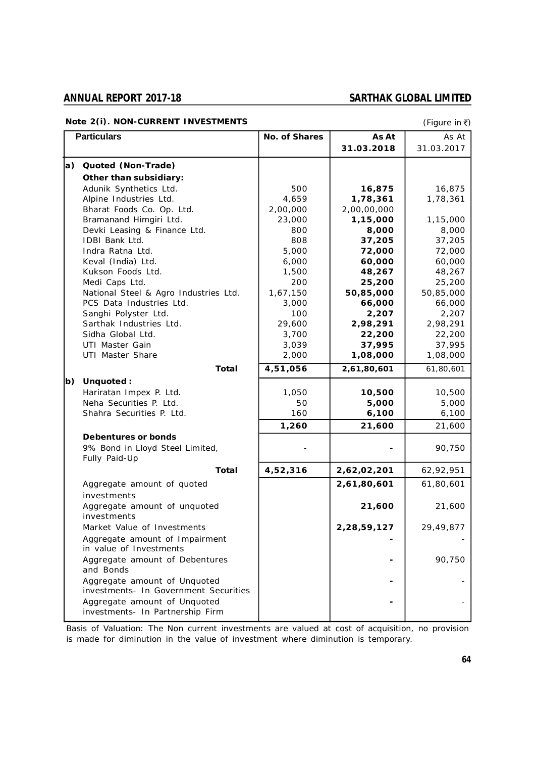**Note 2(i). NON-CURRENT INVESTMENTS**

(Figure in ₹)

| | Particulars | No. of Shares | As At 31.03.2018 | As At 31.03.2017 |
|---|---|---|---|---|
| a) | **Quoted (Non-Trade)** | | | |
| | **Other than subsidiary:** | | | |
| | Adunik Synthetics Ltd. | 500 | **16,875** | 16,875 |
| | Alpine Industries Ltd. | 4,659 | **1,78,361** | 1,78,361 |
| | Bharat Foods Co. Op. Ltd. | 2,00,000 | 2,00,00,000 | |
| | Bramanand Himgiri Ltd. | 23,000 | **1,15,000** | 1,15,000 |
| | Devki Leasing & Finance Ltd. | 800 | **8,000** | 8,000 |
| | IDBI Bank Ltd. | 808 | **37,205** | 37,205 |
| | Indra Ratna Ltd. | 5,000 | **72,000** | 72,000 |
| | Keval (India) Ltd. | 6,000 | **60,000** | 60,000 |
| | Kukson Foods Ltd. | 1,500 | **48,267** | 48,267 |
| | Medi Caps Ltd. | 200 | **25,200** | 25,200 |
| | National Steel & Agro Industries Ltd. | 1,67,150 | **50,85,000** | 50,85,000 |
| | PCS Data Industries Ltd. | 3,000 | **66,000** | 66,000 |
| | Sanghi Polyster Ltd. | 100 | **2,207** | 2,207 |
| | Sarthak Industries Ltd. | 29,600 | **2,98,291** | 2,98,291 |
| | Sidha Global Ltd. | 3,700 | **22,200** | 22,200 |
| | UTI Master Gain | 3,039 | **37,995** | 37,995 |
| | UTI Master Share | 2,000 | **1,08,000** | 1,08,000 |
| | **Total** | **4,51,056** | **2,61,80,601** | 61,80,601 |
| b) | **Unquoted :** | | | |
| | Hariratan Impex P. Ltd. | 1,050 | **10,500** | 10,500 |
| | Neha Securities P. Ltd. | 50 | **5,000** | 5,000 |
| | Shahra Securities P. Ltd. | 160 | **6,100** | 6,100 |
| | | **1,260** | **21,600** | 21,600 |
| | **Debentures or bonds** | | | |
| | 9% Bond in Lloyd Steel Limited, Fully Paid-Up | - | **-** | 90,750 |
| | **Total** | **4,52,316** | **2,62,02,201** | 62,92,951 |
| | Aggregate amount of quoted investments | | **2,61,80,601** | 61,80,601 |
| | Aggregate amount of unquoted investments | | **21,600** | 21,600 |
| | Market Value of Investments | | **2,28,59,127** | 29,49,877 |
| | Aggregate amount of Impairment in value of Investments | | **-** | - |
| | Aggregate amount of Debentures and Bonds | | **-** | 90,750 |
| | Aggregate amount of Unquoted investments- In Government Securities | | **-** | - |
| | Aggregate amount of Unquoted investments- In Partnership Firm | | **-** | - |

Basis of Valuation: The Non current investments are valued at cost of acquisition, no provision is made for diminution in the value of investment where diminution is temporary.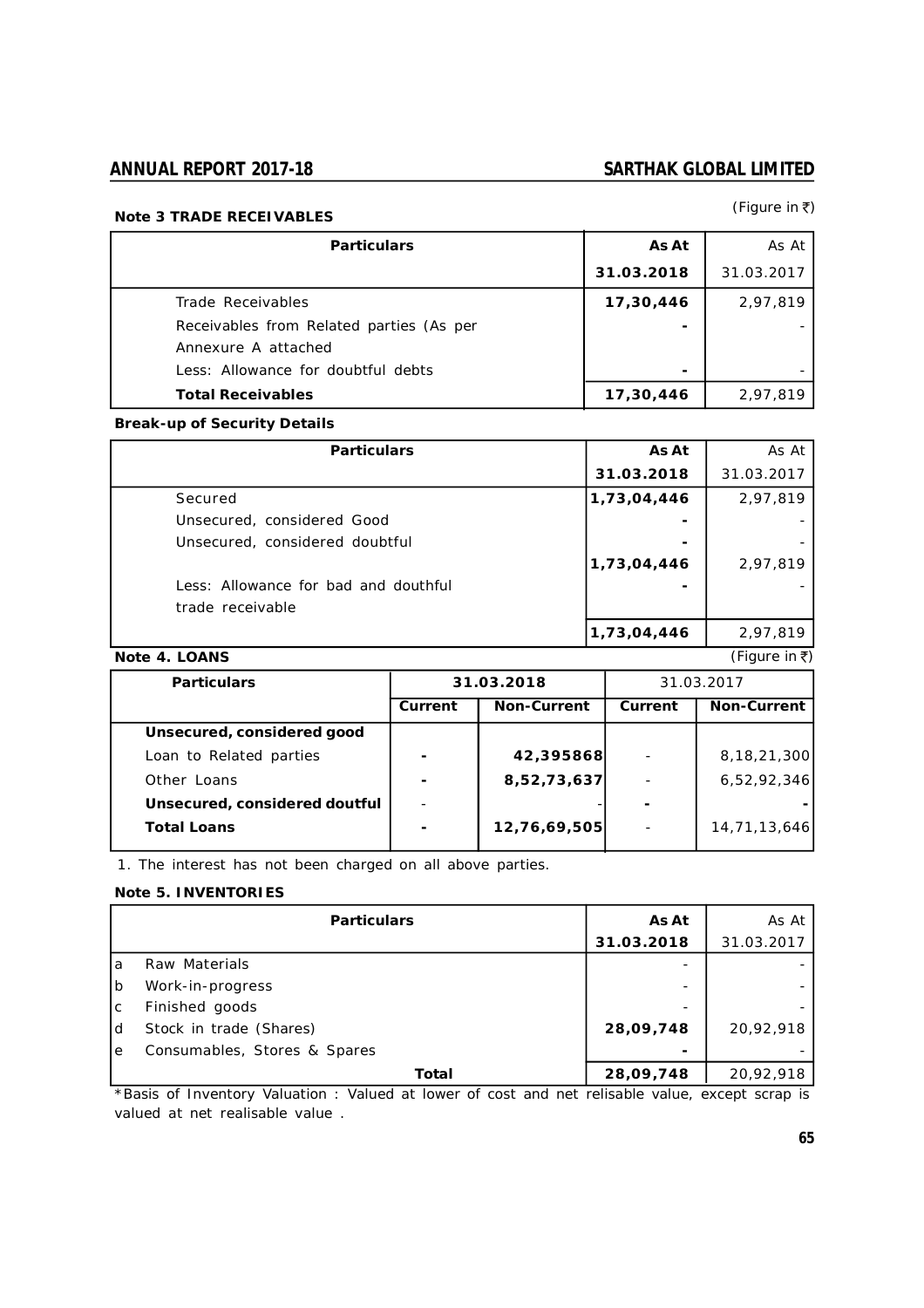**Note 3 TRADE RECEIVABLES**

(Figure in ₹)

| Particulars | As At 31.03.2018 | As At 31.03.2017 |
|---|---|---|
| Trade Receivables | **17,30,446** | 2,97,819 |
| Receivables from Related parties (As per Annexure A attached | **-** | - |
| Less: Allowance for doubtful debts | **-** | - |
| **Total Receivables** | **17,30,446** | 2,97,819 |

**Break-up of Security Details**

| Particulars | As At 31.03.2018 | As At 31.03.2017 |
|---|---|---|
| Secured | **1,73,04,446** | 2,97,819 |
| Unsecured, considered Good | **-** | - |
| Unsecured, considered doubtful | **-** | - |
| | **1,73,04,446** | 2,97,819 |
| Less: Allowance for bad and douthful trade receivable | **-** | - |
| | **1,73,04,446** | 2,97,819 |

**Note 4. LOANS**

(Figure in ₹)

| Particulars | 31.03.2018 | | 31.03.2017 | |
|---|---|---|---|---|
| | Current | Non-Current | Current | Non-Current |
| **Unsecured, considered good** | | | | |
| Loan to Related parties | **-** | **42,395868** | - | 8,18,21,300 |
| Other Loans | **-** | **8,52,73,637** | - | 6,52,92,346 |
| **Unsecured, considered doutful** | - | - | **-** | **-** |
| **Total Loans** | **-** | **12,76,69,505** | - | 14,71,13,646 |

1. The interest has not been charged on all above parties.

**Note 5. INVENTORIES**

| | Particulars | As At 31.03.2018 | As At 31.03.2017 |
|---|---|---|---|
| a | Raw Materials | - | - |
| b | Work-in-progress | - | - |
| c | Finished goods | - | - |
| d | Stock in trade (Shares) | **28,09,748** | 20,92,918 |
| e | Consumables, Stores & Spares | **-** | - |
| | **Total** | **28,09,748** | 20,92,918 |

*Basis of Inventory Valuation : Valued at lower of cost and net relisable value, except scrap is valued at net realisable value .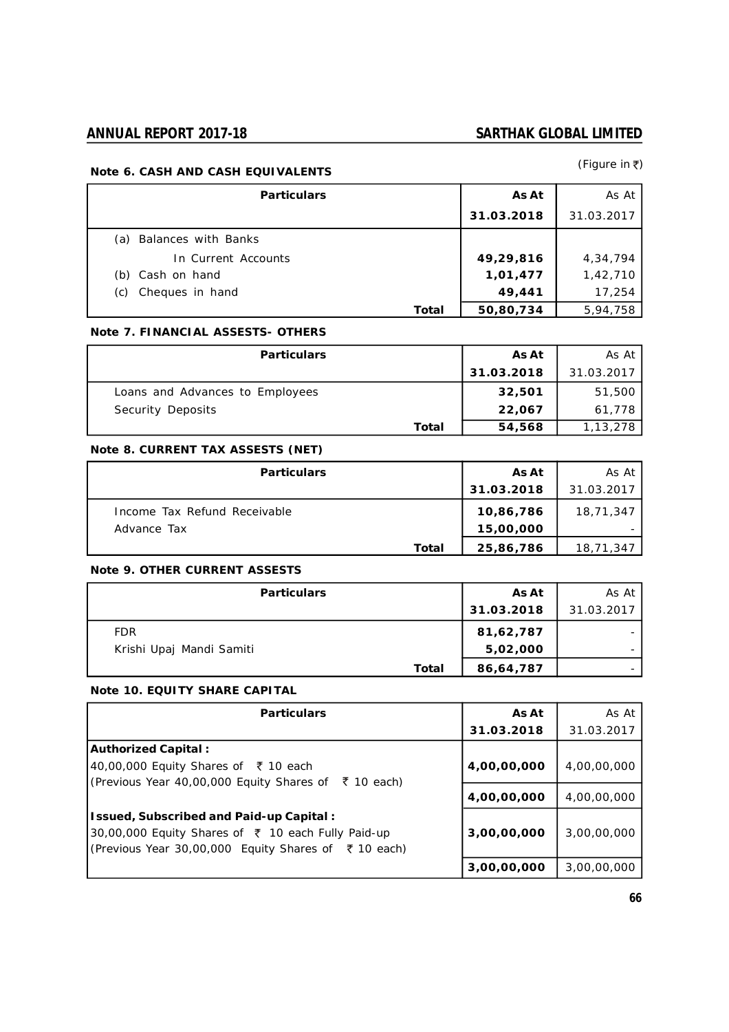(Figure in ₹)

**Note 6. CASH AND CASH EQUIVALENTS**

| Particulars | As At 31.03.2018 | As At 31.03.2017 |
|---|---|---|
| (a) Balances with Banks | | |
| In Current Accounts | **49,29,816** | 4,34,794 |
| (b) Cash on hand | **1,01,477** | 1,42,710 |
| (c) Cheques in hand | **49,441** | 17,254 |
| **Total** | **50,80,734** | 5,94,758 |

**Note 7. FINANCIAL ASSESTS- OTHERS**

| Particulars | As At 31.03.2018 | As At 31.03.2017 |
|---|---|---|
| Loans and Advances to Employees | **32,501** | 51,500 |
| Security Deposits | **22,067** | 61,778 |
| **Total** | **54,568** | 1,13,278 |

**Note 8. CURRENT TAX ASSESTS (NET)**

| Particulars | As At 31.03.2018 | As At 31.03.2017 |
|---|---|---|
| Income Tax Refund Receivable | **10,86,786** | 18,71,347 |
| Advance Tax | **15,00,000** | - |
| **Total** | **25,86,786** | 18,71,347 |

**Note 9. OTHER CURRENT ASSESTS**

| Particulars | As At 31.03.2018 | As At 31.03.2017 |
|---|---|---|
| FDR | **81,62,787** | - |
| Krishi Upaj Mandi Samiti | **5,02,000** | - |
| **Total** | **86,64,787** | - |

**Note 10. EQUITY SHARE CAPITAL**

| Particulars | As At 31.03.2018 | As At 31.03.2017 |
|---|---|---|
| **Authorized Capital :** | | |
| 40,00,000 Equity Shares of ₹ 10 each (Previous Year 40,00,000 Equity Shares of ₹ 10 each) | **4,00,00,000** | 4,00,00,000 |
| | **4,00,00,000** | 4,00,00,000 |
| **Issued, Subscribed and Paid-up Capital :** 30,00,000 Equity Shares of ₹ 10 each Fully Paid-up (Previous Year 30,00,000 Equity Shares of ₹ 10 each) | **3,00,00,000** | 3,00,00,000 |
| | **3,00,00,000** | 3,00,00,000 |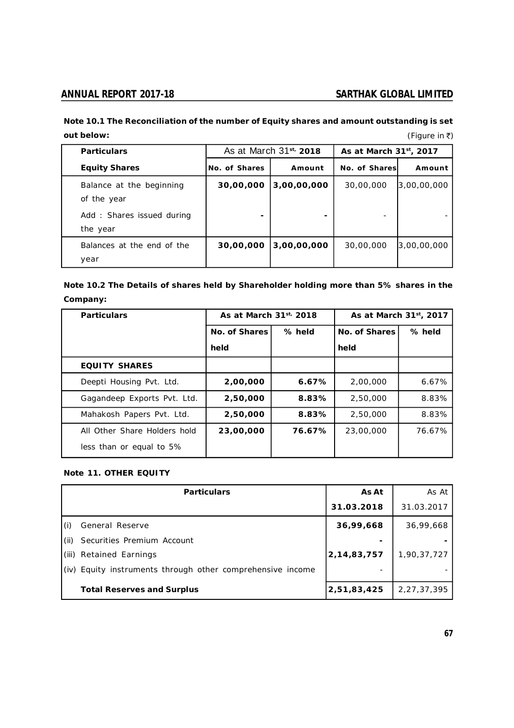**Note 10.1 The Reconciliation of the number of Equity shares and amount outstanding is set out below:**

(Figure in ₹)

| Particulars | As at March 31st, 2018 | | As at March 31st, 2017 | |
|---|---|---|---|---|
| Equity Shares | No. of Shares | Amount | No. of Shares | Amount |
| Balance at the beginning of the year | **30,00,000** | **3,00,00,000** | 30,00,000 | 3,00,00,000 |
| Add : Shares issued during the year | **-** | **-** | - | - |
| Balances at the end of the year | **30,00,000** | **3,00,00,000** | 30,00,000 | 3,00,00,000 |

**Note 10.2 The Details of shares held by Shareholder holding more than 5% shares in the Company:**

| Particulars | As at March 31st, 2018 | | As at March 31st, 2017 | |
|---|---|---|---|---|
| | No. of Shares held | % held | No. of Shares held | % held |
| **EQUITY SHARES** | | | | |
| Deepti Housing Pvt. Ltd. | **2,00,000** | **6.67%** | 2,00,000 | 6.67% |
| Gagandeep Exports Pvt. Ltd. | **2,50,000** | **8.83%** | 2,50,000 | 8.83% |
| Mahakosh Papers Pvt. Ltd. | **2,50,000** | **8.83%** | 2,50,000 | 8.83% |
| All Other Share Holders hold less than or equal to 5% | **23,00,000** | **76.67%** | 23,00,000 | 76.67% |

**Note 11. OTHER EQUITY**

| Particulars | As At 31.03.2018 | As At 31.03.2017 |
|---|---|---|
| (i) General Reserve | **36,99,668** | 36,99,668 |
| (ii) Securities Premium Account | **-** | **-** |
| (iii) Retained Earnings | **2,14,83,757** | 1,90,37,727 |
| (iv) Equity instruments through other comprehensive income | - | - |
| **Total Reserves and Surplus** | **2,51,83,425** | 2,27,37,395 |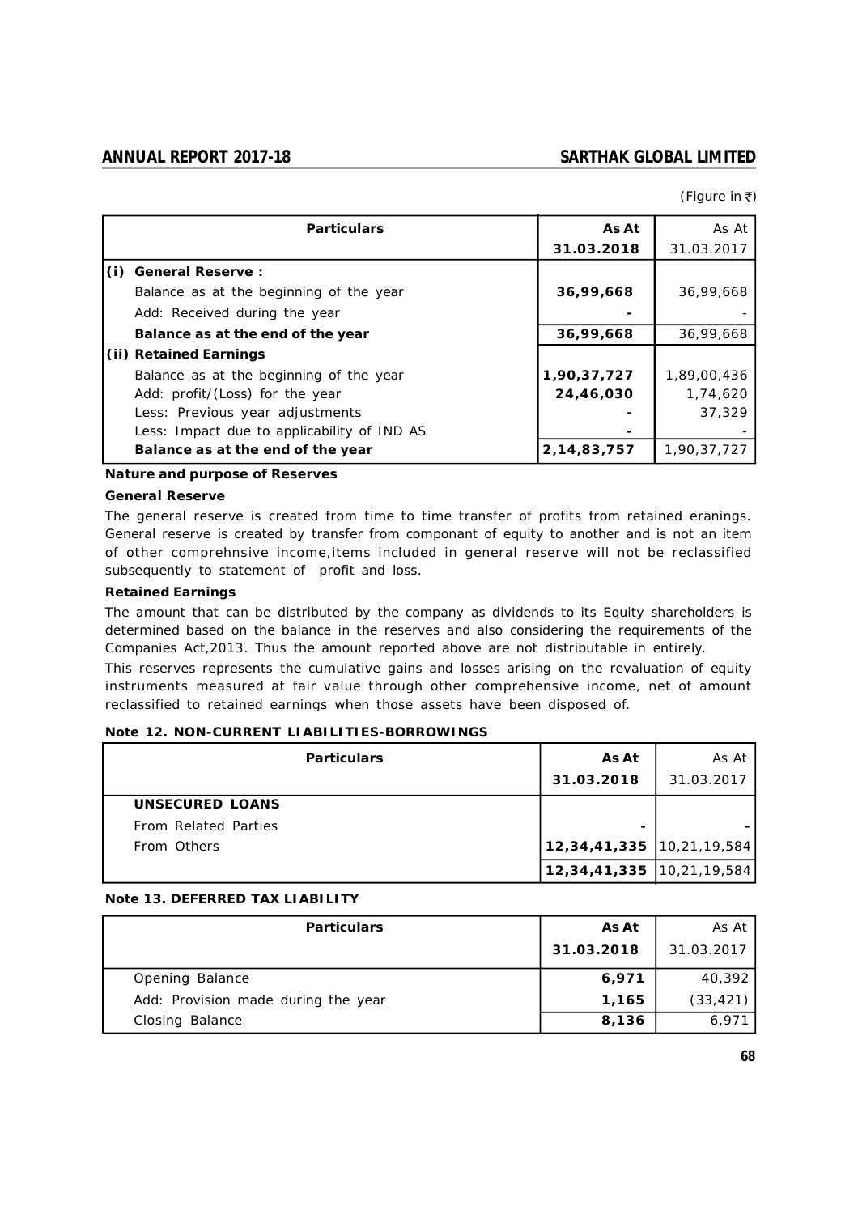(Figure in ₹)

| Particulars | As At 31.03.2018 | As At 31.03.2017 |
|---|---|---|
| **(i) General Reserve :** | | |
| Balance as at the beginning of the year | **36,99,668** | 36,99,668 |
| Add: Received during the year | **-** | - |
| **Balance as at the end of the year** | **36,99,668** | 36,99,668 |
| **(ii) Retained Earnings** | | |
| Balance as at the beginning of the year | **1,90,37,727** | 1,89,00,436 |
| Add: profit/(Loss) for the year | **24,46,030** | 1,74,620 |
| Less: Previous year adjustments | **-** | 37,329 |
| Less: Impact due to applicability of IND AS | **-** | - |
| **Balance as at the end of the year** | **2,14,83,757** | 1,90,37,727 |

**Nature and purpose of Reserves**

**General Reserve**

The general reserve is created from time to time transfer of profits from retained eranings. General reserve is created by transfer from componant of equity to another and is not an item of other comprehnsive income,items included in general reserve will not be reclassified subsequently to statement of profit and loss.

**Retained Earnings**

The amount that can be distributed by the company as dividends to its Equity shareholders is determined based on the balance in the reserves and also considering the requirements of the Companies Act,2013. Thus the amount reported above are not distributable in entirely.

This reserves represents the cumulative gains and losses arising on the revaluation of equity instruments measured at fair value through other comprehensive income, net of amount reclassified to retained earnings when those assets have been disposed of.

**Note 12. NON-CURRENT LIABILITIES-BORROWINGS**

| Particulars | As At 31.03.2018 | As At 31.03.2017 |
|---|---|---|
| **UNSECURED LOANS** | | |
| From Related Parties | **-** | - |
| From Others | **12,34,41,335** | 10,21,19,584 |
| | **12,34,41,335** | 10,21,19,584 |

**Note 13. DEFERRED TAX LIABILITY**

| Particulars | As At 31.03.2018 | As At 31.03.2017 |
|---|---|---|
| Opening Balance | **6,971** | 40,392 |
| Add: Provision made during the year | **1,165** | (33,421) |
| Closing Balance | **8,136** | 6,971 |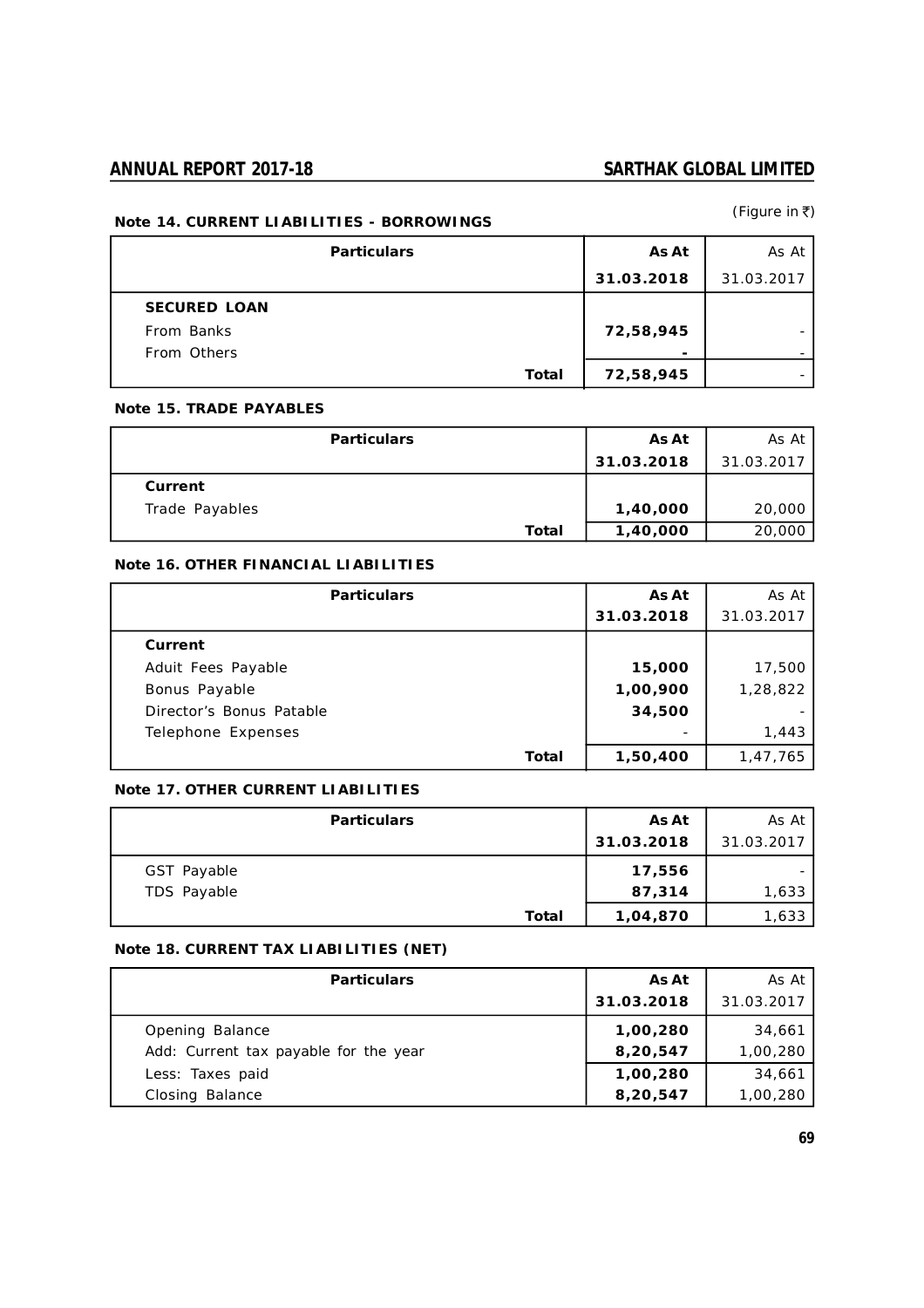(Figure in ₹)

**Note 14. CURRENT LIABILITIES - BORROWINGS**

| Particulars | As At 31.03.2018 | As At 31.03.2017 |
|---|---|---|
| **SECURED LOAN** | | |
| From Banks | **72,58,945** | - |
| From Others | **-** | - |
| **Total** | **72,58,945** | - |

**Note 15. TRADE PAYABLES**

| Particulars | As At 31.03.2018 | As At 31.03.2017 |
|---|---|---|
| **Current** | | |
| Trade Payables | **1,40,000** | 20,000 |
| **Total** | **1,40,000** | 20,000 |

**Note 16. OTHER FINANCIAL LIABILITIES**

| Particulars | As At 31.03.2018 | As At 31.03.2017 |
|---|---|---|
| **Current** | | |
| Aduit Fees Payable | **15,000** | 17,500 |
| Bonus Payable | **1,00,900** | 1,28,822 |
| Director's Bonus Patable | **34,500** | - |
| Telephone Expenses | - | 1,443 |
| **Total** | **1,50,400** | 1,47,765 |

**Note 17. OTHER CURRENT LIABILITIES**

| Particulars | As At 31.03.2018 | As At 31.03.2017 |
|---|---|---|
| GST Payable | **17,556** | - |
| TDS Payable | **87,314** | 1,633 |
| **Total** | **1,04,870** | 1,633 |

**Note 18. CURRENT TAX LIABILITIES (NET)**

| Particulars | As At 31.03.2018 | As At 31.03.2017 |
|---|---|---|
| Opening Balance | **1,00,280** | 34,661 |
| Add: Current tax payable for the year | **8,20,547** | 1,00,280 |
| Less: Taxes paid | **1,00,280** | 34,661 |
| Closing Balance | **8,20,547** | 1,00,280 |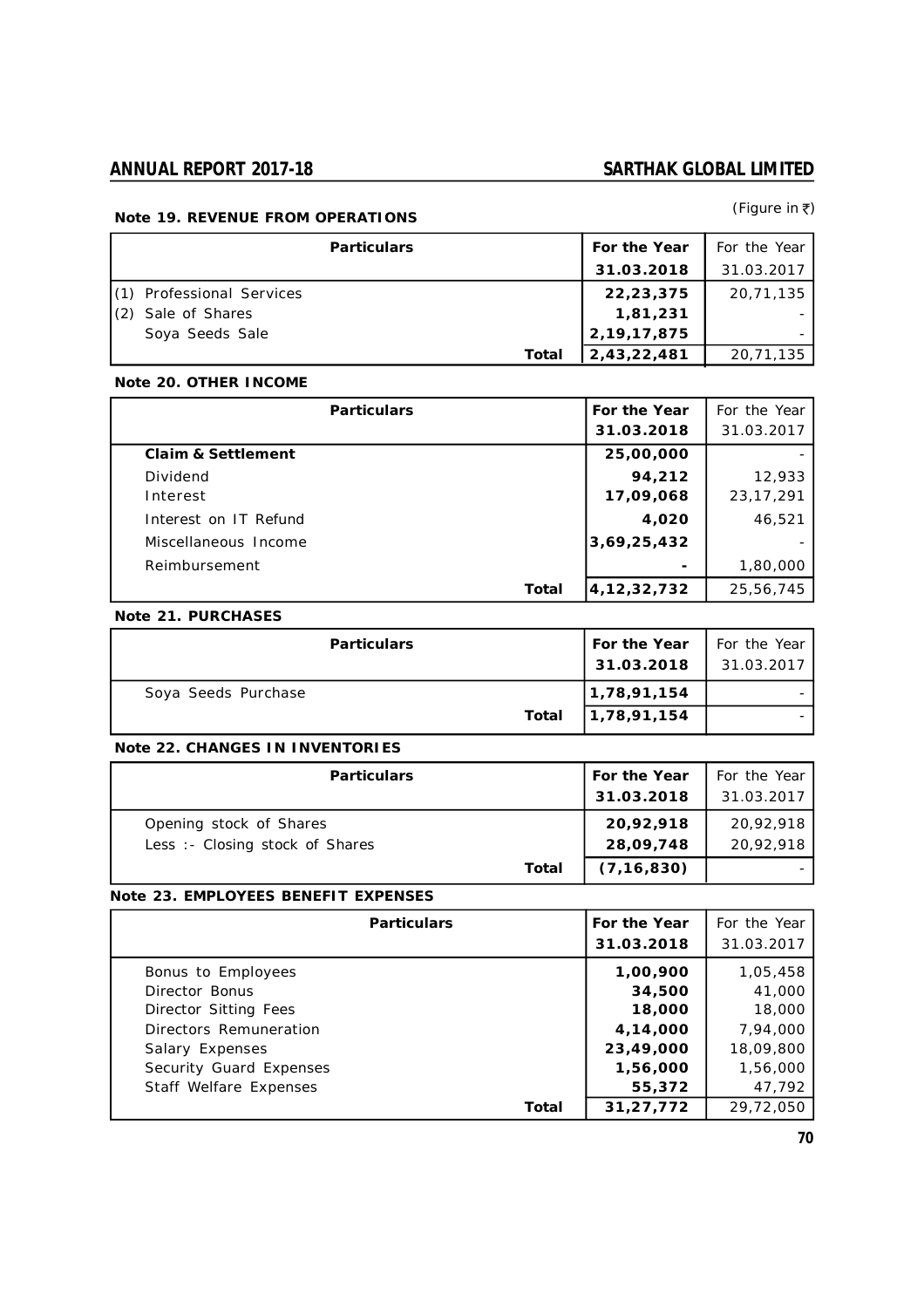(Figure in ₹)

**Note 19. REVENUE FROM OPERATIONS**

| Particulars | For the Year 31.03.2018 | For the Year 31.03.2017 |
|---|---|---|
| (1) Professional Services | **22,23,375** | 20,71,135 |
| (2) Sale of Shares | **1,81,231** | - |
| Soya Seeds Sale | **2,19,17,875** | - |
| **Total** | **2,43,22,481** | 20,71,135 |

**Note 20. OTHER INCOME**

| Particulars | For the Year 31.03.2018 | For the Year 31.03.2017 |
|---|---|---|
| **Claim & Settlement** | **25,00,000** | - |
| Dividend | **94,212** | 12,933 |
| Interest | **17,09,068** | 23,17,291 |
| Interest on IT Refund | **4,020** | 46,521 |
| Miscellaneous Income | **3,69,25,432** | - |
| Reimbursement | **-** | 1,80,000 |
| **Total** | **4,12,32,732** | 25,56,745 |

**Note 21. PURCHASES**

| Particulars | For the Year 31.03.2018 | For the Year 31.03.2017 |
|---|---|---|
| Soya Seeds Purchase | **1,78,91,154** | - |
| **Total** | **1,78,91,154** | - |

**Note 22. CHANGES IN INVENTORIES**

| Particulars | For the Year 31.03.2018 | For the Year 31.03.2017 |
|---|---|---|
| Opening stock of Shares | **20,92,918** | 20,92,918 |
| Less :- Closing stock of Shares | **28,09,748** | 20,92,918 |
| **Total** | **(7,16,830)** | - |

**Note 23. EMPLOYEES BENEFIT EXPENSES**

| Particulars | For the Year 31.03.2018 | For the Year 31.03.2017 |
|---|---|---|
| Bonus to Employees | **1,00,900** | 1,05,458 |
| Director Bonus | **34,500** | 41,000 |
| Director Sitting Fees | **18,000** | 18,000 |
| Directors Remuneration | **4,14,000** | 7,94,000 |
| Salary Expenses | **23,49,000** | 18,09,800 |
| Security Guard Expenses | **1,56,000** | 1,56,000 |
| Staff Welfare Expenses | **55,372** | 47,792 |
| **Total** | **31,27,772** | 29,72,050 |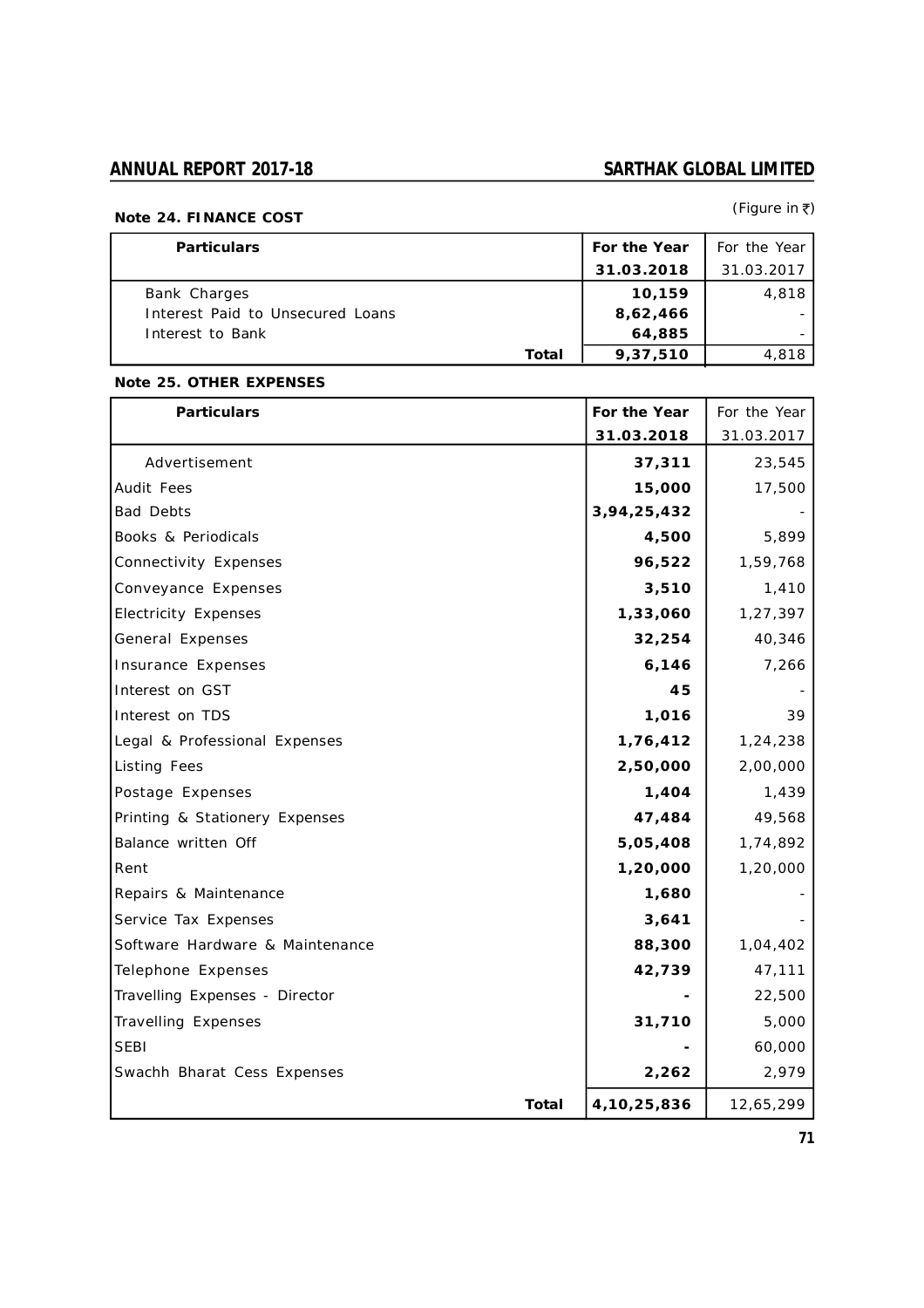(Figure in ₹)

**Note 24. FINANCE COST**

| Particulars | For the Year 31.03.2018 | For the Year 31.03.2017 |
|---|---|---|
| Bank Charges | **10,159** | 4,818 |
| Interest Paid to Unsecured Loans | **8,62,466** | - |
| Interest to Bank | **64,885** | - |
| **Total** | **9,37,510** | 4,818 |

**Note 25. OTHER EXPENSES**

| Particulars | For the Year 31.03.2018 | For the Year 31.03.2017 |
|---|---|---|
| Advertisement | **37,311** | 23,545 |
| Audit Fees | **15,000** | 17,500 |
| Bad Debts | **3,94,25,432** | - |
| Books & Periodicals | **4,500** | 5,899 |
| Connectivity Expenses | **96,522** | 1,59,768 |
| Conveyance Expenses | **3,510** | 1,410 |
| Electricity Expenses | **1,33,060** | 1,27,397 |
| General Expenses | **32,254** | 40,346 |
| Insurance Expenses | **6,146** | 7,266 |
| Interest on GST | **45** | - |
| Interest on TDS | **1,016** | 39 |
| Legal & Professional Expenses | **1,76,412** | 1,24,238 |
| Listing Fees | **2,50,000** | 2,00,000 |
| Postage Expenses | **1,404** | 1,439 |
| Printing & Stationery Expenses | **47,484** | 49,568 |
| Balance written Off | **5,05,408** | 1,74,892 |
| Rent | **1,20,000** | 1,20,000 |
| Repairs & Maintenance | **1,680** | - |
| Service Tax Expenses | **3,641** | - |
| Software Hardware & Maintenance | **88,300** | 1,04,402 |
| Telephone Expenses | **42,739** | 47,111 |
| Travelling Expenses - Director | **-** | 22,500 |
| Travelling Expenses | **31,710** | 5,000 |
| SEBI | **-** | 60,000 |
| Swachh Bharat Cess Expenses | **2,262** | 2,979 |
| **Total** | **4,10,25,836** | 12,65,299 |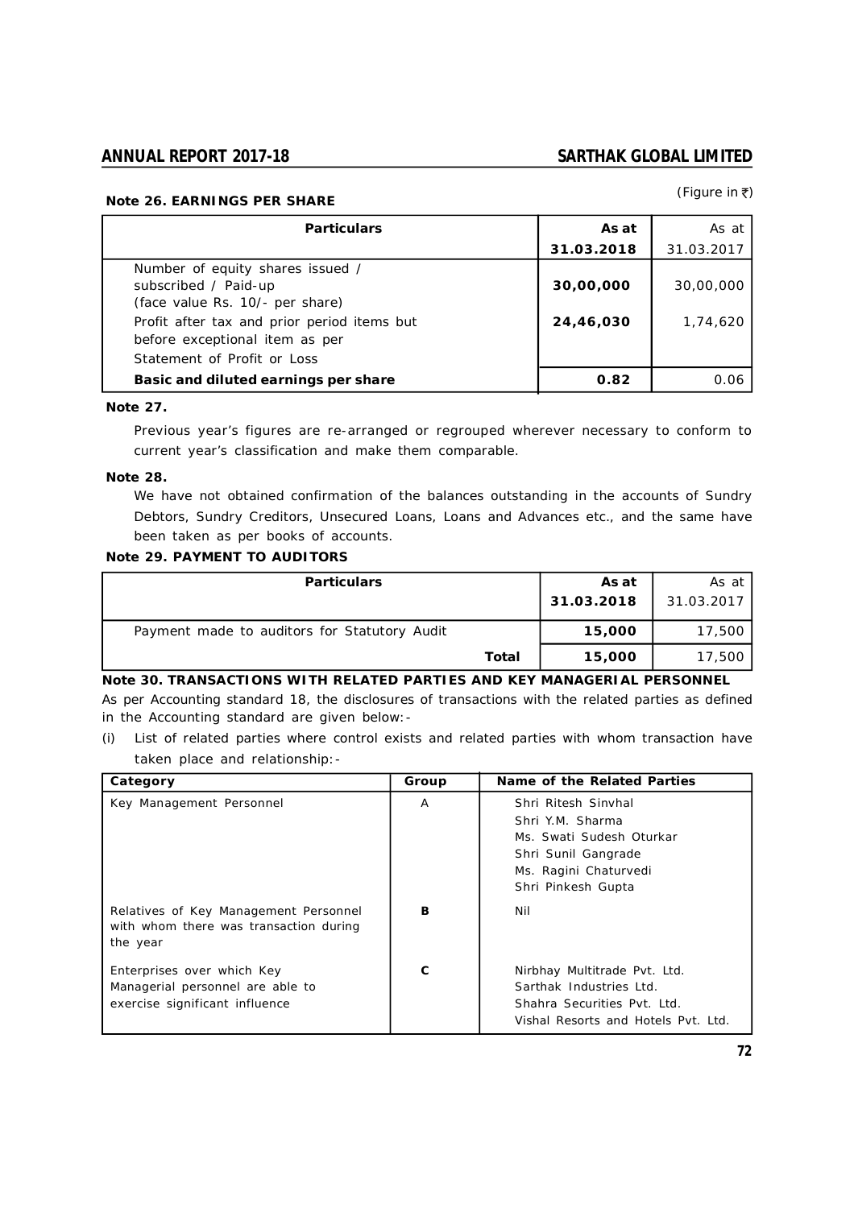(Figure in ₹)

**Note 26. EARNINGS PER SHARE**

| Particulars | As at 31.03.2018 | As at 31.03.2017 |
|---|---|---|
| Number of equity shares issued / subscribed / Paid-up (face value Rs. 10/- per share) | **30,00,000** | 30,00,000 |
| Profit after tax and prior period items but before exceptional item as per Statement of Profit or Loss | **24,46,030** | 1,74,620 |
| **Basic and diluted earnings per share** | **0.82** | 0.06 |

**Note 27.**

Previous year's figures are re-arranged or regrouped wherever necessary to conform to current year's classification and make them comparable.

**Note 28.**

We have not obtained confirmation of the balances outstanding in the accounts of Sundry Debtors, Sundry Creditors, Unsecured Loans, Loans and Advances etc., and the same have been taken as per books of accounts.

**Note 29. PAYMENT TO AUDITORS**

| Particulars | As at 31.03.2018 | As at 31.03.2017 |
|---|---|---|
| Payment made to auditors for Statutory Audit | **15,000** | 17,500 |
| **Total** | **15,000** | 17,500 |

**Note 30. TRANSACTIONS WITH RELATED PARTIES AND KEY MANAGERIAL PERSONNEL**

As per Accounting standard 18, the disclosures of transactions with the related parties as defined in the Accounting standard are given below:-

(i) List of related parties where control exists and related parties with whom transaction have taken place and relationship:-

| Category | Group | Name of the Related Parties |
|---|---|---|
| Key Management Personnel | A | Shri Ritesh Sinvhal<br>Shri Y.M. Sharma<br>Ms. Swati Sudesh Oturkar<br>Shri Sunil Gangrade<br>Ms. Ragini Chaturvedi<br>Shri Pinkesh Gupta |
| Relatives of Key Management Personnel with whom there was transaction during the year | **B** | Nil |
| Enterprises over which Key Managerial personnel are able to exercise significant influence | **C** | Nirbhay Multitrade Pvt. Ltd.<br>Sarthak Industries Ltd.<br>Shahra Securities Pvt. Ltd.<br>Vishal Resorts and Hotels Pvt. Ltd. |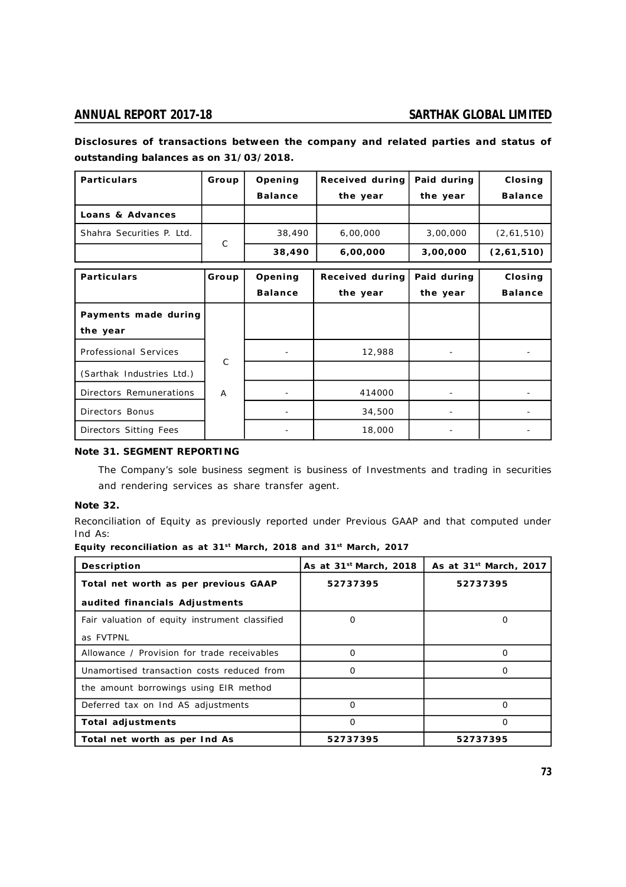**Disclosures of transactions between the company and related parties and status of outstanding balances as on 31/03/2018.**

| Particulars | Group | Opening Balance | Received during the year | Paid during the year | Closing Balance |
|---|---|---|---|---|---|
| **Loans & Advances** | | | | | |
| Shahra Securities P. Ltd. | C | 38,490 | 6,00,000 | 3,00,000 | (2,61,510) |
| | | **38,490** | **6,00,000** | **3,00,000** | **(2,61,510)** |

| Particulars | Group | Opening Balance | Received during the year | Paid during the year | Closing Balance |
|---|---|---|---|---|---|
| **Payments made during the year** | | | | | |
| Professional Services (Sarthak Industries Ltd.) | C | - | 12,988 | - | - |
| Directors Remunerations | A | - | 414000 | - | - |
| Directors Bonus | | - | 34,500 | - | - |
| Directors Sitting Fees | | - | 18,000 | - | - |

**Note 31. SEGMENT REPORTING**

The Company's sole business segment is business of Investments and trading in securities and rendering services as share transfer agent.

**Note 32.**

Reconciliation of Equity as previously reported under Previous GAAP and that computed under Ind As:

**Equity reconciliation as at 31st March, 2018 and 31st March, 2017**

| Description | As at 31st March, 2018 | As at 31st March, 2017 |
|---|---|---|
| **Total net worth as per previous GAAP audited financials Adjustments** | 52737395 | 52737395 |
| Fair valuation of equity instrument classified as FVTPNL | 0 | 0 |
| Allowance / Provision for trade receivables | 0 | 0 |
| Unamortised transaction costs reduced from the amount borrowings using EIR method | 0 | 0 |
| Deferred tax on Ind AS adjustments | 0 | 0 |
| **Total adjustments** | 0 | 0 |
| **Total net worth as per Ind As** | 52737395 | 52737395 |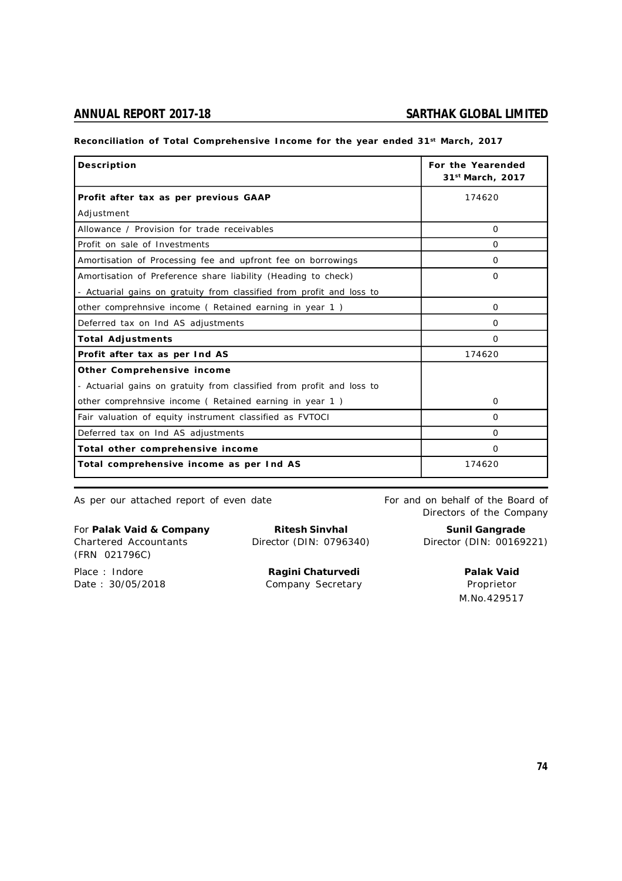**Reconciliation of Total Comprehensive Income for the year ended 31st March, 2017**

| Description | For the Yearended 31st March, 2017 |
|---|---|
| **Profit after tax as per previous GAAP** | 174620 |
| Adjustment | |
| Allowance / Provision for trade receivables | 0 |
| Profit on sale of Investments | 0 |
| Amortisation of Processing fee and upfront fee on borrowings | 0 |
| Amortisation of Preference share liability (Heading to check) | 0 |
| - Actuarial gains on gratuity from classified from profit and loss to other comprehnsive income ( Retained earning in year 1 ) | 0 |
| Deferred tax on Ind AS adjustments | 0 |
| **Total Adjustments** | 0 |
| **Profit after tax as per Ind AS** | 174620 |
| **Other Comprehensive income** | |
| - Actuarial gains on gratuity from classified from profit and loss to other comprehnsive income ( Retained earning in year 1 ) | 0 |
| Fair valuation of equity instrument classified as FVTOCI | 0 |
| Deferred tax on Ind AS adjustments | 0 |
| **Total other comprehensive income** | 0 |
| **Total comprehensive income as per Ind AS** | 174620 |

As per our attached report of even date

For and on behalf of the Board of Directors of the Company

For **Palak Vaid & Company**
Chartered Accountants
(FRN 021796C)

**Ritesh Sinvhal**
Director (DIN: 0796340)

**Sunil Gangrade**
Director (DIN: 00169221)

Place : Indore
Date : 30/05/2018

**Ragini Chaturvedi**
Company Secretary

**Palak Vaid**
Proprietor
M.No.429517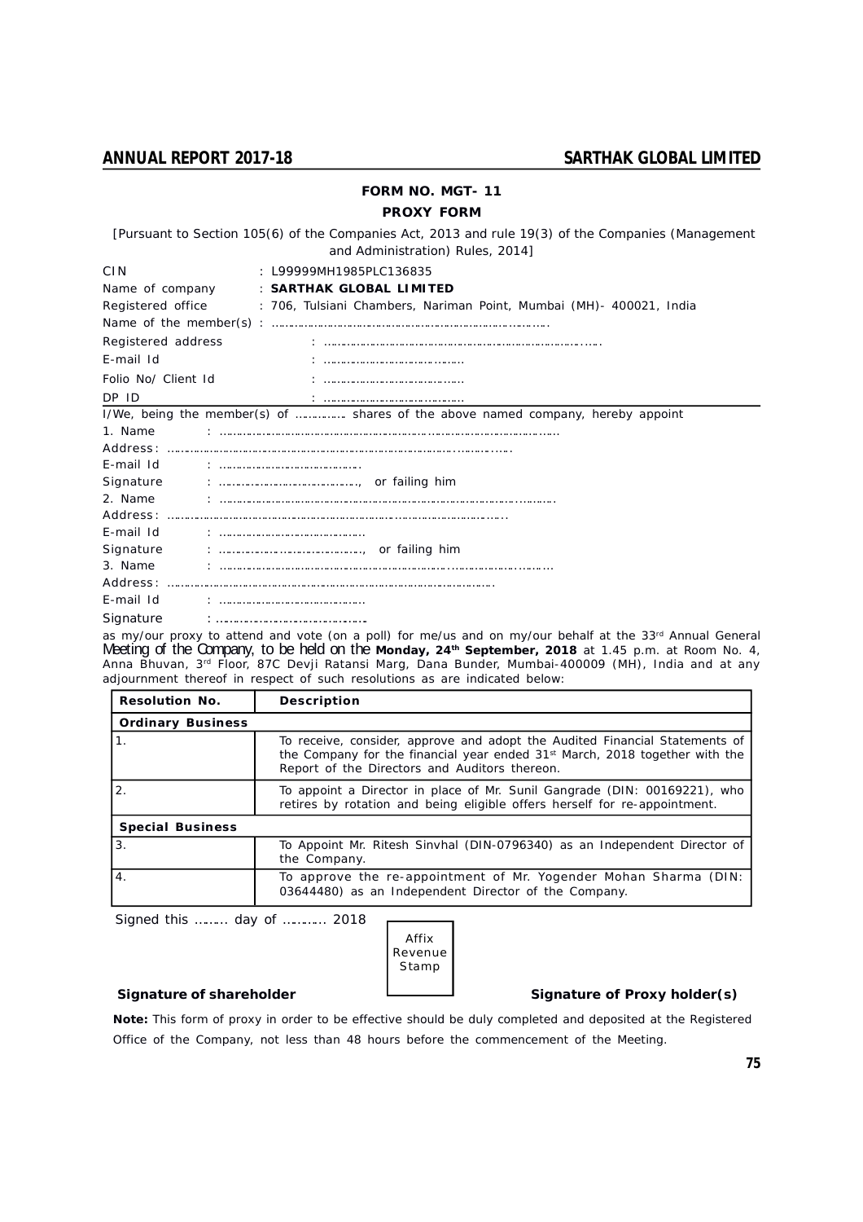## FORM NO. MGT- 11

## PROXY FORM

[Pursuant to Section 105(6) of the Companies Act, 2013 and rule 19(3) of the Companies (Management and Administration) Rules, 2014]

CIN : L99999MH1985PLC136835

Name of company : **SARTHAK GLOBAL LIMITED**

Registered office : 706, Tulsiani Chambers, Nariman Point, Mumbai (MH)- 400021, India

Name of the member(s) : ……………………………………………………………………….

Registered address : ……………………………………………………………………….

E-mail Id : …………………………………

Folio No/ Client Id : …………………………………

DP ID : …………………………………

I/We, being the member(s) of …………. shares of the above named company, hereby appoint

1. Name : ………………………………………………………………………………………

Address: ………………………………………………………………………………………

E-mail Id : …………………………………

Signature : ……………………………….., or failing him

2. Name : ………………………………………………………………………………………

Address: ………………………………………………………………………………………

E-mail Id : …………………………………

Signature : ……………………………….., or failing him

3. Name : ………………………………………………………………………………………

Address: ………………………………………………………………………………………

E-mail Id : …………………………………

Signature : …………………………………

as my/our proxy to attend and vote (on a poll) for me/us and on my/our behalf at the 33rd Annual General Meeting of the Company, to be held on the **Monday, 24th September, 2018** at 1.45 p.m. at Room No. 4, Anna Bhuvan, 3rd Floor, 87C Devji Ratansi Marg, Dana Bunder, Mumbai-400009 (MH), India and at any adjournment thereof in respect of such resolutions as are indicated below:

| Resolution No. | Description |
|---|---|
| **Ordinary Business** | |
| 1. | To receive, consider, approve and adopt the Audited Financial Statements of the Company for the financial year ended 31st March, 2018 together with the Report of the Directors and Auditors thereon. |
| 2. | To appoint a Director in place of Mr. Sunil Gangrade (DIN: 00169221), who retires by rotation and being eligible offers herself for re-appointment. |
| **Special Business** | |
| 3. | To Appoint Mr. Ritesh Sinvhal (DIN-0796340) as an Independent Director of the Company. |
| 4. | To approve the re-appointment of Mr. Yogender Mohan Sharma (DIN: 03644480) as an Independent Director of the Company. |

Signed this …….. day of ………. 2018

Affix Revenue Stamp

**Signature of shareholder** **Signature of Proxy holder(s)**

**Note:** This form of proxy in order to be effective should be duly completed and deposited at the Registered Office of the Company, not less than 48 hours before the commencement of the Meeting.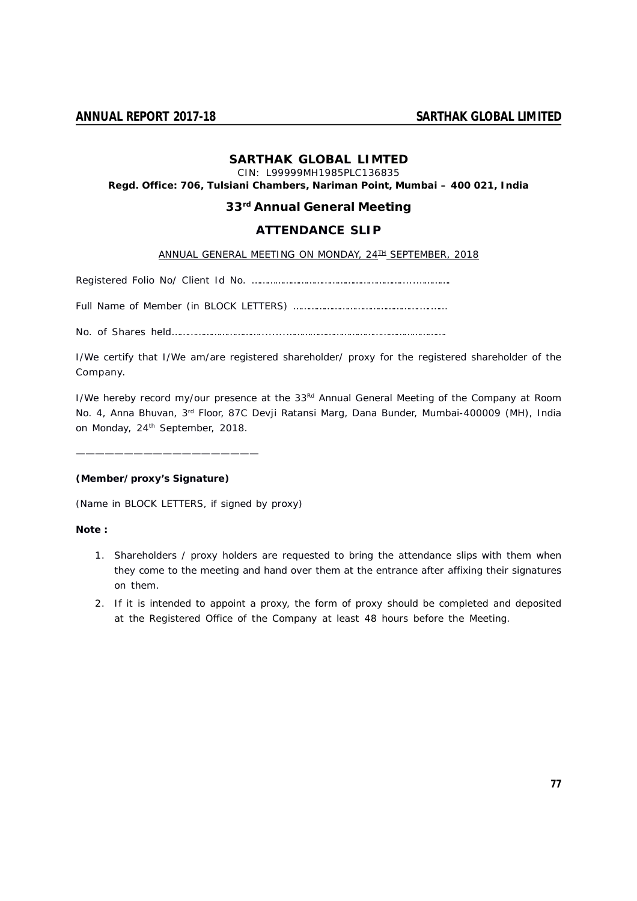# SARTHAK GLOBAL LIMTED

CIN: L99999MH1985PLC136835

**Regd. Office: 706, Tulsiani Chambers, Nariman Point, Mumbai – 400 021, India**

## 33rd Annual General Meeting

## ATTENDANCE SLIP

ANNUAL GENERAL MEETING ON MONDAY, 24TH SEPTEMBER, 2018

Registered Folio No/ Client Id No. ……………………………………………………………

Full Name of Member (in BLOCK LETTERS) ………………………………………………

No. of Shares held……………………………………………………………………………

I/We certify that I/We am/are registered shareholder/ proxy for the registered shareholder of the Company.

I/We hereby record my/our presence at the 33Rd Annual General Meeting of the Company at Room No. 4, Anna Bhuvan, 3rd Floor, 87C Devji Ratansi Marg, Dana Bunder, Mumbai-400009 (MH), India on Monday, 24th September, 2018.

——————————————————————

**(Member/proxy's Signature)**

(Name in BLOCK LETTERS, if signed by proxy)

**Note :**

1. Shareholders / proxy holders are requested to bring the attendance slips with them when they come to the meeting and hand over them at the entrance after affixing their signatures on them.
2. If it is intended to appoint a proxy, the form of proxy should be completed and deposited at the Registered Office of the Company at least 48 hours before the Meeting.